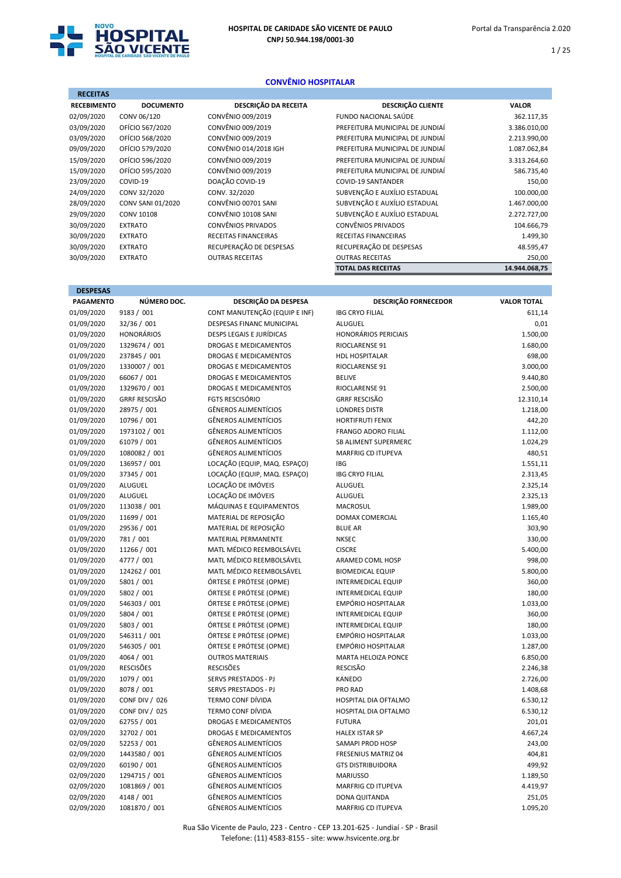# HOSPITAL DE CARIDADE SÃO VICENTE DE PAULO

**CNPJ 50.944.198/0001-30**

Portal da Transparência 2.020

## CONVÊNIO HOSPITALAR

### RECEITAS

| RECEBIMENTO | DOCUMENTO | DESCRIÇÃO DA RECEITA | DESCRIÇÃO CLIENTE | VALOR |
|---|---|---|---|---|
| 02/09/2020 | CONV 06/120 | CONVÊNIO 009/2019 | FUNDO NACIONAL SAÚDE | 362.117,35 |
| 03/09/2020 | OFÍCIO 567/2020 | CONVÊNIO 009/2019 | PREFEITURA MUNICIPAL DE JUNDIAÍ | 3.386.010,00 |
| 03/09/2020 | OFÍCIO 568/2020 | CONVÊNIO 009/2019 | PREFEITURA MUNICIPAL DE JUNDIAÍ | 2.213.990,00 |
| 09/09/2020 | OFÍCIO 579/2020 | CONVÊNIO 014/2018 IGH | PREFEITURA MUNICIPAL DE JUNDIAÍ | 1.087.062,84 |
| 15/09/2020 | OFÍCIO 596/2020 | CONVÊNIO 009/2019 | PREFEITURA MUNICIPAL DE JUNDIAÍ | 3.313.264,60 |
| 15/09/2020 | OFÍCIO 595/2020 | CONVÊNIO 009/2019 | PREFEITURA MUNICIPAL DE JUNDIAÍ | 586.735,40 |
| 23/09/2020 | COVID-19 | DOAÇÃO COVID-19 | COVID-19 SANTANDER | 150,00 |
| 24/09/2020 | CONV 32/2020 | CONV. 32/2020 | SUBVENÇÃO E AUXÍLIO ESTADUAL | 100.000,00 |
| 28/09/2020 | CONV SANI 01/2020 | CONVÊNIO 00701 SANI | SUBVENÇÃO E AUXÍLIO ESTADUAL | 1.467.000,00 |
| 29/09/2020 | CONV 10108 | CONVÊNIO 10108 SANI | SUBVENÇÃO E AUXÍLIO ESTADUAL | 2.272.727,00 |
| 30/09/2020 | EXTRATO | CONVÊNIOS PRIVADOS | CONVÊNIOS PRIVADOS | 104.666,79 |
| 30/09/2020 | EXTRATO | RECEITAS FINANCEIRAS | RECEITAS FINANCEIRAS | 1.499,30 |
| 30/09/2020 | EXTRATO | RECUPERAÇÃO DE DESPESAS | RECUPERAÇÃO DE DESPESAS | 48.595,47 |
| 30/09/2020 | EXTRATO | OUTRAS RECEITAS | OUTRAS RECEITAS | 250,00 |
| | | | **TOTAL DAS RECEITAS** | **14.944.068,75** |

### DESPESAS

| PAGAMENTO | NÚMERO DOC. | DESCRIÇÃO DA DESPESA | DESCRIÇÃO FORNECEDOR | VALOR TOTAL |
|---|---|---|---|---|
| 01/09/2020 | 9183 / 001 | CONT MANUTENÇÃO (EQUIP E INF) | IBG CRYO FILIAL | 611,14 |
| 01/09/2020 | 32/36 / 001 | DESPESAS FINANC MUNICIPAL | ALUGUEL | 0,01 |
| 01/09/2020 | HONORÁRIOS | DESPS LEGAIS E JURÍDICAS | HONORÁRIOS PERICIAIS | 1.500,00 |
| 01/09/2020 | 1329674 / 001 | DROGAS E MEDICAMENTOS | RIOCLARENSE 91 | 1.680,00 |
| 01/09/2020 | 237845 / 001 | DROGAS E MEDICAMENTOS | HDL HOSPITALAR | 698,00 |
| 01/09/2020 | 1330007 / 001 | DROGAS E MEDICAMENTOS | RIOCLARENSE 91 | 3.000,00 |
| 01/09/2020 | 66067 / 001 | DROGAS E MEDICAMENTOS | BELIVE | 9.440,80 |
| 01/09/2020 | 1329670 / 001 | DROGAS E MEDICAMENTOS | RIOCLARENSE 91 | 2.500,00 |
| 01/09/2020 | GRRF RESCISÃO | FGTS RESCISÓRIO | GRRF RESCISÃO | 12.310,14 |
| 01/09/2020 | 28975 / 001 | GÊNEROS ALIMENTÍCIOS | LONDRES DISTR | 1.218,00 |
| 01/09/2020 | 10796 / 001 | GÊNEROS ALIMENTÍCIOS | HORTIFRUTI FENIX | 442,20 |
| 01/09/2020 | 1973102 / 001 | GÊNEROS ALIMENTÍCIOS | FRANGO ADORO FILIAL | 1.112,00 |
| 01/09/2020 | 61079 / 001 | GÊNEROS ALIMENTÍCIOS | SB ALIMENT SUPERMERC | 1.024,29 |
| 01/09/2020 | 1080082 / 001 | GÊNEROS ALIMENTÍCIOS | MARFRIG CD ITUPEVA | 480,51 |
| 01/09/2020 | 136957 / 001 | LOCAÇÃO (EQUIP, MAQ. ESPAÇO) | IBG | 1.551,11 |
| 01/09/2020 | 37345 / 001 | LOCAÇÃO (EQUIP, MAQ. ESPAÇO) | IBG CRYO FILIAL | 2.313,45 |
| 01/09/2020 | ALUGUEL | LOCAÇÃO DE IMÓVEIS | ALUGUEL | 2.325,14 |
| 01/09/2020 | ALUGUEL | LOCAÇÃO DE IMÓVEIS | ALUGUEL | 2.325,13 |
| 01/09/2020 | 113038 / 001 | MÁQUINAS E EQUIPAMENTOS | MACROSUL | 1.989,00 |
| 01/09/2020 | 11699 / 001 | MATERIAL DE REPOSIÇÃO | DOMAX COMERCIAL | 1.165,40 |
| 01/09/2020 | 29536 / 001 | MATERIAL DE REPOSIÇÃO | BLUE AR | 303,90 |
| 01/09/2020 | 781 / 001 | MATERIAL PERMANENTE | NKSEC | 330,00 |
| 01/09/2020 | 11266 / 001 | MATL MÉDICO REEMBOLSÁVEL | CISCRE | 5.400,00 |
| 01/09/2020 | 4777 / 001 | MATL MÉDICO REEMBOLSÁVEL | ARAMED COML HOSP | 998,00 |
| 01/09/2020 | 124262 / 001 | MATL MÉDICO REEMBOLSÁVEL | BIOMEDICAL EQUIP | 5.800,00 |
| 01/09/2020 | 5801 / 001 | ÓRTESE E PRÓTESE (OPME) | INTERMEDICAL EQUIP | 360,00 |
| 01/09/2020 | 5802 / 001 | ÓRTESE E PRÓTESE (OPME) | INTERMEDICAL EQUIP | 180,00 |
| 01/09/2020 | 546303 / 001 | ÓRTESE E PRÓTESE (OPME) | EMPÓRIO HOSPITALAR | 1.033,00 |
| 01/09/2020 | 5804 / 001 | ÓRTESE E PRÓTESE (OPME) | INTERMEDICAL EQUIP | 360,00 |
| 01/09/2020 | 5803 / 001 | ÓRTESE E PRÓTESE (OPME) | INTERMEDICAL EQUIP | 180,00 |
| 01/09/2020 | 546311 / 001 | ÓRTESE E PRÓTESE (OPME) | EMPÓRIO HOSPITALAR | 1.033,00 |
| 01/09/2020 | 546305 / 001 | ÓRTESE E PRÓTESE (OPME) | EMPÓRIO HOSPITALAR | 1.287,00 |
| 01/09/2020 | 4064 / 001 | OUTROS MATERIAIS | MARTA HELOIZA PONCE | 6.850,00 |
| 01/09/2020 | RESCISÕES | RESCISÕES | RESCISÃO | 2.246,38 |
| 01/09/2020 | 1079 / 001 | SERVS PRESTADOS - PJ | KANEDO | 2.726,00 |
| 01/09/2020 | 8078 / 001 | SERVS PRESTADOS - PJ | PRO RAD | 1.408,68 |
| 01/09/2020 | CONF DIV / 026 | TERMO CONF DÍVIDA | HOSPITAL DIA OFTALMO | 6.530,12 |
| 01/09/2020 | CONF DIV / 025 | TERMO CONF DÍVIDA | HOSPITAL DIA OFTALMO | 6.530,12 |
| 02/09/2020 | 62755 / 001 | DROGAS E MEDICAMENTOS | FUTURA | 201,01 |
| 02/09/2020 | 32702 / 001 | DROGAS E MEDICAMENTOS | HALEX ISTAR SP | 4.667,24 |
| 02/09/2020 | 52253 / 001 | GÊNEROS ALIMENTÍCIOS | SAMAPI PROD HOSP | 243,00 |
| 02/09/2020 | 1443580 / 001 | GÊNEROS ALIMENTÍCIOS | FRESENIUS MATRIZ 04 | 404,81 |
| 02/09/2020 | 60190 / 001 | GÊNEROS ALIMENTÍCIOS | GTS DISTRIBUIDORA | 499,92 |
| 02/09/2020 | 1294715 / 001 | GÊNEROS ALIMENTÍCIOS | MARIUSSO | 1.189,50 |
| 02/09/2020 | 1081869 / 001 | GÊNEROS ALIMENTÍCIOS | MARFRIG CD ITUPEVA | 4.419,97 |
| 02/09/2020 | 4148 / 001 | GÊNEROS ALIMENTÍCIOS | DONA QUITANDA | 251,05 |
| 02/09/2020 | 1081870 / 001 | GÊNEROS ALIMENTÍCIOS | MARFRIG CD ITUPEVA | 1.095,20 |

Rua São Vicente de Paulo, 223 - Centro - CEP 13.201-625 - Jundiaí - SP - Brasil
Telefone: (11) 4583-8155 - site: www.hsvicente.org.br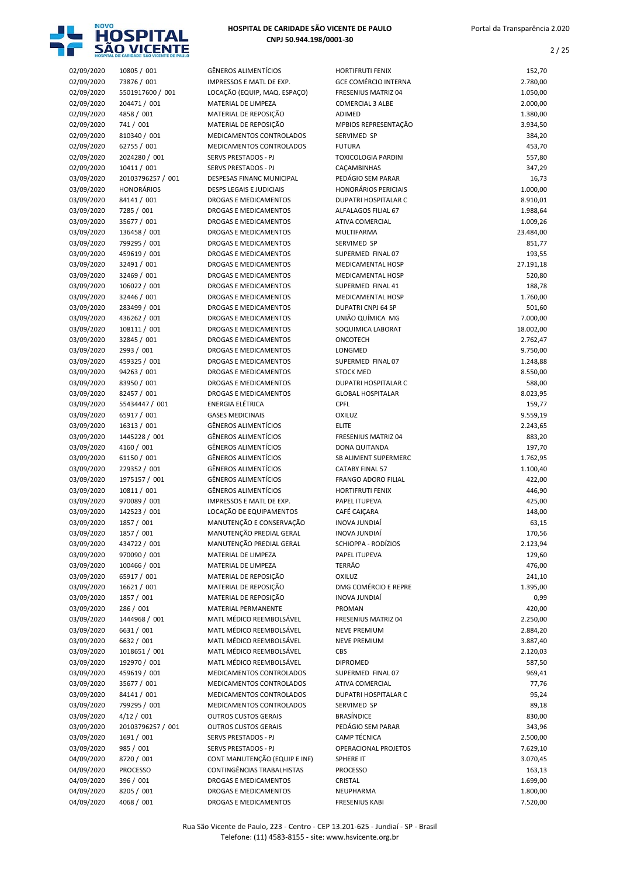| | | | | |
|---|---|---|---|---|
| 02/09/2020 | 10805 / 001 | GÊNEROS ALIMENTÍCIOS | HORTIFRUTI FENIX | 152,70 |
| 02/09/2020 | 73876 / 001 | IMPRESSOS E MATL DE EXP. | GCE COMÉRCIO INTERNA | 2.780,00 |
| 02/09/2020 | 5501917600 / 001 | LOCAÇÃO (EQUIP, MAQ. ESPAÇO) | FRESENIUS MATRIZ 04 | 1.050,00 |
| 02/09/2020 | 204471 / 001 | MATERIAL DE LIMPEZA | COMERCIAL 3 ALBE | 2.000,00 |
| 02/09/2020 | 4858 / 001 | MATERIAL DE REPOSIÇÃO | ADIMED | 1.380,00 |
| 02/09/2020 | 741 / 001 | MATERIAL DE REPOSIÇÃO | MPBIOS REPRESENTAÇÃO | 3.934,50 |
| 02/09/2020 | 810340 / 001 | MEDICAMENTOS CONTROLADOS | SERVIMED SP | 384,20 |
| 02/09/2020 | 62755 / 001 | MEDICAMENTOS CONTROLADOS | FUTURA | 453,70 |
| 02/09/2020 | 2024280 / 001 | SERVS PRESTADOS - PJ | TOXICOLOGIA PARDINI | 557,80 |
| 02/09/2020 | 10411 / 001 | SERVS PRESTADOS - PJ | CAÇAMBINHAS | 347,29 |
| 03/09/2020 | 20103796257 / 001 | DESPESAS FINANC MUNICIPAL | PEDÁGIO SEM PARAR | 16,73 |
| 03/09/2020 | HONORÁRIOS | DESPS LEGAIS E JUDICIAIS | HONORÁRIOS PERICIAIS | 1.000,00 |
| 03/09/2020 | 84141 / 001 | DROGAS E MEDICAMENTOS | DUPATRI HOSPITALAR C | 8.910,01 |
| 03/09/2020 | 7285 / 001 | DROGAS E MEDICAMENTOS | ALFALAGOS FILIAL 67 | 1.988,64 |
| 03/09/2020 | 35677 / 001 | DROGAS E MEDICAMENTOS | ATIVA COMERCIAL | 1.009,26 |
| 03/09/2020 | 136458 / 001 | DROGAS E MEDICAMENTOS | MULTIFARMA | 23.484,00 |
| 03/09/2020 | 799295 / 001 | DROGAS E MEDICAMENTOS | SERVIMED SP | 851,77 |
| 03/09/2020 | 459619 / 001 | DROGAS E MEDICAMENTOS | SUPERMED FINAL 07 | 193,55 |
| 03/09/2020 | 32491 / 001 | DROGAS E MEDICAMENTOS | MEDICAMENTAL HOSP | 27.191,18 |
| 03/09/2020 | 32469 / 001 | DROGAS E MEDICAMENTOS | MEDICAMENTAL HOSP | 520,80 |
| 03/09/2020 | 106022 / 001 | DROGAS E MEDICAMENTOS | SUPERMED FINAL 41 | 188,78 |
| 03/09/2020 | 32446 / 001 | DROGAS E MEDICAMENTOS | MEDICAMENTAL HOSP | 1.760,00 |
| 03/09/2020 | 283499 / 001 | DROGAS E MEDICAMENTOS | DUPATRI CNPJ 64 SP | 501,60 |
| 03/09/2020 | 436262 / 001 | DROGAS E MEDICAMENTOS | UNIÃO QUÍMICA MG | 7.000,00 |
| 03/09/2020 | 108111 / 001 | DROGAS E MEDICAMENTOS | SOQUIMICA LABORAT | 18.002,00 |
| 03/09/2020 | 32845 / 001 | DROGAS E MEDICAMENTOS | ONCOTECH | 2.762,47 |
| 03/09/2020 | 2993 / 001 | DROGAS E MEDICAMENTOS | LONGMED | 9.750,00 |
| 03/09/2020 | 459325 / 001 | DROGAS E MEDICAMENTOS | SUPERMED FINAL 07 | 1.248,88 |
| 03/09/2020 | 94263 / 001 | DROGAS E MEDICAMENTOS | STOCK MED | 8.550,00 |
| 03/09/2020 | 83950 / 001 | DROGAS E MEDICAMENTOS | DUPATRI HOSPITALAR C | 588,00 |
| 03/09/2020 | 82457 / 001 | DROGAS E MEDICAMENTOS | GLOBAL HOSPITALAR | 8.023,95 |
| 03/09/2020 | 55434447 / 001 | ENERGIA ELÉTRICA | CPFL | 159,77 |
| 03/09/2020 | 65917 / 001 | GASES MEDICINAIS | OXILUZ | 9.559,19 |
| 03/09/2020 | 16313 / 001 | GÊNEROS ALIMENTÍCIOS | ELITE | 2.243,65 |
| 03/09/2020 | 1445228 / 001 | GÊNEROS ALIMENTÍCIOS | FRESENIUS MATRIZ 04 | 883,20 |
| 03/09/2020 | 4160 / 001 | GÊNEROS ALIMENTÍCIOS | DONA QUITANDA | 197,70 |
| 03/09/2020 | 61150 / 001 | GÊNEROS ALIMENTÍCIOS | SB ALIMENT SUPERMERC | 1.762,95 |
| 03/09/2020 | 229352 / 001 | GÊNEROS ALIMENTÍCIOS | CATABY FINAL 57 | 1.100,40 |
| 03/09/2020 | 1975157 / 001 | GÊNEROS ALIMENTÍCIOS | FRANGO ADORO FILIAL | 422,00 |
| 03/09/2020 | 10811 / 001 | GÊNEROS ALIMENTÍCIOS | HORTIFRUTI FENIX | 446,90 |
| 03/09/2020 | 970089 / 001 | IMPRESSOS E MATL DE EXP. | PAPEL ITUPEVA | 425,00 |
| 03/09/2020 | 142523 / 001 | LOCAÇÃO DE EQUIPAMENTOS | CAFÉ CAIÇARA | 148,00 |
| 03/09/2020 | 1857 / 001 | MANUTENÇÃO E CONSERVAÇÃO | INOVA JUNDIAÍ | 63,15 |
| 03/09/2020 | 1857 / 001 | MANUTENÇÃO PREDIAL GERAL | INOVA JUNDIAÍ | 170,56 |
| 03/09/2020 | 434722 / 001 | MANUTENÇÃO PREDIAL GERAL | SCHIOPPA - RODÍZIOS | 2.123,94 |
| 03/09/2020 | 970090 / 001 | MATERIAL DE LIMPEZA | PAPEL ITUPEVA | 129,60 |
| 03/09/2020 | 100466 / 001 | MATERIAL DE LIMPEZA | TERRÃO | 476,00 |
| 03/09/2020 | 65917 / 001 | MATERIAL DE REPOSIÇÃO | OXILUZ | 241,10 |
| 03/09/2020 | 16621 / 001 | MATERIAL DE REPOSIÇÃO | DMG COMÉRCIO E REPRE | 1.395,00 |
| 03/09/2020 | 1857 / 001 | MATERIAL DE REPOSIÇÃO | INOVA JUNDIAÍ | 0,99 |
| 03/09/2020 | 286 / 001 | MATERIAL PERMANENTE | PROMAN | 420,00 |
| 03/09/2020 | 1444968 / 001 | MATL MÉDICO REEMBOLSÁVEL | FRESENIUS MATRIZ 04 | 2.250,00 |
| 03/09/2020 | 6631 / 001 | MATL MÉDICO REEMBOLSÁVEL | NEVE PREMIUM | 2.884,20 |
| 03/09/2020 | 6632 / 001 | MATL MÉDICO REEMBOLSÁVEL | NEVE PREMIUM | 3.887,40 |
| 03/09/2020 | 1018651 / 001 | MATL MÉDICO REEMBOLSÁVEL | CBS | 2.120,03 |
| 03/09/2020 | 192970 / 001 | MATL MÉDICO REEMBOLSÁVEL | DIPROMED | 587,50 |
| 03/09/2020 | 459619 / 001 | MEDICAMENTOS CONTROLADOS | SUPERMED FINAL 07 | 969,41 |
| 03/09/2020 | 35677 / 001 | MEDICAMENTOS CONTROLADOS | ATIVA COMERCIAL | 77,76 |
| 03/09/2020 | 84141 / 001 | MEDICAMENTOS CONTROLADOS | DUPATRI HOSPITALAR C | 95,24 |
| 03/09/2020 | 799295 / 001 | MEDICAMENTOS CONTROLADOS | SERVIMED SP | 89,18 |
| 03/09/2020 | 4/12 / 001 | OUTROS CUSTOS GERAIS | BRASÍNDICE | 830,00 |
| 03/09/2020 | 20103796257 / 001 | OUTROS CUSTOS GERAIS | PEDÁGIO SEM PARAR | 343,96 |
| 03/09/2020 | 1691 / 001 | SERVS PRESTADOS - PJ | CAMP TÉCNICA | 2.500,00 |
| 03/09/2020 | 985 / 001 | SERVS PRESTADOS - PJ | OPERACIONAL PROJETOS | 7.629,10 |
| 04/09/2020 | 8720 / 001 | CONT MANUTENÇÃO (EQUIP E INF) | SPHERE IT | 3.070,45 |
| 04/09/2020 | PROCESSO | CONTINGÊNCIAS TRABALHISTAS | PROCESSO | 163,13 |
| 04/09/2020 | 396 / 001 | DROGAS E MEDICAMENTOS | CRISTAL | 1.699,00 |
| 04/09/2020 | 8205 / 001 | DROGAS E MEDICAMENTOS | NEUPHARMA | 1.800,00 |
| 04/09/2020 | 4068 / 001 | DROGAS E MEDICAMENTOS | FRESENIUS KABI | 7.520,00 |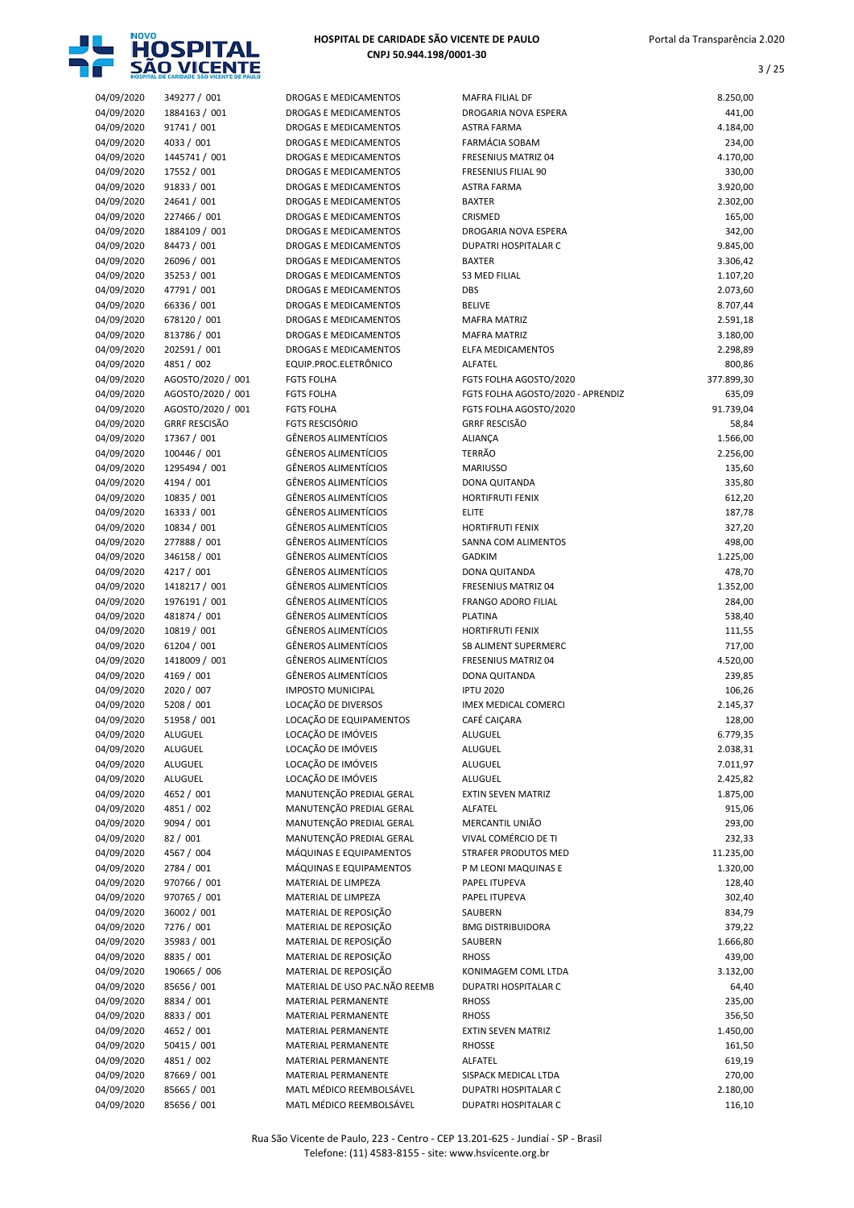| | | | | |
|---|---|---|---|---|
| 04/09/2020 | 349277 / 001 | DROGAS E MEDICAMENTOS | MAFRA FILIAL DF | 8.250,00 |
| 04/09/2020 | 1884163 / 001 | DROGAS E MEDICAMENTOS | DROGARIA NOVA ESPERA | 441,00 |
| 04/09/2020 | 91741 / 001 | DROGAS E MEDICAMENTOS | ASTRA FARMA | 4.184,00 |
| 04/09/2020 | 4033 / 001 | DROGAS E MEDICAMENTOS | FARMÁCIA SOBAM | 234,00 |
| 04/09/2020 | 1445741 / 001 | DROGAS E MEDICAMENTOS | FRESENIUS MATRIZ 04 | 4.170,00 |
| 04/09/2020 | 17552 / 001 | DROGAS E MEDICAMENTOS | FRESENIUS FILIAL 90 | 330,00 |
| 04/09/2020 | 91833 / 001 | DROGAS E MEDICAMENTOS | ASTRA FARMA | 3.920,00 |
| 04/09/2020 | 24641 / 001 | DROGAS E MEDICAMENTOS | BAXTER | 2.302,00 |
| 04/09/2020 | 227466 / 001 | DROGAS E MEDICAMENTOS | CRISMED | 165,00 |
| 04/09/2020 | 1884109 / 001 | DROGAS E MEDICAMENTOS | DROGARIA NOVA ESPERA | 342,00 |
| 04/09/2020 | 84473 / 001 | DROGAS E MEDICAMENTOS | DUPATRI HOSPITALAR C | 9.845,00 |
| 04/09/2020 | 26096 / 001 | DROGAS E MEDICAMENTOS | BAXTER | 3.306,42 |
| 04/09/2020 | 35253 / 001 | DROGAS E MEDICAMENTOS | S3 MED FILIAL | 1.107,20 |
| 04/09/2020 | 47791 / 001 | DROGAS E MEDICAMENTOS | DBS | 2.073,60 |
| 04/09/2020 | 66336 / 001 | DROGAS E MEDICAMENTOS | BELIVE | 8.707,44 |
| 04/09/2020 | 678120 / 001 | DROGAS E MEDICAMENTOS | MAFRA MATRIZ | 2.591,18 |
| 04/09/2020 | 813786 / 001 | DROGAS E MEDICAMENTOS | MAFRA MATRIZ | 3.180,00 |
| 04/09/2020 | 202591 / 001 | DROGAS E MEDICAMENTOS | ELFA MEDICAMENTOS | 2.298,89 |
| 04/09/2020 | 4851 / 002 | EQUIP.PROC.ELETRÔNICO | ALFATEL | 800,86 |
| 04/09/2020 | AGOSTO/2020 / 001 | FGTS FOLHA | FGTS FOLHA AGOSTO/2020 | 377.899,30 |
| 04/09/2020 | AGOSTO/2020 / 001 | FGTS FOLHA | FGTS FOLHA AGOSTO/2020 - APRENDIZ | 635,09 |
| 04/09/2020 | AGOSTO/2020 / 001 | FGTS FOLHA | FGTS FOLHA AGOSTO/2020 | 91.739,04 |
| 04/09/2020 | GRRF RESCISÃO | FGTS RESCISÓRIO | GRRF RESCISÃO | 58,84 |
| 04/09/2020 | 17367 / 001 | GÊNEROS ALIMENTÍCIOS | ALIANÇA | 1.566,00 |
| 04/09/2020 | 100446 / 001 | GÊNEROS ALIMENTÍCIOS | TERRÃO | 2.256,00 |
| 04/09/2020 | 1295494 / 001 | GÊNEROS ALIMENTÍCIOS | MARIUSSO | 135,60 |
| 04/09/2020 | 4194 / 001 | GÊNEROS ALIMENTÍCIOS | DONA QUITANDA | 335,80 |
| 04/09/2020 | 10835 / 001 | GÊNEROS ALIMENTÍCIOS | HORTIFRUTI FENIX | 612,20 |
| 04/09/2020 | 16333 / 001 | GÊNEROS ALIMENTÍCIOS | ELITE | 187,78 |
| 04/09/2020 | 10834 / 001 | GÊNEROS ALIMENTÍCIOS | HORTIFRUTI FENIX | 327,20 |
| 04/09/2020 | 277888 / 001 | GÊNEROS ALIMENTÍCIOS | SANNA COM ALIMENTOS | 498,00 |
| 04/09/2020 | 346158 / 001 | GÊNEROS ALIMENTÍCIOS | GADKIM | 1.225,00 |
| 04/09/2020 | 4217 / 001 | GÊNEROS ALIMENTÍCIOS | DONA QUITANDA | 478,70 |
| 04/09/2020 | 1418217 / 001 | GÊNEROS ALIMENTÍCIOS | FRESENIUS MATRIZ 04 | 1.352,00 |
| 04/09/2020 | 1976191 / 001 | GÊNEROS ALIMENTÍCIOS | FRANGO ADORO FILIAL | 284,00 |
| 04/09/2020 | 481874 / 001 | GÊNEROS ALIMENTÍCIOS | PLATINA | 538,40 |
| 04/09/2020 | 10819 / 001 | GÊNEROS ALIMENTÍCIOS | HORTIFRUTI FENIX | 111,55 |
| 04/09/2020 | 61204 / 001 | GÊNEROS ALIMENTÍCIOS | SB ALIMENT SUPERMERC | 717,00 |
| 04/09/2020 | 1418009 / 001 | GÊNEROS ALIMENTÍCIOS | FRESENIUS MATRIZ 04 | 4.520,00 |
| 04/09/2020 | 4169 / 001 | GÊNEROS ALIMENTÍCIOS | DONA QUITANDA | 239,85 |
| 04/09/2020 | 2020 / 007 | IMPOSTO MUNICIPAL | IPTU 2020 | 106,26 |
| 04/09/2020 | 5208 / 001 | LOCAÇÃO DE DIVERSOS | IMEX MEDICAL COMERCI | 2.145,37 |
| 04/09/2020 | 51958 / 001 | LOCAÇÃO DE EQUIPAMENTOS | CAFÉ CAIÇARA | 128,00 |
| 04/09/2020 | ALUGUEL | LOCAÇÃO DE IMÓVEIS | ALUGUEL | 6.779,35 |
| 04/09/2020 | ALUGUEL | LOCAÇÃO DE IMÓVEIS | ALUGUEL | 2.038,31 |
| 04/09/2020 | ALUGUEL | LOCAÇÃO DE IMÓVEIS | ALUGUEL | 7.011,97 |
| 04/09/2020 | ALUGUEL | LOCAÇÃO DE IMÓVEIS | ALUGUEL | 2.425,82 |
| 04/09/2020 | 4652 / 001 | MANUTENÇÃO PREDIAL GERAL | EXTIN SEVEN MATRIZ | 1.875,00 |
| 04/09/2020 | 4851 / 002 | MANUTENÇÃO PREDIAL GERAL | ALFATEL | 915,06 |
| 04/09/2020 | 9094 / 001 | MANUTENÇÃO PREDIAL GERAL | MERCANTIL UNIÃO | 293,00 |
| 04/09/2020 | 82 / 001 | MANUTENÇÃO PREDIAL GERAL | VIVAL COMÉRCIO DE TI | 232,33 |
| 04/09/2020 | 4567 / 004 | MÁQUINAS E EQUIPAMENTOS | STRAFER PRODUTOS MED | 11.235,00 |
| 04/09/2020 | 2784 / 001 | MÁQUINAS E EQUIPAMENTOS | P M LEONI MAQUINAS E | 1.320,00 |
| 04/09/2020 | 970766 / 001 | MATERIAL DE LIMPEZA | PAPEL ITUPEVA | 128,40 |
| 04/09/2020 | 970765 / 001 | MATERIAL DE LIMPEZA | PAPEL ITUPEVA | 302,40 |
| 04/09/2020 | 36002 / 001 | MATERIAL DE REPOSIÇÃO | SAUBERN | 834,79 |
| 04/09/2020 | 7276 / 001 | MATERIAL DE REPOSIÇÃO | BMG DISTRIBUIDORA | 379,22 |
| 04/09/2020 | 35983 / 001 | MATERIAL DE REPOSIÇÃO | SAUBERN | 1.666,80 |
| 04/09/2020 | 8835 / 001 | MATERIAL DE REPOSIÇÃO | RHOSS | 439,00 |
| 04/09/2020 | 190665 / 006 | MATERIAL DE REPOSIÇÃO | KONIMAGEM COML LTDA | 3.132,00 |
| 04/09/2020 | 85656 / 001 | MATERIAL DE USO PAC.NÃO REEMB | DUPATRI HOSPITALAR C | 64,40 |
| 04/09/2020 | 8834 / 001 | MATERIAL PERMANENTE | RHOSS | 235,00 |
| 04/09/2020 | 8833 / 001 | MATERIAL PERMANENTE | RHOSS | 356,50 |
| 04/09/2020 | 4652 / 001 | MATERIAL PERMANENTE | EXTIN SEVEN MATRIZ | 1.450,00 |
| 04/09/2020 | 50415 / 001 | MATERIAL PERMANENTE | RHOSSE | 161,50 |
| 04/09/2020 | 4851 / 002 | MATERIAL PERMANENTE | ALFATEL | 619,19 |
| 04/09/2020 | 87669 / 001 | MATERIAL PERMANENTE | SISPACK MEDICAL LTDA | 270,00 |
| 04/09/2020 | 85665 / 001 | MATL MÉDICO REEMBOLSÁVEL | DUPATRI HOSPITALAR C | 2.180,00 |
| 04/09/2020 | 85656 / 001 | MATL MÉDICO REEMBOLSÁVEL | DUPATRI HOSPITALAR C | 116,10 |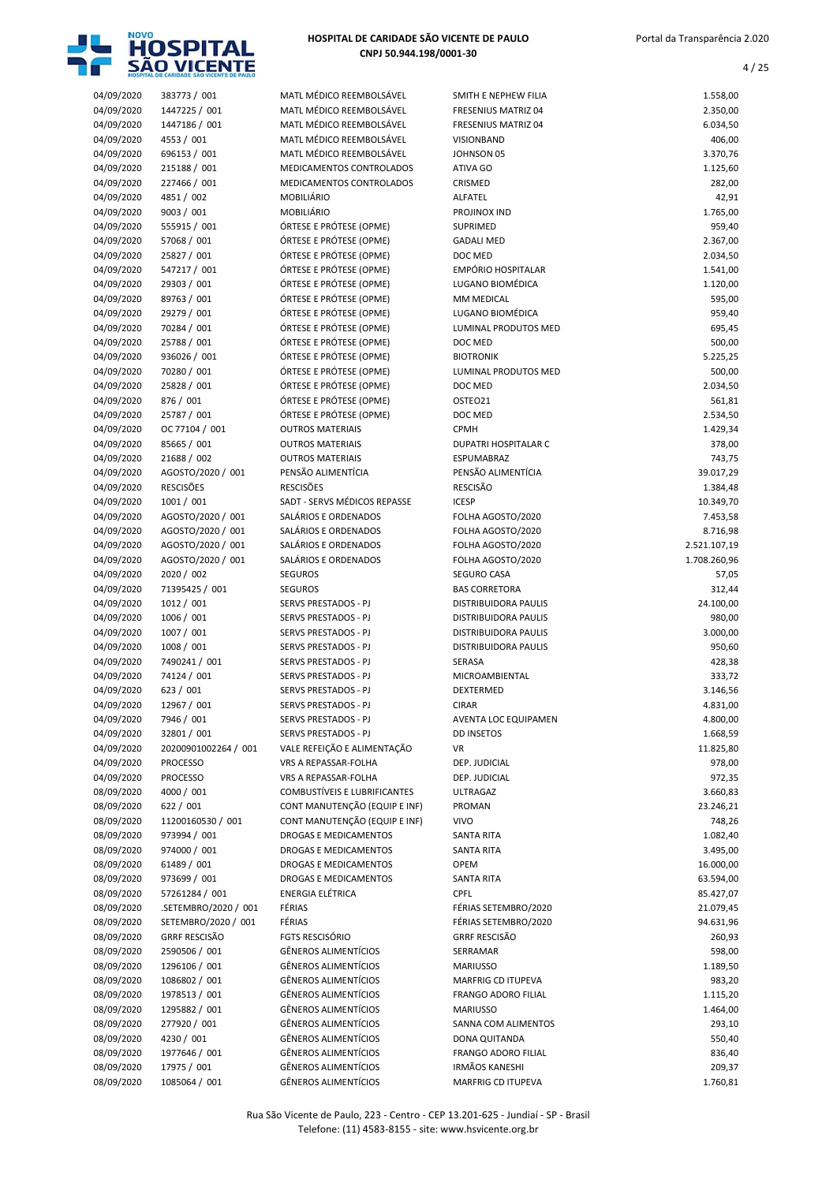| | | | | |
|---|---|---|---|---|
| 04/09/2020 | 383773 / 001 | MATL MÉDICO REEMBOLSÁVEL | SMITH E NEPHEW FILIA | 1.558,00 |
| 04/09/2020 | 1447225 / 001 | MATL MÉDICO REEMBOLSÁVEL | FRESENIUS MATRIZ 04 | 2.350,00 |
| 04/09/2020 | 1447186 / 001 | MATL MÉDICO REEMBOLSÁVEL | FRESENIUS MATRIZ 04 | 6.034,50 |
| 04/09/2020 | 4553 / 001 | MATL MÉDICO REEMBOLSÁVEL | VISIONBAND | 406,00 |
| 04/09/2020 | 696153 / 001 | MATL MÉDICO REEMBOLSÁVEL | JOHNSON 05 | 3.370,76 |
| 04/09/2020 | 215188 / 001 | MEDICAMENTOS CONTROLADOS | ATIVA GO | 1.125,60 |
| 04/09/2020 | 227466 / 001 | MEDICAMENTOS CONTROLADOS | CRISMED | 282,00 |
| 04/09/2020 | 4851 / 002 | MOBILIÁRIO | ALFATEL | 42,91 |
| 04/09/2020 | 9003 / 001 | MOBILIÁRIO | PROJINOX IND | 1.765,00 |
| 04/09/2020 | 555915 / 001 | ÓRTESE E PRÓTESE (OPME) | SUPRIMED | 959,40 |
| 04/09/2020 | 57068 / 001 | ÓRTESE E PRÓTESE (OPME) | GADALI MED | 2.367,00 |
| 04/09/2020 | 25827 / 001 | ÓRTESE E PRÓTESE (OPME) | DOC MED | 2.034,50 |
| 04/09/2020 | 547217 / 001 | ÓRTESE E PRÓTESE (OPME) | EMPÓRIO HOSPITALAR | 1.541,00 |
| 04/09/2020 | 29303 / 001 | ÓRTESE E PRÓTESE (OPME) | LUGANO BIOMÉDICA | 1.120,00 |
| 04/09/2020 | 89763 / 001 | ÓRTESE E PRÓTESE (OPME) | MM MEDICAL | 595,00 |
| 04/09/2020 | 29279 / 001 | ÓRTESE E PRÓTESE (OPME) | LUGANO BIOMÉDICA | 959,40 |
| 04/09/2020 | 70284 / 001 | ÓRTESE E PRÓTESE (OPME) | LUMINAL PRODUTOS MED | 695,45 |
| 04/09/2020 | 25788 / 001 | ÓRTESE E PRÓTESE (OPME) | DOC MED | 500,00 |
| 04/09/2020 | 936026 / 001 | ÓRTESE E PRÓTESE (OPME) | BIOTRONIK | 5.225,25 |
| 04/09/2020 | 70280 / 001 | ÓRTESE E PRÓTESE (OPME) | LUMINAL PRODUTOS MED | 500,00 |
| 04/09/2020 | 25828 / 001 | ÓRTESE E PRÓTESE (OPME) | DOC MED | 2.034,50 |
| 04/09/2020 | 876 / 001 | ÓRTESE E PRÓTESE (OPME) | OSTEO21 | 561,81 |
| 04/09/2020 | 25787 / 001 | ÓRTESE E PRÓTESE (OPME) | DOC MED | 2.534,50 |
| 04/09/2020 | OC 77104 / 001 | OUTROS MATERIAIS | CPMH | 1.429,34 |
| 04/09/2020 | 85665 / 001 | OUTROS MATERIAIS | DUPATRI HOSPITALAR C | 378,00 |
| 04/09/2020 | 21688 / 002 | OUTROS MATERIAIS | ESPUMABRAZ | 743,75 |
| 04/09/2020 | AGOSTO/2020 / 001 | PENSÃO ALIMENTÍCIA | PENSÃO ALIMENTÍCIA | 39.017,29 |
| 04/09/2020 | RESCISÕES | RESCISÕES | RESCISÃO | 1.384,48 |
| 04/09/2020 | 1001 / 001 | SADT - SERVS MÉDICOS REPASSE | ICESP | 10.349,70 |
| 04/09/2020 | AGOSTO/2020 / 001 | SALÁRIOS E ORDENADOS | FOLHA AGOSTO/2020 | 7.453,58 |
| 04/09/2020 | AGOSTO/2020 / 001 | SALÁRIOS E ORDENADOS | FOLHA AGOSTO/2020 | 8.716,98 |
| 04/09/2020 | AGOSTO/2020 / 001 | SALÁRIOS E ORDENADOS | FOLHA AGOSTO/2020 | 2.521.107,19 |
| 04/09/2020 | AGOSTO/2020 / 001 | SALÁRIOS E ORDENADOS | FOLHA AGOSTO/2020 | 1.708.260,96 |
| 04/09/2020 | 2020 / 002 | SEGUROS | SEGURO CASA | 57,05 |
| 04/09/2020 | 71395425 / 001 | SEGUROS | BAS CORRETORA | 312,44 |
| 04/09/2020 | 1012 / 001 | SERVS PRESTADOS - PJ | DISTRIBUIDORA PAULIS | 24.100,00 |
| 04/09/2020 | 1006 / 001 | SERVS PRESTADOS - PJ | DISTRIBUIDORA PAULIS | 980,00 |
| 04/09/2020 | 1007 / 001 | SERVS PRESTADOS - PJ | DISTRIBUIDORA PAULIS | 3.000,00 |
| 04/09/2020 | 1008 / 001 | SERVS PRESTADOS - PJ | DISTRIBUIDORA PAULIS | 950,60 |
| 04/09/2020 | 7490241 / 001 | SERVS PRESTADOS - PJ | SERASA | 428,38 |
| 04/09/2020 | 74124 / 001 | SERVS PRESTADOS - PJ | MICROAMBIENTAL | 333,72 |
| 04/09/2020 | 623 / 001 | SERVS PRESTADOS - PJ | DEXTERMED | 3.146,56 |
| 04/09/2020 | 12967 / 001 | SERVS PRESTADOS - PJ | CIRAR | 4.831,00 |
| 04/09/2020 | 7946 / 001 | SERVS PRESTADOS - PJ | AVENTA LOC EQUIPAMEN | 4.800,00 |
| 04/09/2020 | 32801 / 001 | SERVS PRESTADOS - PJ | DD INSETOS | 1.668,59 |
| 04/09/2020 | 20200901002264 / 001 | VALE REFEIÇÃO E ALIMENTAÇÃO | VR | 11.825,80 |
| 04/09/2020 | PROCESSO | VRS A REPASSAR-FOLHA | DEP. JUDICIAL | 978,00 |
| 04/09/2020 | PROCESSO | VRS A REPASSAR-FOLHA | DEP. JUDICIAL | 972,35 |
| 08/09/2020 | 4000 / 001 | COMBUSTÍVEIS E LUBRIFICANTES | ULTRAGAZ | 3.660,83 |
| 08/09/2020 | 622 / 001 | CONT MANUTENÇÃO (EQUIP E INF) | PROMAN | 23.246,21 |
| 08/09/2020 | 11200160530 / 001 | CONT MANUTENÇÃO (EQUIP E INF) | VIVO | 748,26 |
| 08/09/2020 | 973994 / 001 | DROGAS E MEDICAMENTOS | SANTA RITA | 1.082,40 |
| 08/09/2020 | 974000 / 001 | DROGAS E MEDICAMENTOS | SANTA RITA | 3.495,00 |
| 08/09/2020 | 61489 / 001 | DROGAS E MEDICAMENTOS | OPEM | 16.000,00 |
| 08/09/2020 | 973699 / 001 | DROGAS E MEDICAMENTOS | SANTA RITA | 63.594,00 |
| 08/09/2020 | 57261284 / 001 | ENERGIA ELÉTRICA | CPFL | 85.427,07 |
| 08/09/2020 | .SETEMBRO/2020 / 001 | FÉRIAS | FÉRIAS SETEMBRO/2020 | 21.079,45 |
| 08/09/2020 | SETEMBRO/2020 / 001 | FÉRIAS | FÉRIAS SETEMBRO/2020 | 94.631,96 |
| 08/09/2020 | GRRF RESCISÃO | FGTS RESCISÓRIO | GRRF RESCISÃO | 260,93 |
| 08/09/2020 | 2590506 / 001 | GÊNEROS ALIMENTÍCIOS | SERRAMAR | 598,00 |
| 08/09/2020 | 1296106 / 001 | GÊNEROS ALIMENTÍCIOS | MARIUSSO | 1.189,50 |
| 08/09/2020 | 1086802 / 001 | GÊNEROS ALIMENTÍCIOS | MARFRIG CD ITUPEVA | 983,20 |
| 08/09/2020 | 1978513 / 001 | GÊNEROS ALIMENTÍCIOS | FRANGO ADORO FILIAL | 1.115,20 |
| 08/09/2020 | 1295882 / 001 | GÊNEROS ALIMENTÍCIOS | MARIUSSO | 1.464,00 |
| 08/09/2020 | 277920 / 001 | GÊNEROS ALIMENTÍCIOS | SANNA COM ALIMENTOS | 293,10 |
| 08/09/2020 | 4230 / 001 | GÊNEROS ALIMENTÍCIOS | DONA QUITANDA | 550,40 |
| 08/09/2020 | 1977646 / 001 | GÊNEROS ALIMENTÍCIOS | FRANGO ADORO FILIAL | 836,40 |
| 08/09/2020 | 17975 / 001 | GÊNEROS ALIMENTÍCIOS | IRMÃOS KANESHI | 209,37 |
| 08/09/2020 | 1085064 / 001 | GÊNEROS ALIMENTÍCIOS | MARFRIG CD ITUPEVA | 1.760,81 |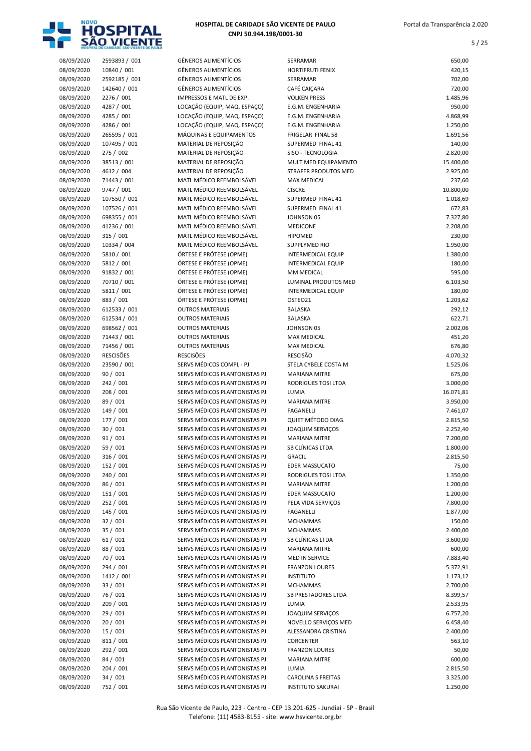| | | | | |
|---|---|---|---|---|
| 08/09/2020 | 2593893 / 001 | GÊNEROS ALIMENTÍCIOS | SERRAMAR | 650,00 |
| 08/09/2020 | 10840 / 001 | GÊNEROS ALIMENTÍCIOS | HORTIFRUTI FENIX | 420,15 |
| 08/09/2020 | 2592185 / 001 | GÊNEROS ALIMENTÍCIOS | SERRAMAR | 702,00 |
| 08/09/2020 | 142640 / 001 | GÊNEROS ALIMENTÍCIOS | CAFÉ CAIÇARA | 720,00 |
| 08/09/2020 | 2276 / 001 | IMPRESSOS E MATL DE EXP. | VOLKEN PRESS | 1.485,96 |
| 08/09/2020 | 4287 / 001 | LOCAÇÃO (EQUIP, MAQ. ESPAÇO) | E.G.M. ENGENHARIA | 950,00 |
| 08/09/2020 | 4285 / 001 | LOCAÇÃO (EQUIP, MAQ. ESPAÇO) | E.G.M. ENGENHARIA | 4.868,99 |
| 08/09/2020 | 4286 / 001 | LOCAÇÃO (EQUIP, MAQ. ESPAÇO) | E.G.M. ENGENHARIA | 1.250,00 |
| 08/09/2020 | 265595 / 001 | MÁQUINAS E EQUIPAMENTOS | FRIGELAR FINAL 58 | 1.691,56 |
| 08/09/2020 | 107495 / 001 | MATERIAL DE REPOSIÇÃO | SUPERMED FINAL 41 | 140,00 |
| 08/09/2020 | 275 / 002 | MATERIAL DE REPOSIÇÃO | SISO - TECNOLOGIA | 2.820,00 |
| 08/09/2020 | 38513 / 001 | MATERIAL DE REPOSIÇÃO | MULT MED EQUIPAMENTO | 15.400,00 |
| 08/09/2020 | 4612 / 004 | MATERIAL DE REPOSIÇÃO | STRAFER PRODUTOS MED | 2.925,00 |
| 08/09/2020 | 71443 / 001 | MATL MÉDICO REEMBOLSÁVEL | MAX MEDICAL | 237,60 |
| 08/09/2020 | 9747 / 001 | MATL MÉDICO REEMBOLSÁVEL | CISCRE | 10.800,00 |
| 08/09/2020 | 107550 / 001 | MATL MÉDICO REEMBOLSÁVEL | SUPERMED FINAL 41 | 1.018,69 |
| 08/09/2020 | 107526 / 001 | MATL MÉDICO REEMBOLSÁVEL | SUPERMED FINAL 41 | 672,83 |
| 08/09/2020 | 698355 / 001 | MATL MÉDICO REEMBOLSÁVEL | JOHNSON 05 | 7.327,80 |
| 08/09/2020 | 41236 / 001 | MATL MÉDICO REEMBOLSÁVEL | MEDICONE | 2.208,00 |
| 08/09/2020 | 315 / 001 | MATL MÉDICO REEMBOLSÁVEL | HIPOMED | 230,00 |
| 08/09/2020 | 10334 / 004 | MATL MÉDICO REEMBOLSÁVEL | SUPPLYMED RIO | 1.950,00 |
| 08/09/2020 | 5810 / 001 | ÓRTESE E PRÓTESE (OPME) | INTERMEDICAL EQUIP | 1.380,00 |
| 08/09/2020 | 5812 / 001 | ÓRTESE E PRÓTESE (OPME) | INTERMEDICAL EQUIP | 180,00 |
| 08/09/2020 | 91832 / 001 | ÓRTESE E PRÓTESE (OPME) | MM MEDICAL | 595,00 |
| 08/09/2020 | 70710 / 001 | ÓRTESE E PRÓTESE (OPME) | LUMINAL PRODUTOS MED | 6.103,50 |
| 08/09/2020 | 5811 / 001 | ÓRTESE E PRÓTESE (OPME) | INTERMEDICAL EQUIP | 180,00 |
| 08/09/2020 | 883 / 001 | ÓRTESE E PRÓTESE (OPME) | OSTEO21 | 1.203,62 |
| 08/09/2020 | 612533 / 001 | OUTROS MATERIAIS | BALASKA | 292,12 |
| 08/09/2020 | 612534 / 001 | OUTROS MATERIAIS | BALASKA | 622,71 |
| 08/09/2020 | 698562 / 001 | OUTROS MATERIAIS | JOHNSON 05 | 2.002,06 |
| 08/09/2020 | 71443 / 001 | OUTROS MATERIAIS | MAX MEDICAL | 451,20 |
| 08/09/2020 | 71456 / 001 | OUTROS MATERIAIS | MAX MEDICAL | 676,80 |
| 08/09/2020 | RESCISÕES | RESCISÕES | RESCISÃO | 4.070,32 |
| 08/09/2020 | 23590 / 001 | SERVS MÉDICOS COMPL - PJ | STELA CYBELE COSTA M | 1.525,06 |
| 08/09/2020 | 90 / 001 | SERVS MÉDICOS PLANTONISTAS PJ | MARIANA MITRE | 675,00 |
| 08/09/2020 | 242 / 001 | SERVS MÉDICOS PLANTONISTAS PJ | RODRIGUES TOSI LTDA | 3.000,00 |
| 08/09/2020 | 208 / 001 | SERVS MÉDICOS PLANTONISTAS PJ | LUMIA | 16.071,81 |
| 08/09/2020 | 89 / 001 | SERVS MÉDICOS PLANTONISTAS PJ | MARIANA MITRE | 3.950,00 |
| 08/09/2020 | 149 / 001 | SERVS MÉDICOS PLANTONISTAS PJ | FAGANELLI | 7.461,07 |
| 08/09/2020 | 177 / 001 | SERVS MÉDICOS PLANTONISTAS PJ | QUIET MÉTODO DIAG. | 2.815,50 |
| 08/09/2020 | 30 / 001 | SERVS MÉDICOS PLANTONISTAS PJ | JOAQUIM SERVIÇOS | 2.252,40 |
| 08/09/2020 | 91 / 001 | SERVS MÉDICOS PLANTONISTAS PJ | MARIANA MITRE | 7.200,00 |
| 08/09/2020 | 59 / 001 | SERVS MÉDICOS PLANTONISTAS PJ | SB CLÍNICAS LTDA | 1.800,00 |
| 08/09/2020 | 316 / 001 | SERVS MÉDICOS PLANTONISTAS PJ | GRACIL | 2.815,50 |
| 08/09/2020 | 152 / 001 | SERVS MÉDICOS PLANTONISTAS PJ | EDER MASSUCATO | 75,00 |
| 08/09/2020 | 240 / 001 | SERVS MÉDICOS PLANTONISTAS PJ | RODRIGUES TOSI LTDA | 1.350,00 |
| 08/09/2020 | 86 / 001 | SERVS MÉDICOS PLANTONISTAS PJ | MARIANA MITRE | 1.200,00 |
| 08/09/2020 | 151 / 001 | SERVS MÉDICOS PLANTONISTAS PJ | EDER MASSUCATO | 1.200,00 |
| 08/09/2020 | 252 / 001 | SERVS MÉDICOS PLANTONISTAS PJ | PELA VIDA SERVIÇOS | 7.800,00 |
| 08/09/2020 | 145 / 001 | SERVS MÉDICOS PLANTONISTAS PJ | FAGANELLI | 1.877,00 |
| 08/09/2020 | 32 / 001 | SERVS MÉDICOS PLANTONISTAS PJ | MCHAMMAS | 150,00 |
| 08/09/2020 | 35 / 001 | SERVS MÉDICOS PLANTONISTAS PJ | MCHAMMAS | 2.400,00 |
| 08/09/2020 | 61 / 001 | SERVS MÉDICOS PLANTONISTAS PJ | SB CLÍNICAS LTDA | 3.600,00 |
| 08/09/2020 | 88 / 001 | SERVS MÉDICOS PLANTONISTAS PJ | MARIANA MITRE | 600,00 |
| 08/09/2020 | 70 / 001 | SERVS MÉDICOS PLANTONISTAS PJ | MED IN SERVICE | 7.883,40 |
| 08/09/2020 | 294 / 001 | SERVS MÉDICOS PLANTONISTAS PJ | FRANZON LOURES | 5.372,91 |
| 08/09/2020 | 1412 / 001 | SERVS MÉDICOS PLANTONISTAS PJ | INSTITUTO | 1.173,12 |
| 08/09/2020 | 33 / 001 | SERVS MÉDICOS PLANTONISTAS PJ | MCHAMMAS | 2.700,00 |
| 08/09/2020 | 76 / 001 | SERVS MÉDICOS PLANTONISTAS PJ | SB PRESTADORES LTDA | 8.399,57 |
| 08/09/2020 | 209 / 001 | SERVS MÉDICOS PLANTONISTAS PJ | LUMIA | 2.533,95 |
| 08/09/2020 | 29 / 001 | SERVS MÉDICOS PLANTONISTAS PJ | JOAQUIM SERVIÇOS | 6.757,20 |
| 08/09/2020 | 20 / 001 | SERVS MÉDICOS PLANTONISTAS PJ | NOVELLO SERVIÇOS MED | 6.458,40 |
| 08/09/2020 | 15 / 001 | SERVS MÉDICOS PLANTONISTAS PJ | ALESSANDRA CRISTINA | 2.400,00 |
| 08/09/2020 | 811 / 001 | SERVS MÉDICOS PLANTONISTAS PJ | CORCENTER | 563,10 |
| 08/09/2020 | 292 / 001 | SERVS MÉDICOS PLANTONISTAS PJ | FRANZON LOURES | 50,00 |
| 08/09/2020 | 84 / 001 | SERVS MÉDICOS PLANTONISTAS PJ | MARIANA MITRE | 600,00 |
| 08/09/2020 | 204 / 001 | SERVS MÉDICOS PLANTONISTAS PJ | LUMIA | 2.815,50 |
| 08/09/2020 | 34 / 001 | SERVS MÉDICOS PLANTONISTAS PJ | CAROLINA S FREITAS | 3.325,00 |
| 08/09/2020 | 752 / 001 | SERVS MÉDICOS PLANTONISTAS PJ | INSTITUTO SAKURAI | 1.250,00 |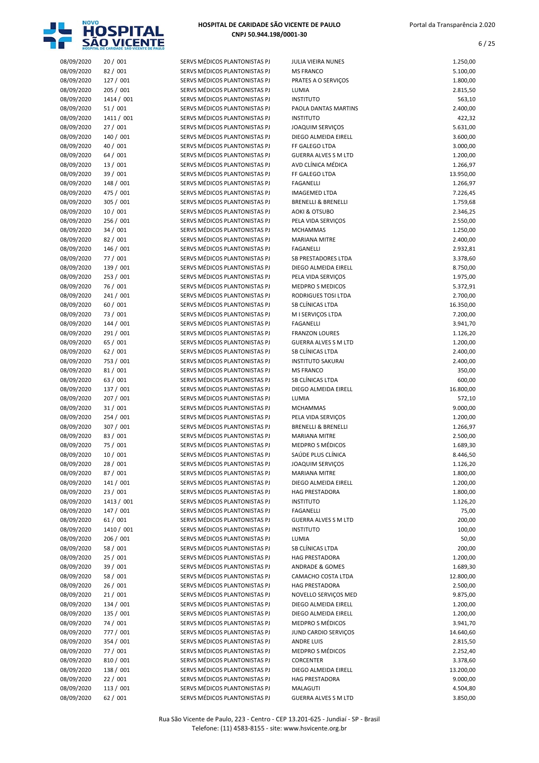| | | | | |
|---|---|---|---|---|
| 08/09/2020 | 20 / 001 | SERVS MÉDICOS PLANTONISTAS PJ | JULIA VIEIRA NUNES | 1.250,00 |
| 08/09/2020 | 82 / 001 | SERVS MÉDICOS PLANTONISTAS PJ | MS FRANCO | 5.100,00 |
| 08/09/2020 | 127 / 001 | SERVS MÉDICOS PLANTONISTAS PJ | PRATES A O SERVIÇOS | 1.800,00 |
| 08/09/2020 | 205 / 001 | SERVS MÉDICOS PLANTONISTAS PJ | LUMIA | 2.815,50 |
| 08/09/2020 | 1414 / 001 | SERVS MÉDICOS PLANTONISTAS PJ | INSTITUTO | 563,10 |
| 08/09/2020 | 51 / 001 | SERVS MÉDICOS PLANTONISTAS PJ | PAOLA DANTAS MARTINS | 2.400,00 |
| 08/09/2020 | 1411 / 001 | SERVS MÉDICOS PLANTONISTAS PJ | INSTITUTO | 422,32 |
| 08/09/2020 | 27 / 001 | SERVS MÉDICOS PLANTONISTAS PJ | JOAQUIM SERVIÇOS | 5.631,00 |
| 08/09/2020 | 140 / 001 | SERVS MÉDICOS PLANTONISTAS PJ | DIEGO ALMEIDA EIRELL | 3.600,00 |
| 08/09/2020 | 40 / 001 | SERVS MÉDICOS PLANTONISTAS PJ | FF GALEGO LTDA | 3.000,00 |
| 08/09/2020 | 64 / 001 | SERVS MÉDICOS PLANTONISTAS PJ | GUERRA ALVES S M LTD | 1.200,00 |
| 08/09/2020 | 13 / 001 | SERVS MÉDICOS PLANTONISTAS PJ | AVD CLÍNICA MÉDICA | 1.266,97 |
| 08/09/2020 | 39 / 001 | SERVS MÉDICOS PLANTONISTAS PJ | FF GALEGO LTDA | 13.950,00 |
| 08/09/2020 | 148 / 001 | SERVS MÉDICOS PLANTONISTAS PJ | FAGANELLI | 1.266,97 |
| 08/09/2020 | 475 / 001 | SERVS MÉDICOS PLANTONISTAS PJ | IMAGEMED LTDA | 7.226,45 |
| 08/09/2020 | 305 / 001 | SERVS MÉDICOS PLANTONISTAS PJ | BRENELLI & BRENELLI | 1.759,68 |
| 08/09/2020 | 10 / 001 | SERVS MÉDICOS PLANTONISTAS PJ | AOKI & OTSUBO | 2.346,25 |
| 08/09/2020 | 256 / 001 | SERVS MÉDICOS PLANTONISTAS PJ | PELA VIDA SERVIÇOS | 2.550,00 |
| 08/09/2020 | 34 / 001 | SERVS MÉDICOS PLANTONISTAS PJ | MCHAMMAS | 1.250,00 |
| 08/09/2020 | 82 / 001 | SERVS MÉDICOS PLANTONISTAS PJ | MARIANA MITRE | 2.400,00 |
| 08/09/2020 | 146 / 001 | SERVS MÉDICOS PLANTONISTAS PJ | FAGANELLI | 2.932,81 |
| 08/09/2020 | 77 / 001 | SERVS MÉDICOS PLANTONISTAS PJ | SB PRESTADORES LTDA | 3.378,60 |
| 08/09/2020 | 139 / 001 | SERVS MÉDICOS PLANTONISTAS PJ | DIEGO ALMEIDA EIRELL | 8.750,00 |
| 08/09/2020 | 253 / 001 | SERVS MÉDICOS PLANTONISTAS PJ | PELA VIDA SERVIÇOS | 1.975,00 |
| 08/09/2020 | 76 / 001 | SERVS MÉDICOS PLANTONISTAS PJ | MEDPRO S MEDICOS | 5.372,91 |
| 08/09/2020 | 241 / 001 | SERVS MÉDICOS PLANTONISTAS PJ | RODRIGUES TOSI LTDA | 2.700,00 |
| 08/09/2020 | 60 / 001 | SERVS MÉDICOS PLANTONISTAS PJ | SB CLÍNICAS LTDA | 16.350,00 |
| 08/09/2020 | 73 / 001 | SERVS MÉDICOS PLANTONISTAS PJ | M I SERVIÇOS LTDA | 7.200,00 |
| 08/09/2020 | 144 / 001 | SERVS MÉDICOS PLANTONISTAS PJ | FAGANELLI | 3.941,70 |
| 08/09/2020 | 291 / 001 | SERVS MÉDICOS PLANTONISTAS PJ | FRANZON LOURES | 1.126,20 |
| 08/09/2020 | 65 / 001 | SERVS MÉDICOS PLANTONISTAS PJ | GUERRA ALVES S M LTD | 1.200,00 |
| 08/09/2020 | 62 / 001 | SERVS MÉDICOS PLANTONISTAS PJ | SB CLÍNICAS LTDA | 2.400,00 |
| 08/09/2020 | 753 / 001 | SERVS MÉDICOS PLANTONISTAS PJ | INSTITUTO SAKURAI | 2.400,00 |
| 08/09/2020 | 81 / 001 | SERVS MÉDICOS PLANTONISTAS PJ | MS FRANCO | 350,00 |
| 08/09/2020 | 63 / 001 | SERVS MÉDICOS PLANTONISTAS PJ | SB CLÍNICAS LTDA | 600,00 |
| 08/09/2020 | 137 / 001 | SERVS MÉDICOS PLANTONISTAS PJ | DIEGO ALMEIDA EIRELL | 16.800,00 |
| 08/09/2020 | 207 / 001 | SERVS MÉDICOS PLANTONISTAS PJ | LUMIA | 572,10 |
| 08/09/2020 | 31 / 001 | SERVS MÉDICOS PLANTONISTAS PJ | MCHAMMAS | 9.000,00 |
| 08/09/2020 | 254 / 001 | SERVS MÉDICOS PLANTONISTAS PJ | PELA VIDA SERVIÇOS | 1.200,00 |
| 08/09/2020 | 307 / 001 | SERVS MÉDICOS PLANTONISTAS PJ | BRENELLI & BRENELLI | 1.266,97 |
| 08/09/2020 | 83 / 001 | SERVS MÉDICOS PLANTONISTAS PJ | MARIANA MITRE | 2.500,00 |
| 08/09/2020 | 75 / 001 | SERVS MÉDICOS PLANTONISTAS PJ | MEDPRO S MÉDICOS | 1.689,30 |
| 08/09/2020 | 10 / 001 | SERVS MÉDICOS PLANTONISTAS PJ | SAÚDE PLUS CLÍNICA | 8.446,50 |
| 08/09/2020 | 28 / 001 | SERVS MÉDICOS PLANTONISTAS PJ | JOAQUIM SERVIÇOS | 1.126,20 |
| 08/09/2020 | 87 / 001 | SERVS MÉDICOS PLANTONISTAS PJ | MARIANA MITRE | 1.800,00 |
| 08/09/2020 | 141 / 001 | SERVS MÉDICOS PLANTONISTAS PJ | DIEGO ALMEIDA EIRELL | 1.200,00 |
| 08/09/2020 | 23 / 001 | SERVS MÉDICOS PLANTONISTAS PJ | HAG PRESTADORA | 1.800,00 |
| 08/09/2020 | 1413 / 001 | SERVS MÉDICOS PLANTONISTAS PJ | INSTITUTO | 1.126,20 |
| 08/09/2020 | 147 / 001 | SERVS MÉDICOS PLANTONISTAS PJ | FAGANELLI | 75,00 |
| 08/09/2020 | 61 / 001 | SERVS MÉDICOS PLANTONISTAS PJ | GUERRA ALVES S M LTD | 200,00 |
| 08/09/2020 | 1410 / 001 | SERVS MÉDICOS PLANTONISTAS PJ | INSTITUTO | 100,00 |
| 08/09/2020 | 206 / 001 | SERVS MÉDICOS PLANTONISTAS PJ | LUMIA | 50,00 |
| 08/09/2020 | 58 / 001 | SERVS MÉDICOS PLANTONISTAS PJ | SB CLÍNICAS LTDA | 200,00 |
| 08/09/2020 | 25 / 001 | SERVS MÉDICOS PLANTONISTAS PJ | HAG PRESTADORA | 1.200,00 |
| 08/09/2020 | 39 / 001 | SERVS MÉDICOS PLANTONISTAS PJ | ANDRADE & GOMES | 1.689,30 |
| 08/09/2020 | 58 / 001 | SERVS MÉDICOS PLANTONISTAS PJ | CAMACHO COSTA LTDA | 12.800,00 |
| 08/09/2020 | 26 / 001 | SERVS MÉDICOS PLANTONISTAS PJ | HAG PRESTADORA | 2.500,00 |
| 08/09/2020 | 21 / 001 | SERVS MÉDICOS PLANTONISTAS PJ | NOVELLO SERVIÇOS MED | 9.875,00 |
| 08/09/2020 | 134 / 001 | SERVS MÉDICOS PLANTONISTAS PJ | DIEGO ALMEIDA EIRELL | 1.200,00 |
| 08/09/2020 | 135 / 001 | SERVS MÉDICOS PLANTONISTAS PJ | DIEGO ALMEIDA EIRELL | 1.200,00 |
| 08/09/2020 | 74 / 001 | SERVS MÉDICOS PLANTONISTAS PJ | MEDPRO S MÉDICOS | 3.941,70 |
| 08/09/2020 | 777 / 001 | SERVS MÉDICOS PLANTONISTAS PJ | JUND CARDIO SERVIÇOS | 14.640,60 |
| 08/09/2020 | 354 / 001 | SERVS MÉDICOS PLANTONISTAS PJ | ANDRE LUIS | 2.815,50 |
| 08/09/2020 | 77 / 001 | SERVS MÉDICOS PLANTONISTAS PJ | MEDPRO S MÉDICOS | 2.252,40 |
| 08/09/2020 | 810 / 001 | SERVS MÉDICOS PLANTONISTAS PJ | CORCENTER | 3.378,60 |
| 08/09/2020 | 138 / 001 | SERVS MÉDICOS PLANTONISTAS PJ | DIEGO ALMEIDA EIRELL | 13.200,00 |
| 08/09/2020 | 22 / 001 | SERVS MÉDICOS PLANTONISTAS PJ | HAG PRESTADORA | 9.000,00 |
| 08/09/2020 | 113 / 001 | SERVS MÉDICOS PLANTONISTAS PJ | MALAGUTI | 4.504,80 |
| 08/09/2020 | 62 / 001 | SERVS MÉDICOS PLANTONISTAS PJ | GUERRA ALVES S M LTD | 3.850,00 |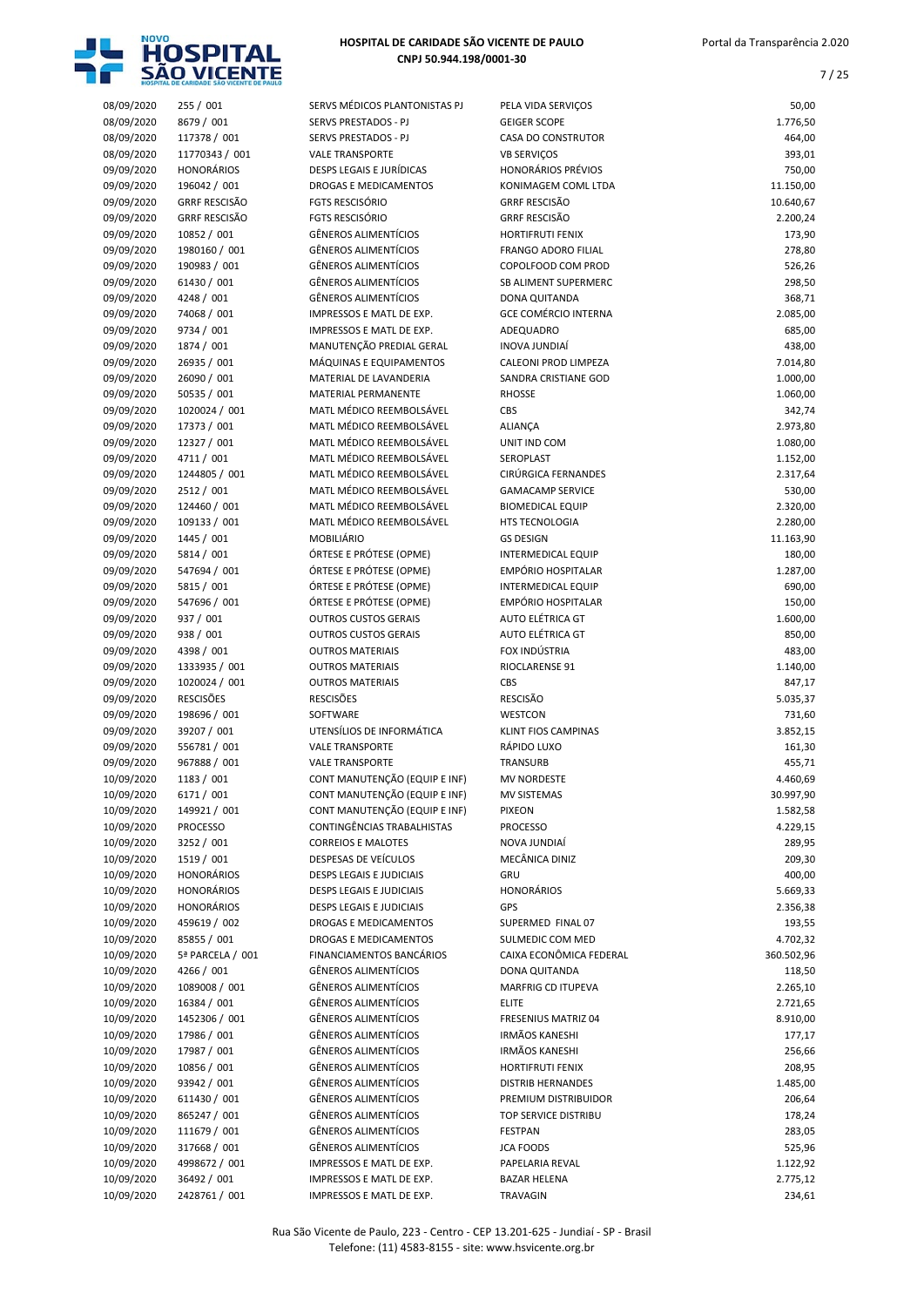# HOSPITAL DE CARIDADE SÃO VICENTE DE PAULO
**CNPJ 50.944.198/0001-30**

| | | | | |
|---|---|---|---|---|
| 08/09/2020 | 255 / 001 | SERVS MÉDICOS PLANTONISTAS PJ | PELA VIDA SERVIÇOS | 50,00 |
| 08/09/2020 | 8679 / 001 | SERVS PRESTADOS - PJ | GEIGER SCOPE | 1.776,50 |
| 08/09/2020 | 117378 / 001 | SERVS PRESTADOS - PJ | CASA DO CONSTRUTOR | 464,00 |
| 08/09/2020 | 11770343 / 001 | VALE TRANSPORTE | VB SERVIÇOS | 393,01 |
| 09/09/2020 | HONORÁRIOS | DESPS LEGAIS E JURÍDICAS | HONORÁRIOS PRÉVIOS | 750,00 |
| 09/09/2020 | 196042 / 001 | DROGAS E MEDICAMENTOS | KONIMAGEM COML LTDA | 11.150,00 |
| 09/09/2020 | GRRF RESCISÃO | FGTS RESCISÓRIO | GRRF RESCISÃO | 10.640,67 |
| 09/09/2020 | GRRF RESCISÃO | FGTS RESCISÓRIO | GRRF RESCISÃO | 2.200,24 |
| 09/09/2020 | 10852 / 001 | GÊNEROS ALIMENTÍCIOS | HORTIFRUTI FENIX | 173,90 |
| 09/09/2020 | 1980160 / 001 | GÊNEROS ALIMENTÍCIOS | FRANGO ADORO FILIAL | 278,80 |
| 09/09/2020 | 190983 / 001 | GÊNEROS ALIMENTÍCIOS | COPOLFOOD COM PROD | 526,26 |
| 09/09/2020 | 61430 / 001 | GÊNEROS ALIMENTÍCIOS | SB ALIMENT SUPERMERC | 298,50 |
| 09/09/2020 | 4248 / 001 | GÊNEROS ALIMENTÍCIOS | DONA QUITANDA | 368,71 |
| 09/09/2020 | 74068 / 001 | IMPRESSOS E MATL DE EXP. | GCE COMÉRCIO INTERNA | 2.085,00 |
| 09/09/2020 | 9734 / 001 | IMPRESSOS E MATL DE EXP. | ADEQUADRO | 685,00 |
| 09/09/2020 | 1874 / 001 | MANUTENÇÃO PREDIAL GERAL | INOVA JUNDIAÍ | 438,00 |
| 09/09/2020 | 26935 / 001 | MÁQUINAS E EQUIPAMENTOS | CALEONI PROD LIMPEZA | 7.014,80 |
| 09/09/2020 | 26090 / 001 | MATERIAL DE LAVANDERIA | SANDRA CRISTIANE GOD | 1.000,00 |
| 09/09/2020 | 50535 / 001 | MATERIAL PERMANENTE | RHOSSE | 1.060,00 |
| 09/09/2020 | 1020024 / 001 | MATL MÉDICO REEMBOLSÁVEL | CBS | 342,74 |
| 09/09/2020 | 17373 / 001 | MATL MÉDICO REEMBOLSÁVEL | ALIANÇA | 2.973,80 |
| 09/09/2020 | 12327 / 001 | MATL MÉDICO REEMBOLSÁVEL | UNIT IND COM | 1.080,00 |
| 09/09/2020 | 4711 / 001 | MATL MÉDICO REEMBOLSÁVEL | SEROPLAST | 1.152,00 |
| 09/09/2020 | 1244805 / 001 | MATL MÉDICO REEMBOLSÁVEL | CIRÚRGICA FERNANDES | 2.317,64 |
| 09/09/2020 | 2512 / 001 | MATL MÉDICO REEMBOLSÁVEL | GAMACAMP SERVICE | 530,00 |
| 09/09/2020 | 124460 / 001 | MATL MÉDICO REEMBOLSÁVEL | BIOMEDICAL EQUIP | 2.320,00 |
| 09/09/2020 | 109133 / 001 | MATL MÉDICO REEMBOLSÁVEL | HTS TECNOLOGIA | 2.280,00 |
| 09/09/2020 | 1445 / 001 | MOBILIÁRIO | GS DESIGN | 11.163,90 |
| 09/09/2020 | 5814 / 001 | ÓRTESE E PRÓTESE (OPME) | INTERMEDICAL EQUIP | 180,00 |
| 09/09/2020 | 547694 / 001 | ÓRTESE E PRÓTESE (OPME) | EMPÓRIO HOSPITALAR | 1.287,00 |
| 09/09/2020 | 5815 / 001 | ÓRTESE E PRÓTESE (OPME) | INTERMEDICAL EQUIP | 690,00 |
| 09/09/2020 | 547696 / 001 | ÓRTESE E PRÓTESE (OPME) | EMPÓRIO HOSPITALAR | 150,00 |
| 09/09/2020 | 937 / 001 | OUTROS CUSTOS GERAIS | AUTO ELÉTRICA GT | 1.600,00 |
| 09/09/2020 | 938 / 001 | OUTROS CUSTOS GERAIS | AUTO ELÉTRICA GT | 850,00 |
| 09/09/2020 | 4398 / 001 | OUTROS MATERIAIS | FOX INDÚSTRIA | 483,00 |
| 09/09/2020 | 1333935 / 001 | OUTROS MATERIAIS | RIOCLARENSE 91 | 1.140,00 |
| 09/09/2020 | 1020024 / 001 | OUTROS MATERIAIS | CBS | 847,17 |
| 09/09/2020 | RESCISÕES | RESCISÕES | RESCISÃO | 5.035,37 |
| 09/09/2020 | 198696 / 001 | SOFTWARE | WESTCON | 731,60 |
| 09/09/2020 | 39207 / 001 | UTENSÍLIOS DE INFORMÁTICA | KLINT FIOS CAMPINAS | 3.852,15 |
| 09/09/2020 | 556781 / 001 | VALE TRANSPORTE | RÁPIDO LUXO | 161,30 |
| 09/09/2020 | 967888 / 001 | VALE TRANSPORTE | TRANSURB | 455,71 |
| 10/09/2020 | 1183 / 001 | CONT MANUTENÇÃO (EQUIP E INF) | MV NORDESTE | 4.460,69 |
| 10/09/2020 | 6171 / 001 | CONT MANUTENÇÃO (EQUIP E INF) | MV SISTEMAS | 30.997,90 |
| 10/09/2020 | 149921 / 001 | CONT MANUTENÇÃO (EQUIP E INF) | PIXEON | 1.582,58 |
| 10/09/2020 | PROCESSO | CONTINGÊNCIAS TRABALHISTAS | PROCESSO | 4.229,15 |
| 10/09/2020 | 3252 / 001 | CORREIOS E MALOTES | NOVA JUNDIAÍ | 289,95 |
| 10/09/2020 | 1519 / 001 | DESPESAS DE VEÍCULOS | MECÂNICA DINIZ | 209,30 |
| 10/09/2020 | HONORÁRIOS | DESPS LEGAIS E JUDICIAIS | GRU | 400,00 |
| 10/09/2020 | HONORÁRIOS | DESPS LEGAIS E JUDICIAIS | HONORÁRIOS | 5.669,33 |
| 10/09/2020 | HONORÁRIOS | DESPS LEGAIS E JUDICIAIS | GPS | 2.356,38 |
| 10/09/2020 | 459619 / 002 | DROGAS E MEDICAMENTOS | SUPERMED FINAL 07 | 193,55 |
| 10/09/2020 | 85855 / 001 | DROGAS E MEDICAMENTOS | SULMEDIC COM MED | 4.702,32 |
| 10/09/2020 | 5ª PARCELA / 001 | FINANCIAMENTOS BANCÁRIOS | CAIXA ECONÔMICA FEDERAL | 360.502,96 |
| 10/09/2020 | 4266 / 001 | GÊNEROS ALIMENTÍCIOS | DONA QUITANDA | 118,50 |
| 10/09/2020 | 1089008 / 001 | GÊNEROS ALIMENTÍCIOS | MARFRIG CD ITUPEVA | 2.265,10 |
| 10/09/2020 | 16384 / 001 | GÊNEROS ALIMENTÍCIOS | ELITE | 2.721,65 |
| 10/09/2020 | 1452306 / 001 | GÊNEROS ALIMENTÍCIOS | FRESENIUS MATRIZ 04 | 8.910,00 |
| 10/09/2020 | 17986 / 001 | GÊNEROS ALIMENTÍCIOS | IRMÃOS KANESHI | 177,17 |
| 10/09/2020 | 17987 / 001 | GÊNEROS ALIMENTÍCIOS | IRMÃOS KANESHI | 256,66 |
| 10/09/2020 | 10856 / 001 | GÊNEROS ALIMENTÍCIOS | HORTIFRUTI FENIX | 208,95 |
| 10/09/2020 | 93942 / 001 | GÊNEROS ALIMENTÍCIOS | DISTRIB HERNANDES | 1.485,00 |
| 10/09/2020 | 611430 / 001 | GÊNEROS ALIMENTÍCIOS | PREMIUM DISTRIBUIDOR | 206,64 |
| 10/09/2020 | 865247 / 001 | GÊNEROS ALIMENTÍCIOS | TOP SERVICE DISTRIBU | 178,24 |
| 10/09/2020 | 111679 / 001 | GÊNEROS ALIMENTÍCIOS | FESTPAN | 283,05 |
| 10/09/2020 | 317668 / 001 | GÊNEROS ALIMENTÍCIOS | JCA FOODS | 525,96 |
| 10/09/2020 | 4998672 / 001 | IMPRESSOS E MATL DE EXP. | PAPELARIA REVAL | 1.122,92 |
| 10/09/2020 | 36492 / 001 | IMPRESSOS E MATL DE EXP. | BAZAR HELENA | 2.775,12 |
| 10/09/2020 | 2428761 / 001 | IMPRESSOS E MATL DE EXP. | TRAVAGIN | 234,61 |

Rua São Vicente de Paulo, 223 - Centro - CEP 13.201-625 - Jundiaí - SP - Brasil
Telefone: (11) 4583-8155 - site: www.hsvicente.org.br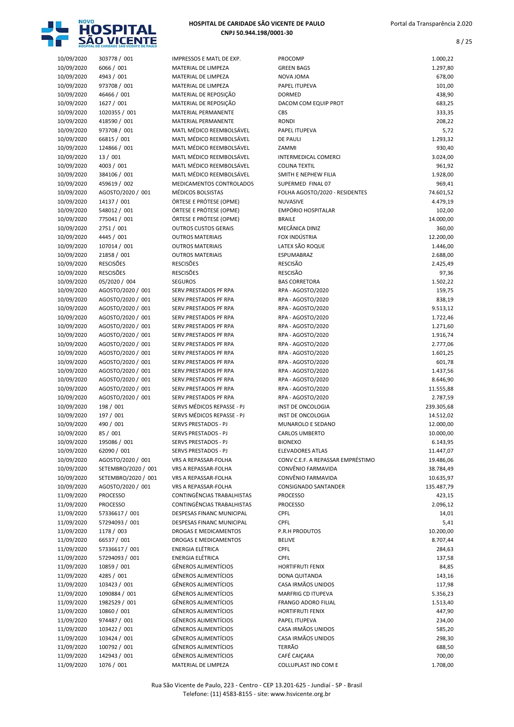| | | | | |
|---|---|---|---|---|
| 10/09/2020 | 303778 / 001 | IMPRESSOS E MATL DE EXP. | PROCOMP | 1.000,22 |
| 10/09/2020 | 6066 / 001 | MATERIAL DE LIMPEZA | GREEN BAGS | 1.297,80 |
| 10/09/2020 | 4943 / 001 | MATERIAL DE LIMPEZA | NOVA JOMA | 678,00 |
| 10/09/2020 | 973708 / 001 | MATERIAL DE LIMPEZA | PAPEL ITUPEVA | 101,00 |
| 10/09/2020 | 46466 / 001 | MATERIAL DE REPOSIÇÃO | DORMED | 438,90 |
| 10/09/2020 | 1627 / 001 | MATERIAL DE REPOSIÇÃO | DACOM COM EQUIP PROT | 683,25 |
| 10/09/2020 | 1020355 / 001 | MATERIAL PERMANENTE | CBS | 333,35 |
| 10/09/2020 | 418590 / 001 | MATERIAL PERMANENTE | RONDI | 208,22 |
| 10/09/2020 | 973708 / 001 | MATL MÉDICO REEMBOLSÁVEL | PAPEL ITUPEVA | 5,72 |
| 10/09/2020 | 66815 / 001 | MATL MÉDICO REEMBOLSÁVEL | DE PAULI | 1.293,32 |
| 10/09/2020 | 124866 / 001 | MATL MÉDICO REEMBOLSÁVEL | ZAMMI | 930,40 |
| 10/09/2020 | 13 / 001 | MATL MÉDICO REEMBOLSÁVEL | INTERMEDICAL COMERCI | 3.024,00 |
| 10/09/2020 | 4003 / 001 | MATL MÉDICO REEMBOLSÁVEL | COLINA TEXTIL | 961,92 |
| 10/09/2020 | 384106 / 001 | MATL MÉDICO REEMBOLSÁVEL | SMITH E NEPHEW FILIA | 1.928,00 |
| 10/09/2020 | 459619 / 002 | MEDICAMENTOS CONTROLADOS | SUPERMED FINAL 07 | 969,41 |
| 10/09/2020 | AGOSTO/2020 / 001 | MÉDICOS BOLSISTAS | FOLHA AGOSTO/2020 - RESIDENTES | 74.601,52 |
| 10/09/2020 | 14137 / 001 | ÓRTESE E PRÓTESE (OPME) | NUVASIVE | 4.479,19 |
| 10/09/2020 | 548012 / 001 | ÓRTESE E PRÓTESE (OPME) | EMPÓRIO HOSPITALAR | 102,00 |
| 10/09/2020 | 775041 / 001 | ÓRTESE E PRÓTESE (OPME) | BRAILE | 14.000,00 |
| 10/09/2020 | 2751 / 001 | OUTROS CUSTOS GERAIS | MECÂNICA DINIZ | 360,00 |
| 10/09/2020 | 4445 / 001 | OUTROS MATERIAIS | FOX INDÚSTRIA | 12.200,00 |
| 10/09/2020 | 107014 / 001 | OUTROS MATERIAIS | LATEX SÃO ROQUE | 1.446,00 |
| 10/09/2020 | 21858 / 001 | OUTROS MATERIAIS | ESPUMABRAZ | 2.688,00 |
| 10/09/2020 | RESCISÕES | RESCISÕES | RESCISÃO | 2.425,49 |
| 10/09/2020 | RESCISÕES | RESCISÕES | RESCISÃO | 97,36 |
| 10/09/2020 | 05/2020 / 004 | SEGUROS | BAS CORRETORA | 1.502,22 |
| 10/09/2020 | AGOSTO/2020 / 001 | SERV.PRESTADOS PF RPA | RPA - AGOSTO/2020 | 159,75 |
| 10/09/2020 | AGOSTO/2020 / 001 | SERV.PRESTADOS PF RPA | RPA - AGOSTO/2020 | 838,19 |
| 10/09/2020 | AGOSTO/2020 / 001 | SERV.PRESTADOS PF RPA | RPA - AGOSTO/2020 | 9.513,12 |
| 10/09/2020 | AGOSTO/2020 / 001 | SERV.PRESTADOS PF RPA | RPA - AGOSTO/2020 | 1.722,46 |
| 10/09/2020 | AGOSTO/2020 / 001 | SERV.PRESTADOS PF RPA | RPA - AGOSTO/2020 | 1.271,60 |
| 10/09/2020 | AGOSTO/2020 / 001 | SERV.PRESTADOS PF RPA | RPA - AGOSTO/2020 | 1.916,74 |
| 10/09/2020 | AGOSTO/2020 / 001 | SERV.PRESTADOS PF RPA | RPA - AGOSTO/2020 | 2.777,06 |
| 10/09/2020 | AGOSTO/2020 / 001 | SERV.PRESTADOS PF RPA | RPA - AGOSTO/2020 | 1.601,25 |
| 10/09/2020 | AGOSTO/2020 / 001 | SERV.PRESTADOS PF RPA | RPA - AGOSTO/2020 | 601,78 |
| 10/09/2020 | AGOSTO/2020 / 001 | SERV.PRESTADOS PF RPA | RPA - AGOSTO/2020 | 1.437,56 |
| 10/09/2020 | AGOSTO/2020 / 001 | SERV.PRESTADOS PF RPA | RPA - AGOSTO/2020 | 8.646,90 |
| 10/09/2020 | AGOSTO/2020 / 001 | SERV.PRESTADOS PF RPA | RPA - AGOSTO/2020 | 11.555,88 |
| 10/09/2020 | AGOSTO/2020 / 001 | SERV.PRESTADOS PF RPA | RPA - AGOSTO/2020 | 2.787,59 |
| 10/09/2020 | 198 / 001 | SERVS MÉDICOS REPASSE - PJ | INST DE ONCOLOGIA | 239.305,68 |
| 10/09/2020 | 197 / 001 | SERVS MÉDICOS REPASSE - PJ | INST DE ONCOLOGIA | 14.512,02 |
| 10/09/2020 | 490 / 001 | SERVS PRESTADOS - PJ | MUNAROLO E SEDANO | 12.000,00 |
| 10/09/2020 | 85 / 001 | SERVS PRESTADOS - PJ | CARLOS UMBERTO | 10.000,00 |
| 10/09/2020 | 195086 / 001 | SERVS PRESTADOS - PJ | BIONEXO | 6.143,95 |
| 10/09/2020 | 62090 / 001 | SERVS PRESTADOS - PJ | ELEVADORES ATLAS | 11.447,07 |
| 10/09/2020 | AGOSTO/2020 / 001 | VRS A REPASSAR-FOLHA | CONV C.E.F. A REPASSAR EMPRÉSTIMO | 19.486,06 |
| 10/09/2020 | SETEMBRO/2020 / 001 | VRS A REPASSAR-FOLHA | CONVÊNIO FARMAVIDA | 38.784,49 |
| 10/09/2020 | SETEMBRO/2020 / 001 | VRS A REPASSAR-FOLHA | CONVÊNIO FARMAVIDA | 10.635,97 |
| 10/09/2020 | AGOSTO/2020 / 001 | VRS A REPASSAR-FOLHA | CONSIGNADO SANTANDER | 135.487,79 |
| 11/09/2020 | PROCESSO | CONTINGÊNCIAS TRABALHISTAS | PROCESSO | 423,15 |
| 11/09/2020 | PROCESSO | CONTINGÊNCIAS TRABALHISTAS | PROCESSO | 2.096,12 |
| 11/09/2020 | 57336617 / 001 | DESPESAS FINANC MUNICIPAL | CPFL | 14,01 |
| 11/09/2020 | 57294093 / 001 | DESPESAS FINANC MUNICIPAL | CPFL | 5,41 |
| 11/09/2020 | 1178 / 003 | DROGAS E MEDICAMENTOS | P.R.H PRODUTOS | 10.200,00 |
| 11/09/2020 | 66537 / 001 | DROGAS E MEDICAMENTOS | BELIVE | 8.707,44 |
| 11/09/2020 | 57336617 / 001 | ENERGIA ELÉTRICA | CPFL | 284,63 |
| 11/09/2020 | 57294093 / 001 | ENERGIA ELÉTRICA | CPFL | 137,58 |
| 11/09/2020 | 10859 / 001 | GÊNEROS ALIMENTÍCIOS | HORTIFRUTI FENIX | 84,85 |
| 11/09/2020 | 4285 / 001 | GÊNEROS ALIMENTÍCIOS | DONA QUITANDA | 143,16 |
| 11/09/2020 | 103423 / 001 | GÊNEROS ALIMENTÍCIOS | CASA IRMÃOS UNIDOS | 117,98 |
| 11/09/2020 | 1090884 / 001 | GÊNEROS ALIMENTÍCIOS | MARFRIG CD ITUPEVA | 5.356,23 |
| 11/09/2020 | 1982529 / 001 | GÊNEROS ALIMENTÍCIOS | FRANGO ADORO FILIAL | 1.513,40 |
| 11/09/2020 | 10860 / 001 | GÊNEROS ALIMENTÍCIOS | HORTIFRUTI FENIX | 447,90 |
| 11/09/2020 | 974487 / 001 | GÊNEROS ALIMENTÍCIOS | PAPEL ITUPEVA | 234,00 |
| 11/09/2020 | 103422 / 001 | GÊNEROS ALIMENTÍCIOS | CASA IRMÃOS UNIDOS | 585,20 |
| 11/09/2020 | 103424 / 001 | GÊNEROS ALIMENTÍCIOS | CASA IRMÃOS UNIDOS | 298,30 |
| 11/09/2020 | 100792 / 001 | GÊNEROS ALIMENTÍCIOS | TERRÃO | 688,50 |
| 11/09/2020 | 142943 / 001 | GÊNEROS ALIMENTÍCIOS | CAFÉ CAIÇARA | 700,00 |
| 11/09/2020 | 1076 / 001 | MATERIAL DE LIMPEZA | COLLUPLAST IND COM E | 1.708,00 |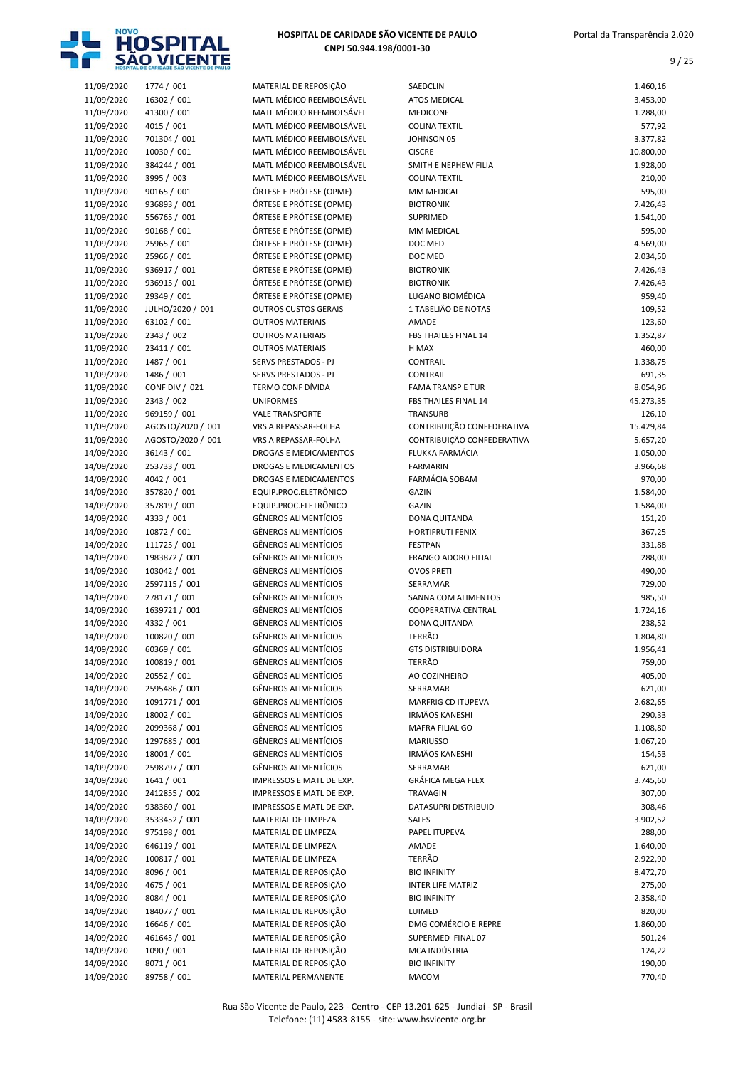# HOSPITAL DE CARIDADE SÃO VICENTE DE PAULO

**CNPJ 50.944.198/0001-30**

| Data | Documento | Descrição | Fornecedor | Valor |
|---|---|---|---|---|
| 11/09/2020 | 1774 / 001 | MATERIAL DE REPOSIÇÃO | SAEDCLIN | 1.460,16 |
| 11/09/2020 | 16302 / 001 | MATL MÉDICO REEMBOLSÁVEL | ATOS MEDICAL | 3.453,00 |
| 11/09/2020 | 41300 / 001 | MATL MÉDICO REEMBOLSÁVEL | MEDICONE | 1.288,00 |
| 11/09/2020 | 4015 / 001 | MATL MÉDICO REEMBOLSÁVEL | COLINA TEXTIL | 577,92 |
| 11/09/2020 | 701304 / 001 | MATL MÉDICO REEMBOLSÁVEL | JOHNSON 05 | 3.377,82 |
| 11/09/2020 | 10030 / 001 | MATL MÉDICO REEMBOLSÁVEL | CISCRE | 10.800,00 |
| 11/09/2020 | 384244 / 001 | MATL MÉDICO REEMBOLSÁVEL | SMITH E NEPHEW FILIA | 1.928,00 |
| 11/09/2020 | 3995 / 003 | MATL MÉDICO REEMBOLSÁVEL | COLINA TEXTIL | 210,00 |
| 11/09/2020 | 90165 / 001 | ÓRTESE E PRÓTESE (OPME) | MM MEDICAL | 595,00 |
| 11/09/2020 | 936893 / 001 | ÓRTESE E PRÓTESE (OPME) | BIOTRONIK | 7.426,43 |
| 11/09/2020 | 556765 / 001 | ÓRTESE E PRÓTESE (OPME) | SUPRIMED | 1.541,00 |
| 11/09/2020 | 90168 / 001 | ÓRTESE E PRÓTESE (OPME) | MM MEDICAL | 595,00 |
| 11/09/2020 | 25965 / 001 | ÓRTESE E PRÓTESE (OPME) | DOC MED | 4.569,00 |
| 11/09/2020 | 25966 / 001 | ÓRTESE E PRÓTESE (OPME) | DOC MED | 2.034,50 |
| 11/09/2020 | 936917 / 001 | ÓRTESE E PRÓTESE (OPME) | BIOTRONIK | 7.426,43 |
| 11/09/2020 | 936915 / 001 | ÓRTESE E PRÓTESE (OPME) | BIOTRONIK | 7.426,43 |
| 11/09/2020 | 29349 / 001 | ÓRTESE E PRÓTESE (OPME) | LUGANO BIOMÉDICA | 959,40 |
| 11/09/2020 | JULHO/2020 / 001 | OUTROS CUSTOS GERAIS | 1 TABELIÃO DE NOTAS | 109,52 |
| 11/09/2020 | 63102 / 001 | OUTROS MATERIAIS | AMADE | 123,60 |
| 11/09/2020 | 2343 / 002 | OUTROS MATERIAIS | FBS THAILES FINAL 14 | 1.352,87 |
| 11/09/2020 | 23411 / 001 | OUTROS MATERIAIS | H MAX | 460,00 |
| 11/09/2020 | 1487 / 001 | SERVS PRESTADOS - PJ | CONTRAIL | 1.338,75 |
| 11/09/2020 | 1486 / 001 | SERVS PRESTADOS - PJ | CONTRAIL | 691,35 |
| 11/09/2020 | CONF DIV / 021 | TERMO CONF DÍVIDA | FAMA TRANSP E TUR | 8.054,96 |
| 11/09/2020 | 2343 / 002 | UNIFORMES | FBS THAILES FINAL 14 | 45.273,35 |
| 11/09/2020 | 969159 / 001 | VALE TRANSPORTE | TRANSURB | 126,10 |
| 11/09/2020 | AGOSTO/2020 / 001 | VRS A REPASSAR-FOLHA | CONTRIBUIÇÃO CONFEDERATIVA | 15.429,84 |
| 11/09/2020 | AGOSTO/2020 / 001 | VRS A REPASSAR-FOLHA | CONTRIBUIÇÃO CONFEDERATIVA | 5.657,20 |
| 14/09/2020 | 36143 / 001 | DROGAS E MEDICAMENTOS | FLUKKA FARMÁCIA | 1.050,00 |
| 14/09/2020 | 253733 / 001 | DROGAS E MEDICAMENTOS | FARMARIN | 3.966,68 |
| 14/09/2020 | 4042 / 001 | DROGAS E MEDICAMENTOS | FARMÁCIA SOBAM | 970,00 |
| 14/09/2020 | 357820 / 001 | EQUIP.PROC.ELETRÔNICO | GAZIN | 1.584,00 |
| 14/09/2020 | 357819 / 001 | EQUIP.PROC.ELETRÔNICO | GAZIN | 1.584,00 |
| 14/09/2020 | 4333 / 001 | GÊNEROS ALIMENTÍCIOS | DONA QUITANDA | 151,20 |
| 14/09/2020 | 10872 / 001 | GÊNEROS ALIMENTÍCIOS | HORTIFRUTI FENIX | 367,25 |
| 14/09/2020 | 111725 / 001 | GÊNEROS ALIMENTÍCIOS | FESTPAN | 331,88 |
| 14/09/2020 | 1983872 / 001 | GÊNEROS ALIMENTÍCIOS | FRANGO ADORO FILIAL | 288,00 |
| 14/09/2020 | 103042 / 001 | GÊNEROS ALIMENTÍCIOS | OVOS PRETI | 490,00 |
| 14/09/2020 | 2597115 / 001 | GÊNEROS ALIMENTÍCIOS | SERRAMAR | 729,00 |
| 14/09/2020 | 278171 / 001 | GÊNEROS ALIMENTÍCIOS | SANNA COM ALIMENTOS | 985,50 |
| 14/09/2020 | 1639721 / 001 | GÊNEROS ALIMENTÍCIOS | COOPERATIVA CENTRAL | 1.724,16 |
| 14/09/2020 | 4332 / 001 | GÊNEROS ALIMENTÍCIOS | DONA QUITANDA | 238,52 |
| 14/09/2020 | 100820 / 001 | GÊNEROS ALIMENTÍCIOS | TERRÃO | 1.804,80 |
| 14/09/2020 | 60369 / 001 | GÊNEROS ALIMENTÍCIOS | GTS DISTRIBUIDORA | 1.956,41 |
| 14/09/2020 | 100819 / 001 | GÊNEROS ALIMENTÍCIOS | TERRÃO | 759,00 |
| 14/09/2020 | 20552 / 001 | GÊNEROS ALIMENTÍCIOS | AO COZINHEIRO | 405,00 |
| 14/09/2020 | 2595486 / 001 | GÊNEROS ALIMENTÍCIOS | SERRAMAR | 621,00 |
| 14/09/2020 | 1091771 / 001 | GÊNEROS ALIMENTÍCIOS | MARFRIG CD ITUPEVA | 2.682,65 |
| 14/09/2020 | 18002 / 001 | GÊNEROS ALIMENTÍCIOS | IRMÃOS KANESHI | 290,33 |
| 14/09/2020 | 2099368 / 001 | GÊNEROS ALIMENTÍCIOS | MAFRA FILIAL GO | 1.108,80 |
| 14/09/2020 | 1297685 / 001 | GÊNEROS ALIMENTÍCIOS | MARIUSSO | 1.067,20 |
| 14/09/2020 | 18001 / 001 | GÊNEROS ALIMENTÍCIOS | IRMÃOS KANESHI | 154,53 |
| 14/09/2020 | 2598797 / 001 | GÊNEROS ALIMENTÍCIOS | SERRAMAR | 621,00 |
| 14/09/2020 | 1641 / 001 | IMPRESSOS E MATL DE EXP. | GRÁFICA MEGA FLEX | 3.745,60 |
| 14/09/2020 | 2412855 / 002 | IMPRESSOS E MATL DE EXP. | TRAVAGIN | 307,00 |
| 14/09/2020 | 938360 / 001 | IMPRESSOS E MATL DE EXP. | DATASUPRI DISTRIBUID | 308,46 |
| 14/09/2020 | 3533452 / 001 | MATERIAL DE LIMPEZA | SALES | 3.902,52 |
| 14/09/2020 | 975198 / 001 | MATERIAL DE LIMPEZA | PAPEL ITUPEVA | 288,00 |
| 14/09/2020 | 646119 / 001 | MATERIAL DE LIMPEZA | AMADE | 1.640,00 |
| 14/09/2020 | 100817 / 001 | MATERIAL DE LIMPEZA | TERRÃO | 2.922,90 |
| 14/09/2020 | 8096 / 001 | MATERIAL DE REPOSIÇÃO | BIO INFINITY | 8.472,70 |
| 14/09/2020 | 4675 / 001 | MATERIAL DE REPOSIÇÃO | INTER LIFE MATRIZ | 275,00 |
| 14/09/2020 | 8084 / 001 | MATERIAL DE REPOSIÇÃO | BIO INFINITY | 2.358,40 |
| 14/09/2020 | 184077 / 001 | MATERIAL DE REPOSIÇÃO | LUIMED | 820,00 |
| 14/09/2020 | 16646 / 001 | MATERIAL DE REPOSIÇÃO | DMG COMÉRCIO E REPRE | 1.860,00 |
| 14/09/2020 | 461645 / 001 | MATERIAL DE REPOSIÇÃO | SUPERMED FINAL 07 | 501,24 |
| 14/09/2020 | 1090 / 001 | MATERIAL DE REPOSIÇÃO | MCA INDÚSTRIA | 124,22 |
| 14/09/2020 | 8071 / 001 | MATERIAL DE REPOSIÇÃO | BIO INFINITY | 190,00 |
| 14/09/2020 | 89758 / 001 | MATERIAL PERMANENTE | MACOM | 770,40 |

Rua São Vicente de Paulo, 223 - Centro - CEP 13.201-625 - Jundiaí - SP - Brasil
Telefone: (11) 4583-8155 - site: www.hsvicente.org.br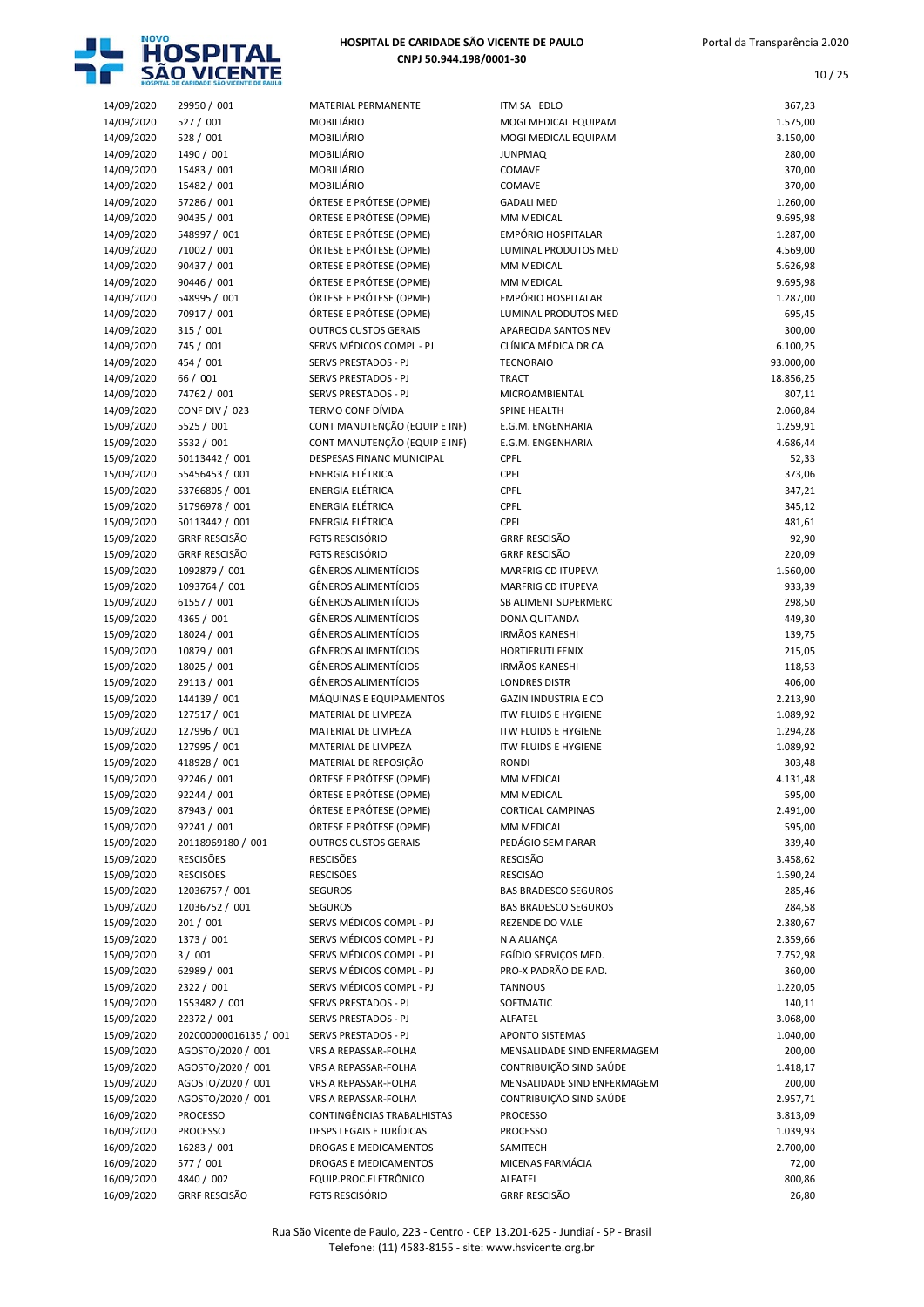| | | | | |
|---|---|---|---|---|
| 14/09/2020 | 29950 / 001 | MATERIAL PERMANENTE | ITM SA EDLO | 367,23 |
| 14/09/2020 | 527 / 001 | MOBILIÁRIO | MOGI MEDICAL EQUIPAM | 1.575,00 |
| 14/09/2020 | 528 / 001 | MOBILIÁRIO | MOGI MEDICAL EQUIPAM | 3.150,00 |
| 14/09/2020 | 1490 / 001 | MOBILIÁRIO | JUNPMAQ | 280,00 |
| 14/09/2020 | 15483 / 001 | MOBILIÁRIO | COMAVE | 370,00 |
| 14/09/2020 | 15482 / 001 | MOBILIÁRIO | COMAVE | 370,00 |
| 14/09/2020 | 57286 / 001 | ÓRTESE E PRÓTESE (OPME) | GADALI MED | 1.260,00 |
| 14/09/2020 | 90435 / 001 | ÓRTESE E PRÓTESE (OPME) | MM MEDICAL | 9.695,98 |
| 14/09/2020 | 548997 / 001 | ÓRTESE E PRÓTESE (OPME) | EMPÓRIO HOSPITALAR | 1.287,00 |
| 14/09/2020 | 71002 / 001 | ÓRTESE E PRÓTESE (OPME) | LUMINAL PRODUTOS MED | 4.569,00 |
| 14/09/2020 | 90437 / 001 | ÓRTESE E PRÓTESE (OPME) | MM MEDICAL | 5.626,98 |
| 14/09/2020 | 90446 / 001 | ÓRTESE E PRÓTESE (OPME) | MM MEDICAL | 9.695,98 |
| 14/09/2020 | 548995 / 001 | ÓRTESE E PRÓTESE (OPME) | EMPÓRIO HOSPITALAR | 1.287,00 |
| 14/09/2020 | 70917 / 001 | ÓRTESE E PRÓTESE (OPME) | LUMINAL PRODUTOS MED | 695,45 |
| 14/09/2020 | 315 / 001 | OUTROS CUSTOS GERAIS | APARECIDA SANTOS NEV | 300,00 |
| 14/09/2020 | 745 / 001 | SERVS MÉDICOS COMPL - PJ | CLÍNICA MÉDICA DR CA | 6.100,25 |
| 14/09/2020 | 454 / 001 | SERVS PRESTADOS - PJ | TECNORAIO | 93.000,00 |
| 14/09/2020 | 66 / 001 | SERVS PRESTADOS - PJ | TRACT | 18.856,25 |
| 14/09/2020 | 74762 / 001 | SERVS PRESTADOS - PJ | MICROAMBIENTAL | 807,11 |
| 14/09/2020 | CONF DIV / 023 | TERMO CONF DÍVIDA | SPINE HEALTH | 2.060,84 |
| 15/09/2020 | 5525 / 001 | CONT MANUTENÇÃO (EQUIP E INF) | E.G.M. ENGENHARIA | 1.259,91 |
| 15/09/2020 | 5532 / 001 | CONT MANUTENÇÃO (EQUIP E INF) | E.G.M. ENGENHARIA | 4.686,44 |
| 15/09/2020 | 50113442 / 001 | DESPESAS FINANC MUNICIPAL | CPFL | 52,33 |
| 15/09/2020 | 55456453 / 001 | ENERGIA ELÉTRICA | CPFL | 373,06 |
| 15/09/2020 | 53766805 / 001 | ENERGIA ELÉTRICA | CPFL | 347,21 |
| 15/09/2020 | 51796978 / 001 | ENERGIA ELÉTRICA | CPFL | 345,12 |
| 15/09/2020 | 50113442 / 001 | ENERGIA ELÉTRICA | CPFL | 481,61 |
| 15/09/2020 | GRRF RESCISÃO | FGTS RESCISÓRIO | GRRF RESCISÃO | 92,90 |
| 15/09/2020 | GRRF RESCISÃO | FGTS RESCISÓRIO | GRRF RESCISÃO | 220,09 |
| 15/09/2020 | 1092879 / 001 | GÊNEROS ALIMENTÍCIOS | MARFRIG CD ITUPEVA | 1.560,00 |
| 15/09/2020 | 1093764 / 001 | GÊNEROS ALIMENTÍCIOS | MARFRIG CD ITUPEVA | 933,39 |
| 15/09/2020 | 61557 / 001 | GÊNEROS ALIMENTÍCIOS | SB ALIMENT SUPERMERC | 298,50 |
| 15/09/2020 | 4365 / 001 | GÊNEROS ALIMENTÍCIOS | DONA QUITANDA | 449,30 |
| 15/09/2020 | 18024 / 001 | GÊNEROS ALIMENTÍCIOS | IRMÃOS KANESHI | 139,75 |
| 15/09/2020 | 10879 / 001 | GÊNEROS ALIMENTÍCIOS | HORTIFRUTI FENIX | 215,05 |
| 15/09/2020 | 18025 / 001 | GÊNEROS ALIMENTÍCIOS | IRMÃOS KANESHI | 118,53 |
| 15/09/2020 | 29113 / 001 | GÊNEROS ALIMENTÍCIOS | LONDRES DISTR | 406,00 |
| 15/09/2020 | 144139 / 001 | MÁQUINAS E EQUIPAMENTOS | GAZIN INDUSTRIA E CO | 2.213,90 |
| 15/09/2020 | 127517 / 001 | MATERIAL DE LIMPEZA | ITW FLUIDS E HYGIENE | 1.089,92 |
| 15/09/2020 | 127996 / 001 | MATERIAL DE LIMPEZA | ITW FLUIDS E HYGIENE | 1.294,28 |
| 15/09/2020 | 127995 / 001 | MATERIAL DE LIMPEZA | ITW FLUIDS E HYGIENE | 1.089,92 |
| 15/09/2020 | 418928 / 001 | MATERIAL DE REPOSIÇÃO | RONDI | 303,48 |
| 15/09/2020 | 92246 / 001 | ÓRTESE E PRÓTESE (OPME) | MM MEDICAL | 4.131,48 |
| 15/09/2020 | 92244 / 001 | ÓRTESE E PRÓTESE (OPME) | MM MEDICAL | 595,00 |
| 15/09/2020 | 87943 / 001 | ÓRTESE E PRÓTESE (OPME) | CORTICAL CAMPINAS | 2.491,00 |
| 15/09/2020 | 92241 / 001 | ÓRTESE E PRÓTESE (OPME) | MM MEDICAL | 595,00 |
| 15/09/2020 | 20118969180 / 001 | OUTROS CUSTOS GERAIS | PEDÁGIO SEM PARAR | 339,40 |
| 15/09/2020 | RESCISÕES | RESCISÕES | RESCISÃO | 3.458,62 |
| 15/09/2020 | RESCISÕES | RESCISÕES | RESCISÃO | 1.590,24 |
| 15/09/2020 | 12036757 / 001 | SEGUROS | BAS BRADESCO SEGUROS | 285,46 |
| 15/09/2020 | 12036752 / 001 | SEGUROS | BAS BRADESCO SEGUROS | 284,58 |
| 15/09/2020 | 201 / 001 | SERVS MÉDICOS COMPL - PJ | REZENDE DO VALE | 2.380,67 |
| 15/09/2020 | 1373 / 001 | SERVS MÉDICOS COMPL - PJ | N A ALIANÇA | 2.359,66 |
| 15/09/2020 | 3 / 001 | SERVS MÉDICOS COMPL - PJ | EGÍDIO SERVIÇOS MED. | 7.752,98 |
| 15/09/2020 | 62989 / 001 | SERVS MÉDICOS COMPL - PJ | PRO-X PADRÃO DE RAD. | 360,00 |
| 15/09/2020 | 2322 / 001 | SERVS MÉDICOS COMPL - PJ | TANNOUS | 1.220,05 |
| 15/09/2020 | 1553482 / 001 | SERVS PRESTADOS - PJ | SOFTMATIC | 140,11 |
| 15/09/2020 | 22372 / 001 | SERVS PRESTADOS - PJ | ALFATEL | 3.068,00 |
| 15/09/2020 | 202000000016135 / 001 | SERVS PRESTADOS - PJ | APONTO SISTEMAS | 1.040,00 |
| 15/09/2020 | AGOSTO/2020 / 001 | VRS A REPASSAR-FOLHA | MENSALIDADE SIND ENFERMAGEM | 200,00 |
| 15/09/2020 | AGOSTO/2020 / 001 | VRS A REPASSAR-FOLHA | CONTRIBUIÇÃO SIND SAÚDE | 1.418,17 |
| 15/09/2020 | AGOSTO/2020 / 001 | VRS A REPASSAR-FOLHA | MENSALIDADE SIND ENFERMAGEM | 200,00 |
| 15/09/2020 | AGOSTO/2020 / 001 | VRS A REPASSAR-FOLHA | CONTRIBUIÇÃO SIND SAÚDE | 2.957,71 |
| 16/09/2020 | PROCESSO | CONTINGÊNCIAS TRABALHISTAS | PROCESSO | 3.813,09 |
| 16/09/2020 | PROCESSO | DESPS LEGAIS E JURÍDICAS | PROCESSO | 1.039,93 |
| 16/09/2020 | 16283 / 001 | DROGAS E MEDICAMENTOS | SAMITECH | 2.700,00 |
| 16/09/2020 | 577 / 001 | DROGAS E MEDICAMENTOS | MICENAS FARMÁCIA | 72,00 |
| 16/09/2020 | 4840 / 002 | EQUIP.PROC.ELETRÔNICO | ALFATEL | 800,86 |
| 16/09/2020 | GRRF RESCISÃO | FGTS RESCISÓRIO | GRRF RESCISÃO | 26,80 |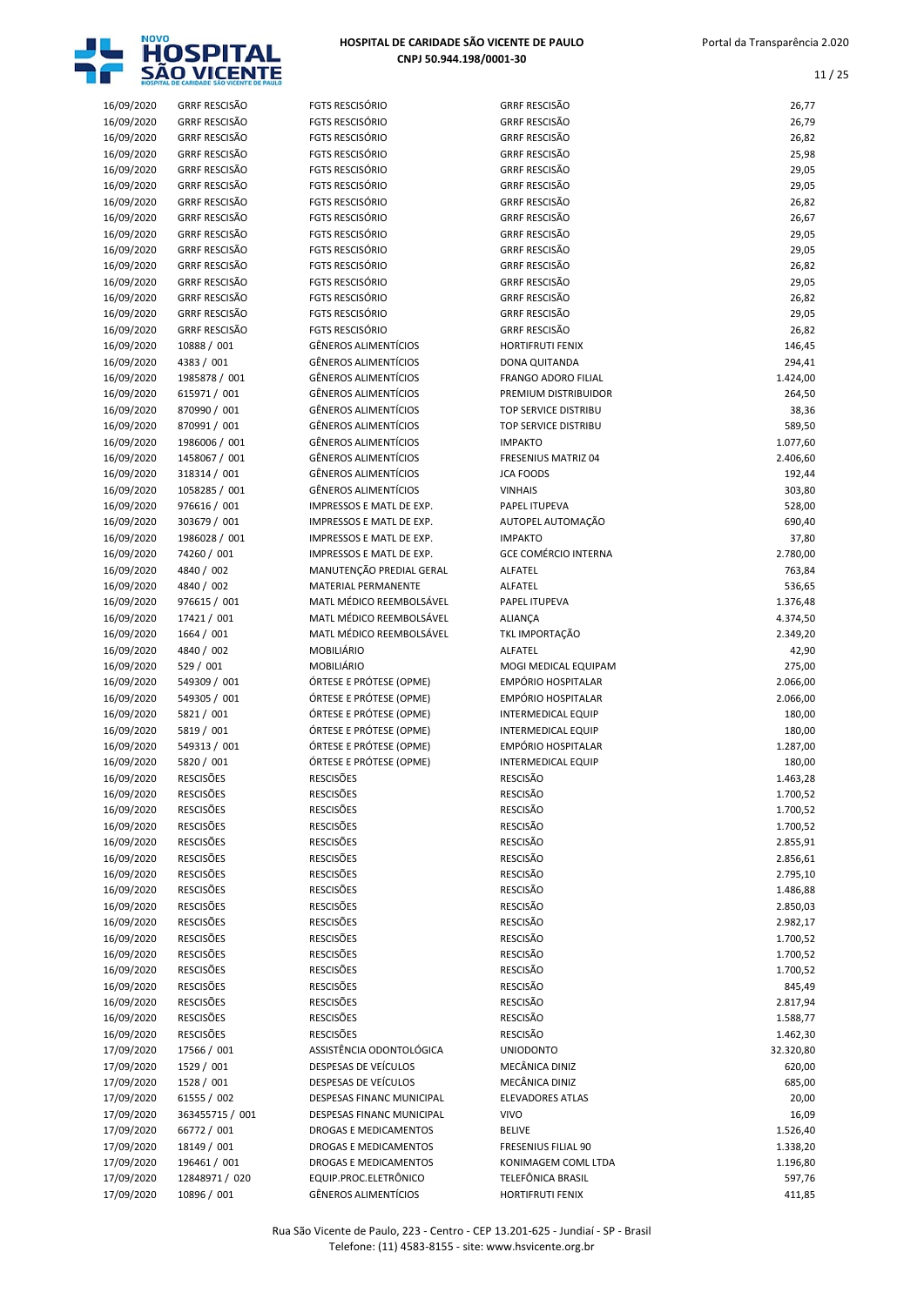| | | | | |
|---|---|---|---|---|
| 16/09/2020 | GRRF RESCISÃO | FGTS RESCISÓRIO | GRRF RESCISÃO | 26,77 |
| 16/09/2020 | GRRF RESCISÃO | FGTS RESCISÓRIO | GRRF RESCISÃO | 26,79 |
| 16/09/2020 | GRRF RESCISÃO | FGTS RESCISÓRIO | GRRF RESCISÃO | 26,82 |
| 16/09/2020 | GRRF RESCISÃO | FGTS RESCISÓRIO | GRRF RESCISÃO | 25,98 |
| 16/09/2020 | GRRF RESCISÃO | FGTS RESCISÓRIO | GRRF RESCISÃO | 29,05 |
| 16/09/2020 | GRRF RESCISÃO | FGTS RESCISÓRIO | GRRF RESCISÃO | 29,05 |
| 16/09/2020 | GRRF RESCISÃO | FGTS RESCISÓRIO | GRRF RESCISÃO | 26,82 |
| 16/09/2020 | GRRF RESCISÃO | FGTS RESCISÓRIO | GRRF RESCISÃO | 26,67 |
| 16/09/2020 | GRRF RESCISÃO | FGTS RESCISÓRIO | GRRF RESCISÃO | 29,05 |
| 16/09/2020 | GRRF RESCISÃO | FGTS RESCISÓRIO | GRRF RESCISÃO | 29,05 |
| 16/09/2020 | GRRF RESCISÃO | FGTS RESCISÓRIO | GRRF RESCISÃO | 26,82 |
| 16/09/2020 | GRRF RESCISÃO | FGTS RESCISÓRIO | GRRF RESCISÃO | 29,05 |
| 16/09/2020 | GRRF RESCISÃO | FGTS RESCISÓRIO | GRRF RESCISÃO | 26,82 |
| 16/09/2020 | GRRF RESCISÃO | FGTS RESCISÓRIO | GRRF RESCISÃO | 29,05 |
| 16/09/2020 | GRRF RESCISÃO | FGTS RESCISÓRIO | GRRF RESCISÃO | 26,82 |
| 16/09/2020 | 10888 / 001 | GÊNEROS ALIMENTÍCIOS | HORTIFRUTI FENIX | 146,45 |
| 16/09/2020 | 4383 / 001 | GÊNEROS ALIMENTÍCIOS | DONA QUITANDA | 294,41 |
| 16/09/2020 | 1985878 / 001 | GÊNEROS ALIMENTÍCIOS | FRANGO ADORO FILIAL | 1.424,00 |
| 16/09/2020 | 615971 / 001 | GÊNEROS ALIMENTÍCIOS | PREMIUM DISTRIBUIDOR | 264,50 |
| 16/09/2020 | 870990 / 001 | GÊNEROS ALIMENTÍCIOS | TOP SERVICE DISTRIBU | 38,36 |
| 16/09/2020 | 870991 / 001 | GÊNEROS ALIMENTÍCIOS | TOP SERVICE DISTRIBU | 589,50 |
| 16/09/2020 | 1986006 / 001 | GÊNEROS ALIMENTÍCIOS | IMPAKTO | 1.077,60 |
| 16/09/2020 | 1458067 / 001 | GÊNEROS ALIMENTÍCIOS | FRESENIUS MATRIZ 04 | 2.406,60 |
| 16/09/2020 | 318314 / 001 | GÊNEROS ALIMENTÍCIOS | JCA FOODS | 192,44 |
| 16/09/2020 | 1058285 / 001 | GÊNEROS ALIMENTÍCIOS | VINHAIS | 303,80 |
| 16/09/2020 | 976616 / 001 | IMPRESSOS E MATL DE EXP. | PAPEL ITUPEVA | 528,00 |
| 16/09/2020 | 303679 / 001 | IMPRESSOS E MATL DE EXP. | AUTOPEL AUTOMAÇÃO | 690,40 |
| 16/09/2020 | 1986028 / 001 | IMPRESSOS E MATL DE EXP. | IMPAKTO | 37,80 |
| 16/09/2020 | 74260 / 001 | IMPRESSOS E MATL DE EXP. | GCE COMÉRCIO INTERNA | 2.780,00 |
| 16/09/2020 | 4840 / 002 | MANUTENÇÃO PREDIAL GERAL | ALFATEL | 763,84 |
| 16/09/2020 | 4840 / 002 | MATERIAL PERMANENTE | ALFATEL | 536,65 |
| 16/09/2020 | 976615 / 001 | MATL MÉDICO REEMBOLSÁVEL | PAPEL ITUPEVA | 1.376,48 |
| 16/09/2020 | 17421 / 001 | MATL MÉDICO REEMBOLSÁVEL | ALIANÇA | 4.374,50 |
| 16/09/2020 | 1664 / 001 | MATL MÉDICO REEMBOLSÁVEL | TKL IMPORTAÇÃO | 2.349,20 |
| 16/09/2020 | 4840 / 002 | MOBILIÁRIO | ALFATEL | 42,90 |
| 16/09/2020 | 529 / 001 | MOBILIÁRIO | MOGI MEDICAL EQUIPAM | 275,00 |
| 16/09/2020 | 549309 / 001 | ÓRTESE E PRÓTESE (OPME) | EMPÓRIO HOSPITALAR | 2.066,00 |
| 16/09/2020 | 549305 / 001 | ÓRTESE E PRÓTESE (OPME) | EMPÓRIO HOSPITALAR | 2.066,00 |
| 16/09/2020 | 5821 / 001 | ÓRTESE E PRÓTESE (OPME) | INTERMEDICAL EQUIP | 180,00 |
| 16/09/2020 | 5819 / 001 | ÓRTESE E PRÓTESE (OPME) | INTERMEDICAL EQUIP | 180,00 |
| 16/09/2020 | 549313 / 001 | ÓRTESE E PRÓTESE (OPME) | EMPÓRIO HOSPITALAR | 1.287,00 |
| 16/09/2020 | 5820 / 001 | ÓRTESE E PRÓTESE (OPME) | INTERMEDICAL EQUIP | 180,00 |
| 16/09/2020 | RESCISÕES | RESCISÕES | RESCISÃO | 1.463,28 |
| 16/09/2020 | RESCISÕES | RESCISÕES | RESCISÃO | 1.700,52 |
| 16/09/2020 | RESCISÕES | RESCISÕES | RESCISÃO | 1.700,52 |
| 16/09/2020 | RESCISÕES | RESCISÕES | RESCISÃO | 1.700,52 |
| 16/09/2020 | RESCISÕES | RESCISÕES | RESCISÃO | 2.855,91 |
| 16/09/2020 | RESCISÕES | RESCISÕES | RESCISÃO | 2.856,61 |
| 16/09/2020 | RESCISÕES | RESCISÕES | RESCISÃO | 2.795,10 |
| 16/09/2020 | RESCISÕES | RESCISÕES | RESCISÃO | 1.486,88 |
| 16/09/2020 | RESCISÕES | RESCISÕES | RESCISÃO | 2.850,03 |
| 16/09/2020 | RESCISÕES | RESCISÕES | RESCISÃO | 2.982,17 |
| 16/09/2020 | RESCISÕES | RESCISÕES | RESCISÃO | 1.700,52 |
| 16/09/2020 | RESCISÕES | RESCISÕES | RESCISÃO | 1.700,52 |
| 16/09/2020 | RESCISÕES | RESCISÕES | RESCISÃO | 1.700,52 |
| 16/09/2020 | RESCISÕES | RESCISÕES | RESCISÃO | 845,49 |
| 16/09/2020 | RESCISÕES | RESCISÕES | RESCISÃO | 2.817,94 |
| 16/09/2020 | RESCISÕES | RESCISÕES | RESCISÃO | 1.588,77 |
| 16/09/2020 | RESCISÕES | RESCISÕES | RESCISÃO | 1.462,30 |
| 17/09/2020 | 17566 / 001 | ASSISTÊNCIA ODONTOLÓGICA | UNIODONTO | 32.320,80 |
| 17/09/2020 | 1529 / 001 | DESPESAS DE VEÍCULOS | MECÂNICA DINIZ | 620,00 |
| 17/09/2020 | 1528 / 001 | DESPESAS DE VEÍCULOS | MECÂNICA DINIZ | 685,00 |
| 17/09/2020 | 61555 / 002 | DESPESAS FINANC MUNICIPAL | ELEVADORES ATLAS | 20,00 |
| 17/09/2020 | 363455715 / 001 | DESPESAS FINANC MUNICIPAL | VIVO | 16,09 |
| 17/09/2020 | 66772 / 001 | DROGAS E MEDICAMENTOS | BELIVE | 1.526,40 |
| 17/09/2020 | 18149 / 001 | DROGAS E MEDICAMENTOS | FRESENIUS FILIAL 90 | 1.338,20 |
| 17/09/2020 | 196461 / 001 | DROGAS E MEDICAMENTOS | KONIMAGEM COML LTDA | 1.196,80 |
| 17/09/2020 | 12848971 / 020 | EQUIP.PROC.ELETRÔNICO | TELEFÔNICA BRASIL | 597,76 |
| 17/09/2020 | 10896 / 001 | GÊNEROS ALIMENTÍCIOS | HORTIFRUTI FENIX | 411,85 |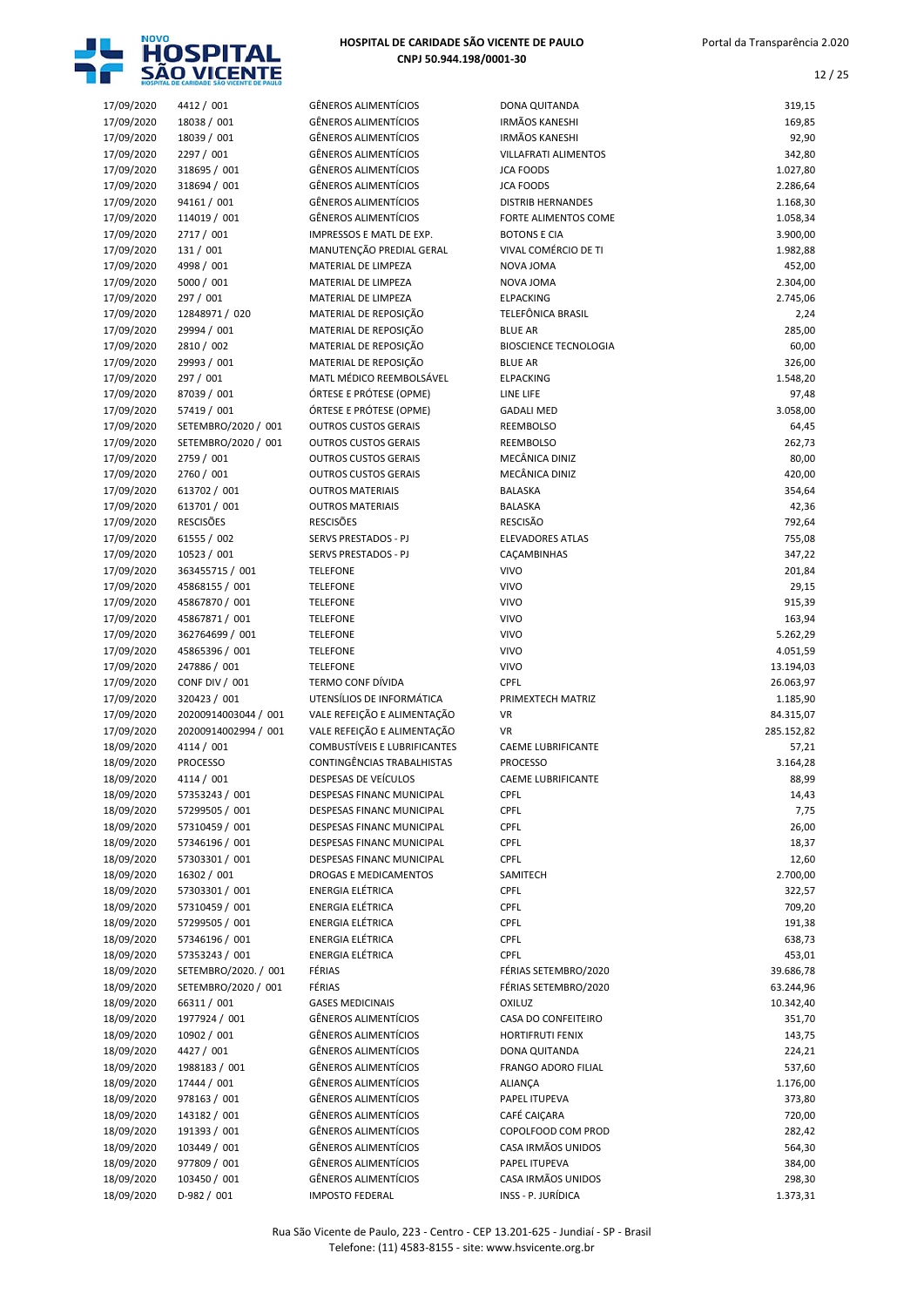| 17/09/2020 | 4412 / 001 | GÊNEROS ALIMENTÍCIOS | DONA QUITANDA | 319,15 |
|---|---|---|---|---|
| 17/09/2020 | 18038 / 001 | GÊNEROS ALIMENTÍCIOS | IRMÃOS KANESHI | 169,85 |
| 17/09/2020 | 18039 / 001 | GÊNEROS ALIMENTÍCIOS | IRMÃOS KANESHI | 92,90 |
| 17/09/2020 | 2297 / 001 | GÊNEROS ALIMENTÍCIOS | VILLAFRATI ALIMENTOS | 342,80 |
| 17/09/2020 | 318695 / 001 | GÊNEROS ALIMENTÍCIOS | JCA FOODS | 1.027,80 |
| 17/09/2020 | 318694 / 001 | GÊNEROS ALIMENTÍCIOS | JCA FOODS | 2.286,64 |
| 17/09/2020 | 94161 / 001 | GÊNEROS ALIMENTÍCIOS | DISTRIB HERNANDES | 1.168,30 |
| 17/09/2020 | 114019 / 001 | GÊNEROS ALIMENTÍCIOS | FORTE ALIMENTOS COME | 1.058,34 |
| 17/09/2020 | 2717 / 001 | IMPRESSOS E MATL DE EXP. | BOTONS E CIA | 3.900,00 |
| 17/09/2020 | 131 / 001 | MANUTENÇÃO PREDIAL GERAL | VIVAL COMÉRCIO DE TI | 1.982,88 |
| 17/09/2020 | 4998 / 001 | MATERIAL DE LIMPEZA | NOVA JOMA | 452,00 |
| 17/09/2020 | 5000 / 001 | MATERIAL DE LIMPEZA | NOVA JOMA | 2.304,00 |
| 17/09/2020 | 297 / 001 | MATERIAL DE LIMPEZA | ELPACKING | 2.745,06 |
| 17/09/2020 | 12848971 / 020 | MATERIAL DE REPOSIÇÃO | TELEFÔNICA BRASIL | 2,24 |
| 17/09/2020 | 29994 / 001 | MATERIAL DE REPOSIÇÃO | BLUE AR | 285,00 |
| 17/09/2020 | 2810 / 002 | MATERIAL DE REPOSIÇÃO | BIOSCIENCE TECNOLOGIA | 60,00 |
| 17/09/2020 | 29993 / 001 | MATERIAL DE REPOSIÇÃO | BLUE AR | 326,00 |
| 17/09/2020 | 297 / 001 | MATL MÉDICO REEMBOLSÁVEL | ELPACKING | 1.548,20 |
| 17/09/2020 | 87039 / 001 | ÓRTESE E PRÓTESE (OPME) | LINE LIFE | 97,48 |
| 17/09/2020 | 57419 / 001 | ÓRTESE E PRÓTESE (OPME) | GADALI MED | 3.058,00 |
| 17/09/2020 | SETEMBRO/2020 / 001 | OUTROS CUSTOS GERAIS | REEMBOLSO | 64,45 |
| 17/09/2020 | SETEMBRO/2020 / 001 | OUTROS CUSTOS GERAIS | REEMBOLSO | 262,73 |
| 17/09/2020 | 2759 / 001 | OUTROS CUSTOS GERAIS | MECÂNICA DINIZ | 80,00 |
| 17/09/2020 | 2760 / 001 | OUTROS CUSTOS GERAIS | MECÂNICA DINIZ | 420,00 |
| 17/09/2020 | 613702 / 001 | OUTROS MATERIAIS | BALASKA | 354,64 |
| 17/09/2020 | 613701 / 001 | OUTROS MATERIAIS | BALASKA | 42,36 |
| 17/09/2020 | RESCISÕES | RESCISÕES | RESCISÃO | 792,64 |
| 17/09/2020 | 61555 / 002 | SERVS PRESTADOS - PJ | ELEVADORES ATLAS | 755,08 |
| 17/09/2020 | 10523 / 001 | SERVS PRESTADOS - PJ | CAÇAMBINHAS | 347,22 |
| 17/09/2020 | 363455715 / 001 | TELEFONE | VIVO | 201,84 |
| 17/09/2020 | 45868155 / 001 | TELEFONE | VIVO | 29,15 |
| 17/09/2020 | 45867870 / 001 | TELEFONE | VIVO | 915,39 |
| 17/09/2020 | 45867871 / 001 | TELEFONE | VIVO | 163,94 |
| 17/09/2020 | 362764699 / 001 | TELEFONE | VIVO | 5.262,29 |
| 17/09/2020 | 45865396 / 001 | TELEFONE | VIVO | 4.051,59 |
| 17/09/2020 | 247886 / 001 | TELEFONE | VIVO | 13.194,03 |
| 17/09/2020 | CONF DIV / 001 | TERMO CONF DÍVIDA | CPFL | 26.063,97 |
| 17/09/2020 | 320423 / 001 | UTENSÍLIOS DE INFORMÁTICA | PRIMEXTECH MATRIZ | 1.185,90 |
| 17/09/2020 | 20200914003044 / 001 | VALE REFEIÇÃO E ALIMENTAÇÃO | VR | 84.315,07 |
| 17/09/2020 | 20200914002994 / 001 | VALE REFEIÇÃO E ALIMENTAÇÃO | VR | 285.152,82 |
| 18/09/2020 | 4114 / 001 | COMBUSTÍVEIS E LUBRIFICANTES | CAEME LUBRIFICANTE | 57,21 |
| 18/09/2020 | PROCESSO | CONTINGÊNCIAS TRABALHISTAS | PROCESSO | 3.164,28 |
| 18/09/2020 | 4114 / 001 | DESPESAS DE VEÍCULOS | CAEME LUBRIFICANTE | 88,99 |
| 18/09/2020 | 57353243 / 001 | DESPESAS FINANC MUNICIPAL | CPFL | 14,43 |
| 18/09/2020 | 57299505 / 001 | DESPESAS FINANC MUNICIPAL | CPFL | 7,75 |
| 18/09/2020 | 57310459 / 001 | DESPESAS FINANC MUNICIPAL | CPFL | 26,00 |
| 18/09/2020 | 57346196 / 001 | DESPESAS FINANC MUNICIPAL | CPFL | 18,37 |
| 18/09/2020 | 57303301 / 001 | DESPESAS FINANC MUNICIPAL | CPFL | 12,60 |
| 18/09/2020 | 16302 / 001 | DROGAS E MEDICAMENTOS | SAMITECH | 2.700,00 |
| 18/09/2020 | 57303301 / 001 | ENERGIA ELÉTRICA | CPFL | 322,57 |
| 18/09/2020 | 57310459 / 001 | ENERGIA ELÉTRICA | CPFL | 709,20 |
| 18/09/2020 | 57299505 / 001 | ENERGIA ELÉTRICA | CPFL | 191,38 |
| 18/09/2020 | 57346196 / 001 | ENERGIA ELÉTRICA | CPFL | 638,73 |
| 18/09/2020 | 57353243 / 001 | ENERGIA ELÉTRICA | CPFL | 453,01 |
| 18/09/2020 | SETEMBRO/2020. / 001 | FÉRIAS | FÉRIAS SETEMBRO/2020 | 39.686,78 |
| 18/09/2020 | SETEMBRO/2020 / 001 | FÉRIAS | FÉRIAS SETEMBRO/2020 | 63.244,96 |
| 18/09/2020 | 66311 / 001 | GASES MEDICINAIS | OXILUZ | 10.342,40 |
| 18/09/2020 | 1977924 / 001 | GÊNEROS ALIMENTÍCIOS | CASA DO CONFEITEIRO | 351,70 |
| 18/09/2020 | 10902 / 001 | GÊNEROS ALIMENTÍCIOS | HORTIFRUTI FENIX | 143,75 |
| 18/09/2020 | 4427 / 001 | GÊNEROS ALIMENTÍCIOS | DONA QUITANDA | 224,21 |
| 18/09/2020 | 1988183 / 001 | GÊNEROS ALIMENTÍCIOS | FRANGO ADORO FILIAL | 537,60 |
| 18/09/2020 | 17444 / 001 | GÊNEROS ALIMENTÍCIOS | ALIANÇA | 1.176,00 |
| 18/09/2020 | 978163 / 001 | GÊNEROS ALIMENTÍCIOS | PAPEL ITUPEVA | 373,80 |
| 18/09/2020 | 143182 / 001 | GÊNEROS ALIMENTÍCIOS | CAFÉ CAIÇARA | 720,00 |
| 18/09/2020 | 191393 / 001 | GÊNEROS ALIMENTÍCIOS | COPOLFOOD COM PROD | 282,42 |
| 18/09/2020 | 103449 / 001 | GÊNEROS ALIMENTÍCIOS | CASA IRMÃOS UNIDOS | 564,30 |
| 18/09/2020 | 977809 / 001 | GÊNEROS ALIMENTÍCIOS | PAPEL ITUPEVA | 384,00 |
| 18/09/2020 | 103450 / 001 | GÊNEROS ALIMENTÍCIOS | CASA IRMÃOS UNIDOS | 298,30 |
| 18/09/2020 | D-982 / 001 | IMPOSTO FEDERAL | INSS - P. JURÍDICA | 1.373,31 |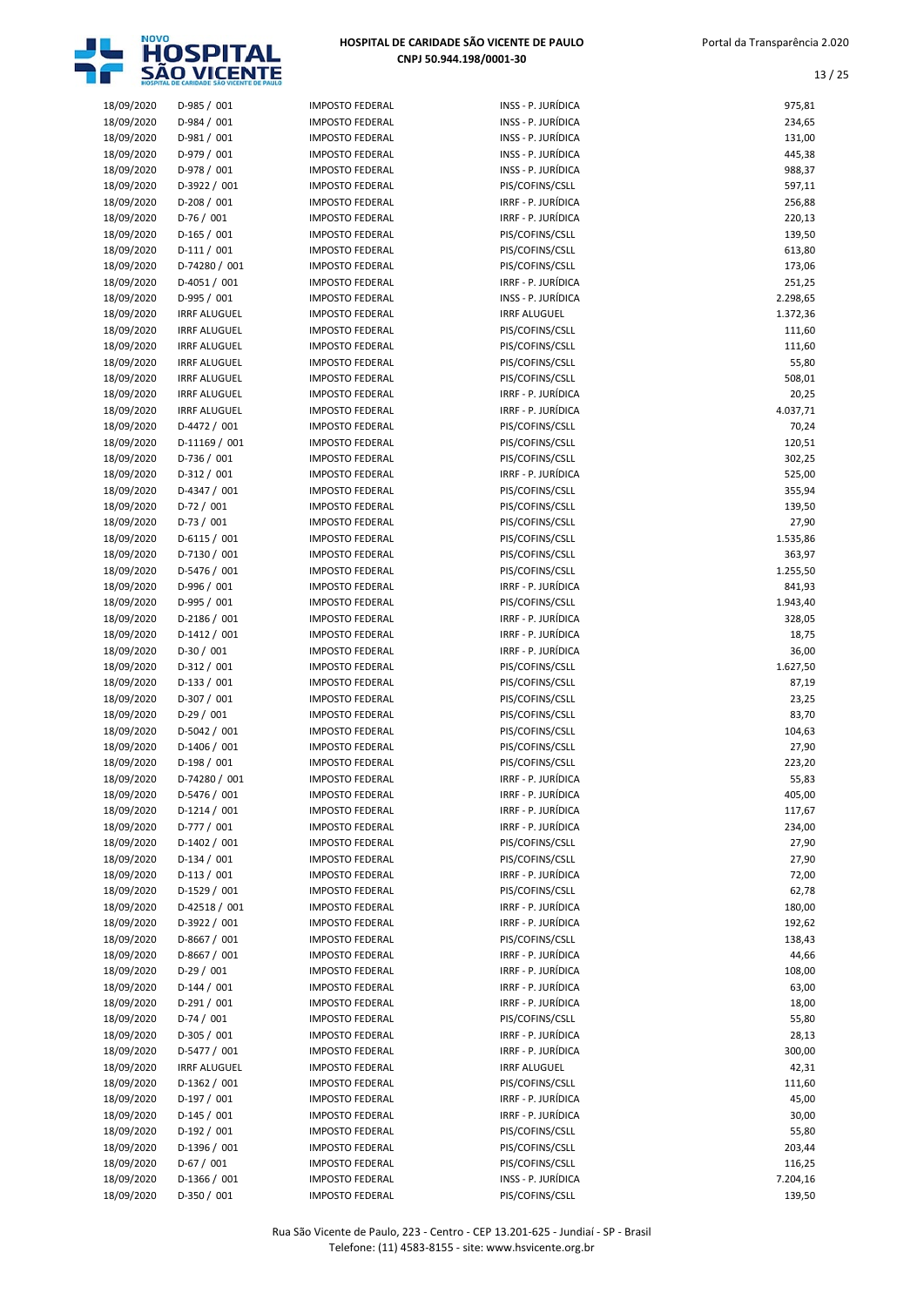| | | | | |
|---|---|---|---|---|
| 18/09/2020 | D-985 / 001 | IMPOSTO FEDERAL | INSS - P. JURÍDICA | 975,81 |
| 18/09/2020 | D-984 / 001 | IMPOSTO FEDERAL | INSS - P. JURÍDICA | 234,65 |
| 18/09/2020 | D-981 / 001 | IMPOSTO FEDERAL | INSS - P. JURÍDICA | 131,00 |
| 18/09/2020 | D-979 / 001 | IMPOSTO FEDERAL | INSS - P. JURÍDICA | 445,38 |
| 18/09/2020 | D-978 / 001 | IMPOSTO FEDERAL | INSS - P. JURÍDICA | 988,37 |
| 18/09/2020 | D-3922 / 001 | IMPOSTO FEDERAL | PIS/COFINS/CSLL | 597,11 |
| 18/09/2020 | D-208 / 001 | IMPOSTO FEDERAL | IRRF - P. JURÍDICA | 256,88 |
| 18/09/2020 | D-76 / 001 | IMPOSTO FEDERAL | IRRF - P. JURÍDICA | 220,13 |
| 18/09/2020 | D-165 / 001 | IMPOSTO FEDERAL | PIS/COFINS/CSLL | 139,50 |
| 18/09/2020 | D-111 / 001 | IMPOSTO FEDERAL | PIS/COFINS/CSLL | 613,80 |
| 18/09/2020 | D-74280 / 001 | IMPOSTO FEDERAL | PIS/COFINS/CSLL | 173,06 |
| 18/09/2020 | D-4051 / 001 | IMPOSTO FEDERAL | IRRF - P. JURÍDICA | 251,25 |
| 18/09/2020 | D-995 / 001 | IMPOSTO FEDERAL | INSS - P. JURÍDICA | 2.298,65 |
| 18/09/2020 | IRRF ALUGUEL | IMPOSTO FEDERAL | IRRF ALUGUEL | 1.372,36 |
| 18/09/2020 | IRRF ALUGUEL | IMPOSTO FEDERAL | PIS/COFINS/CSLL | 111,60 |
| 18/09/2020 | IRRF ALUGUEL | IMPOSTO FEDERAL | PIS/COFINS/CSLL | 111,60 |
| 18/09/2020 | IRRF ALUGUEL | IMPOSTO FEDERAL | PIS/COFINS/CSLL | 55,80 |
| 18/09/2020 | IRRF ALUGUEL | IMPOSTO FEDERAL | PIS/COFINS/CSLL | 508,01 |
| 18/09/2020 | IRRF ALUGUEL | IMPOSTO FEDERAL | IRRF - P. JURÍDICA | 20,25 |
| 18/09/2020 | IRRF ALUGUEL | IMPOSTO FEDERAL | IRRF - P. JURÍDICA | 4.037,71 |
| 18/09/2020 | D-4472 / 001 | IMPOSTO FEDERAL | PIS/COFINS/CSLL | 70,24 |
| 18/09/2020 | D-11169 / 001 | IMPOSTO FEDERAL | PIS/COFINS/CSLL | 120,51 |
| 18/09/2020 | D-736 / 001 | IMPOSTO FEDERAL | PIS/COFINS/CSLL | 302,25 |
| 18/09/2020 | D-312 / 001 | IMPOSTO FEDERAL | IRRF - P. JURÍDICA | 525,00 |
| 18/09/2020 | D-4347 / 001 | IMPOSTO FEDERAL | PIS/COFINS/CSLL | 355,94 |
| 18/09/2020 | D-72 / 001 | IMPOSTO FEDERAL | PIS/COFINS/CSLL | 139,50 |
| 18/09/2020 | D-73 / 001 | IMPOSTO FEDERAL | PIS/COFINS/CSLL | 27,90 |
| 18/09/2020 | D-6115 / 001 | IMPOSTO FEDERAL | PIS/COFINS/CSLL | 1.535,86 |
| 18/09/2020 | D-7130 / 001 | IMPOSTO FEDERAL | PIS/COFINS/CSLL | 363,97 |
| 18/09/2020 | D-5476 / 001 | IMPOSTO FEDERAL | PIS/COFINS/CSLL | 1.255,50 |
| 18/09/2020 | D-996 / 001 | IMPOSTO FEDERAL | IRRF - P. JURÍDICA | 841,93 |
| 18/09/2020 | D-995 / 001 | IMPOSTO FEDERAL | PIS/COFINS/CSLL | 1.943,40 |
| 18/09/2020 | D-2186 / 001 | IMPOSTO FEDERAL | IRRF - P. JURÍDICA | 328,05 |
| 18/09/2020 | D-1412 / 001 | IMPOSTO FEDERAL | IRRF - P. JURÍDICA | 18,75 |
| 18/09/2020 | D-30 / 001 | IMPOSTO FEDERAL | IRRF - P. JURÍDICA | 36,00 |
| 18/09/2020 | D-312 / 001 | IMPOSTO FEDERAL | PIS/COFINS/CSLL | 1.627,50 |
| 18/09/2020 | D-133 / 001 | IMPOSTO FEDERAL | PIS/COFINS/CSLL | 87,19 |
| 18/09/2020 | D-307 / 001 | IMPOSTO FEDERAL | PIS/COFINS/CSLL | 23,25 |
| 18/09/2020 | D-29 / 001 | IMPOSTO FEDERAL | PIS/COFINS/CSLL | 83,70 |
| 18/09/2020 | D-5042 / 001 | IMPOSTO FEDERAL | PIS/COFINS/CSLL | 104,63 |
| 18/09/2020 | D-1406 / 001 | IMPOSTO FEDERAL | PIS/COFINS/CSLL | 27,90 |
| 18/09/2020 | D-198 / 001 | IMPOSTO FEDERAL | PIS/COFINS/CSLL | 223,20 |
| 18/09/2020 | D-74280 / 001 | IMPOSTO FEDERAL | IRRF - P. JURÍDICA | 55,83 |
| 18/09/2020 | D-5476 / 001 | IMPOSTO FEDERAL | IRRF - P. JURÍDICA | 405,00 |
| 18/09/2020 | D-1214 / 001 | IMPOSTO FEDERAL | IRRF - P. JURÍDICA | 117,67 |
| 18/09/2020 | D-777 / 001 | IMPOSTO FEDERAL | IRRF - P. JURÍDICA | 234,00 |
| 18/09/2020 | D-1402 / 001 | IMPOSTO FEDERAL | PIS/COFINS/CSLL | 27,90 |
| 18/09/2020 | D-134 / 001 | IMPOSTO FEDERAL | PIS/COFINS/CSLL | 27,90 |
| 18/09/2020 | D-113 / 001 | IMPOSTO FEDERAL | IRRF - P. JURÍDICA | 72,00 |
| 18/09/2020 | D-1529 / 001 | IMPOSTO FEDERAL | PIS/COFINS/CSLL | 62,78 |
| 18/09/2020 | D-42518 / 001 | IMPOSTO FEDERAL | IRRF - P. JURÍDICA | 180,00 |
| 18/09/2020 | D-3922 / 001 | IMPOSTO FEDERAL | IRRF - P. JURÍDICA | 192,62 |
| 18/09/2020 | D-8667 / 001 | IMPOSTO FEDERAL | PIS/COFINS/CSLL | 138,43 |
| 18/09/2020 | D-8667 / 001 | IMPOSTO FEDERAL | IRRF - P. JURÍDICA | 44,66 |
| 18/09/2020 | D-29 / 001 | IMPOSTO FEDERAL | IRRF - P. JURÍDICA | 108,00 |
| 18/09/2020 | D-144 / 001 | IMPOSTO FEDERAL | IRRF - P. JURÍDICA | 63,00 |
| 18/09/2020 | D-291 / 001 | IMPOSTO FEDERAL | IRRF - P. JURÍDICA | 18,00 |
| 18/09/2020 | D-74 / 001 | IMPOSTO FEDERAL | PIS/COFINS/CSLL | 55,80 |
| 18/09/2020 | D-305 / 001 | IMPOSTO FEDERAL | IRRF - P. JURÍDICA | 28,13 |
| 18/09/2020 | D-5477 / 001 | IMPOSTO FEDERAL | IRRF - P. JURÍDICA | 300,00 |
| 18/09/2020 | IRRF ALUGUEL | IMPOSTO FEDERAL | IRRF ALUGUEL | 42,31 |
| 18/09/2020 | D-1362 / 001 | IMPOSTO FEDERAL | PIS/COFINS/CSLL | 111,60 |
| 18/09/2020 | D-197 / 001 | IMPOSTO FEDERAL | IRRF - P. JURÍDICA | 45,00 |
| 18/09/2020 | D-145 / 001 | IMPOSTO FEDERAL | IRRF - P. JURÍDICA | 30,00 |
| 18/09/2020 | D-192 / 001 | IMPOSTO FEDERAL | PIS/COFINS/CSLL | 55,80 |
| 18/09/2020 | D-1396 / 001 | IMPOSTO FEDERAL | PIS/COFINS/CSLL | 203,44 |
| 18/09/2020 | D-67 / 001 | IMPOSTO FEDERAL | PIS/COFINS/CSLL | 116,25 |
| 18/09/2020 | D-1366 / 001 | IMPOSTO FEDERAL | INSS - P. JURÍDICA | 7.204,16 |
| 18/09/2020 | D-350 / 001 | IMPOSTO FEDERAL | PIS/COFINS/CSLL | 139,50 |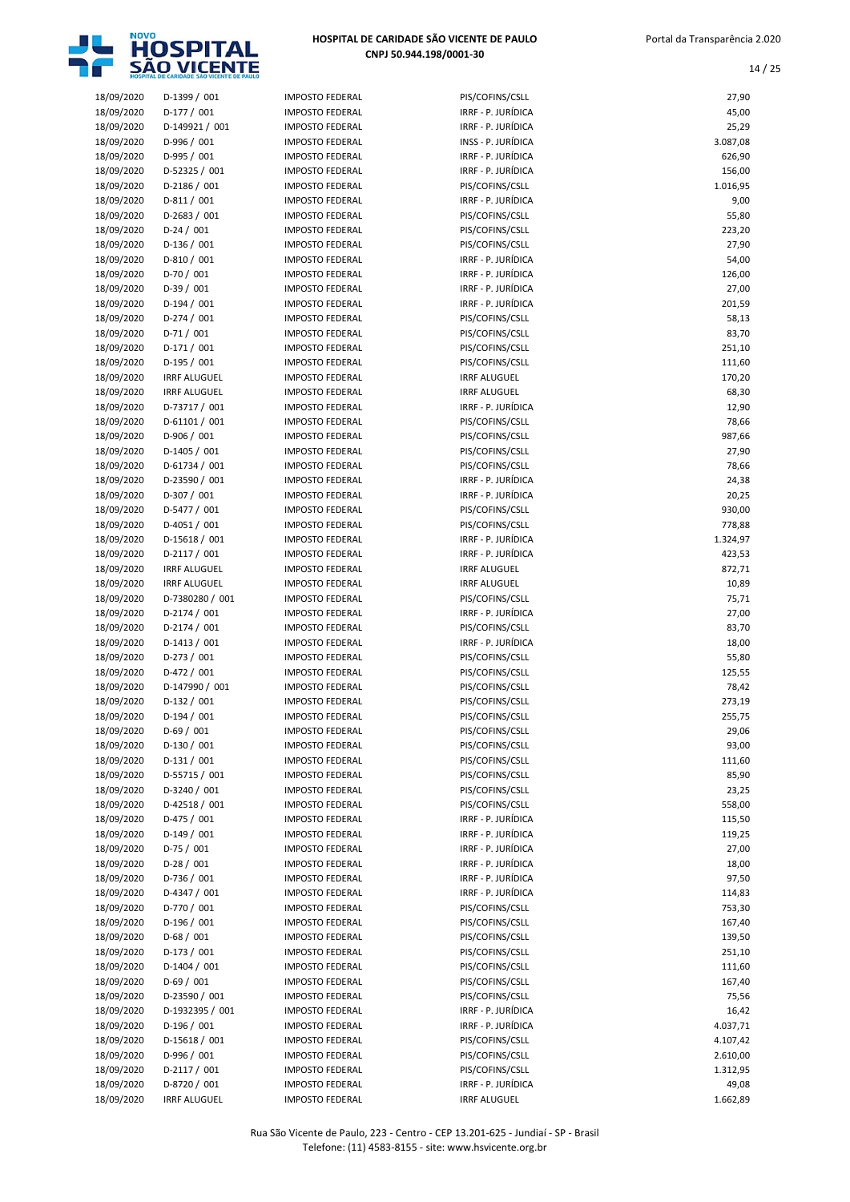| | | | | |
|---|---|---|---|---|
| 18/09/2020 | D-1399 / 001 | IMPOSTO FEDERAL | PIS/COFINS/CSLL | 27,90 |
| 18/09/2020 | D-177 / 001 | IMPOSTO FEDERAL | IRRF - P. JURÍDICA | 45,00 |
| 18/09/2020 | D-149921 / 001 | IMPOSTO FEDERAL | IRRF - P. JURÍDICA | 25,29 |
| 18/09/2020 | D-996 / 001 | IMPOSTO FEDERAL | INSS - P. JURÍDICA | 3.087,08 |
| 18/09/2020 | D-995 / 001 | IMPOSTO FEDERAL | IRRF - P. JURÍDICA | 626,90 |
| 18/09/2020 | D-52325 / 001 | IMPOSTO FEDERAL | IRRF - P. JURÍDICA | 156,00 |
| 18/09/2020 | D-2186 / 001 | IMPOSTO FEDERAL | PIS/COFINS/CSLL | 1.016,95 |
| 18/09/2020 | D-811 / 001 | IMPOSTO FEDERAL | IRRF - P. JURÍDICA | 9,00 |
| 18/09/2020 | D-2683 / 001 | IMPOSTO FEDERAL | PIS/COFINS/CSLL | 55,80 |
| 18/09/2020 | D-24 / 001 | IMPOSTO FEDERAL | PIS/COFINS/CSLL | 223,20 |
| 18/09/2020 | D-136 / 001 | IMPOSTO FEDERAL | PIS/COFINS/CSLL | 27,90 |
| 18/09/2020 | D-810 / 001 | IMPOSTO FEDERAL | IRRF - P. JURÍDICA | 54,00 |
| 18/09/2020 | D-70 / 001 | IMPOSTO FEDERAL | IRRF - P. JURÍDICA | 126,00 |
| 18/09/2020 | D-39 / 001 | IMPOSTO FEDERAL | IRRF - P. JURÍDICA | 27,00 |
| 18/09/2020 | D-194 / 001 | IMPOSTO FEDERAL | IRRF - P. JURÍDICA | 201,59 |
| 18/09/2020 | D-274 / 001 | IMPOSTO FEDERAL | PIS/COFINS/CSLL | 58,13 |
| 18/09/2020 | D-71 / 001 | IMPOSTO FEDERAL | PIS/COFINS/CSLL | 83,70 |
| 18/09/2020 | D-171 / 001 | IMPOSTO FEDERAL | PIS/COFINS/CSLL | 251,10 |
| 18/09/2020 | D-195 / 001 | IMPOSTO FEDERAL | PIS/COFINS/CSLL | 111,60 |
| 18/09/2020 | IRRF ALUGUEL | IMPOSTO FEDERAL | IRRF ALUGUEL | 170,20 |
| 18/09/2020 | IRRF ALUGUEL | IMPOSTO FEDERAL | IRRF ALUGUEL | 68,30 |
| 18/09/2020 | D-73717 / 001 | IMPOSTO FEDERAL | IRRF - P. JURÍDICA | 12,90 |
| 18/09/2020 | D-61101 / 001 | IMPOSTO FEDERAL | PIS/COFINS/CSLL | 78,66 |
| 18/09/2020 | D-906 / 001 | IMPOSTO FEDERAL | PIS/COFINS/CSLL | 987,66 |
| 18/09/2020 | D-1405 / 001 | IMPOSTO FEDERAL | PIS/COFINS/CSLL | 27,90 |
| 18/09/2020 | D-61734 / 001 | IMPOSTO FEDERAL | PIS/COFINS/CSLL | 78,66 |
| 18/09/2020 | D-23590 / 001 | IMPOSTO FEDERAL | IRRF - P. JURÍDICA | 24,38 |
| 18/09/2020 | D-307 / 001 | IMPOSTO FEDERAL | IRRF - P. JURÍDICA | 20,25 |
| 18/09/2020 | D-5477 / 001 | IMPOSTO FEDERAL | PIS/COFINS/CSLL | 930,00 |
| 18/09/2020 | D-4051 / 001 | IMPOSTO FEDERAL | PIS/COFINS/CSLL | 778,88 |
| 18/09/2020 | D-15618 / 001 | IMPOSTO FEDERAL | IRRF - P. JURÍDICA | 1.324,97 |
| 18/09/2020 | D-2117 / 001 | IMPOSTO FEDERAL | IRRF - P. JURÍDICA | 423,53 |
| 18/09/2020 | IRRF ALUGUEL | IMPOSTO FEDERAL | IRRF ALUGUEL | 872,71 |
| 18/09/2020 | IRRF ALUGUEL | IMPOSTO FEDERAL | IRRF ALUGUEL | 10,89 |
| 18/09/2020 | D-7380280 / 001 | IMPOSTO FEDERAL | PIS/COFINS/CSLL | 75,71 |
| 18/09/2020 | D-2174 / 001 | IMPOSTO FEDERAL | IRRF - P. JURÍDICA | 27,00 |
| 18/09/2020 | D-2174 / 001 | IMPOSTO FEDERAL | PIS/COFINS/CSLL | 83,70 |
| 18/09/2020 | D-1413 / 001 | IMPOSTO FEDERAL | IRRF - P. JURÍDICA | 18,00 |
| 18/09/2020 | D-273 / 001 | IMPOSTO FEDERAL | PIS/COFINS/CSLL | 55,80 |
| 18/09/2020 | D-472 / 001 | IMPOSTO FEDERAL | PIS/COFINS/CSLL | 125,55 |
| 18/09/2020 | D-147990 / 001 | IMPOSTO FEDERAL | PIS/COFINS/CSLL | 78,42 |
| 18/09/2020 | D-132 / 001 | IMPOSTO FEDERAL | PIS/COFINS/CSLL | 273,19 |
| 18/09/2020 | D-194 / 001 | IMPOSTO FEDERAL | PIS/COFINS/CSLL | 255,75 |
| 18/09/2020 | D-69 / 001 | IMPOSTO FEDERAL | PIS/COFINS/CSLL | 29,06 |
| 18/09/2020 | D-130 / 001 | IMPOSTO FEDERAL | PIS/COFINS/CSLL | 93,00 |
| 18/09/2020 | D-131 / 001 | IMPOSTO FEDERAL | PIS/COFINS/CSLL | 111,60 |
| 18/09/2020 | D-55715 / 001 | IMPOSTO FEDERAL | PIS/COFINS/CSLL | 85,90 |
| 18/09/2020 | D-3240 / 001 | IMPOSTO FEDERAL | PIS/COFINS/CSLL | 23,25 |
| 18/09/2020 | D-42518 / 001 | IMPOSTO FEDERAL | PIS/COFINS/CSLL | 558,00 |
| 18/09/2020 | D-475 / 001 | IMPOSTO FEDERAL | IRRF - P. JURÍDICA | 115,50 |
| 18/09/2020 | D-149 / 001 | IMPOSTO FEDERAL | IRRF - P. JURÍDICA | 119,25 |
| 18/09/2020 | D-75 / 001 | IMPOSTO FEDERAL | IRRF - P. JURÍDICA | 27,00 |
| 18/09/2020 | D-28 / 001 | IMPOSTO FEDERAL | IRRF - P. JURÍDICA | 18,00 |
| 18/09/2020 | D-736 / 001 | IMPOSTO FEDERAL | IRRF - P. JURÍDICA | 97,50 |
| 18/09/2020 | D-4347 / 001 | IMPOSTO FEDERAL | IRRF - P. JURÍDICA | 114,83 |
| 18/09/2020 | D-770 / 001 | IMPOSTO FEDERAL | PIS/COFINS/CSLL | 753,30 |
| 18/09/2020 | D-196 / 001 | IMPOSTO FEDERAL | PIS/COFINS/CSLL | 167,40 |
| 18/09/2020 | D-68 / 001 | IMPOSTO FEDERAL | PIS/COFINS/CSLL | 139,50 |
| 18/09/2020 | D-173 / 001 | IMPOSTO FEDERAL | PIS/COFINS/CSLL | 251,10 |
| 18/09/2020 | D-1404 / 001 | IMPOSTO FEDERAL | PIS/COFINS/CSLL | 111,60 |
| 18/09/2020 | D-69 / 001 | IMPOSTO FEDERAL | PIS/COFINS/CSLL | 167,40 |
| 18/09/2020 | D-23590 / 001 | IMPOSTO FEDERAL | PIS/COFINS/CSLL | 75,56 |
| 18/09/2020 | D-1932395 / 001 | IMPOSTO FEDERAL | IRRF - P. JURÍDICA | 16,42 |
| 18/09/2020 | D-196 / 001 | IMPOSTO FEDERAL | IRRF - P. JURÍDICA | 4.037,71 |
| 18/09/2020 | D-15618 / 001 | IMPOSTO FEDERAL | PIS/COFINS/CSLL | 4.107,42 |
| 18/09/2020 | D-996 / 001 | IMPOSTO FEDERAL | PIS/COFINS/CSLL | 2.610,00 |
| 18/09/2020 | D-2117 / 001 | IMPOSTO FEDERAL | PIS/COFINS/CSLL | 1.312,95 |
| 18/09/2020 | D-8720 / 001 | IMPOSTO FEDERAL | IRRF - P. JURÍDICA | 49,08 |
| 18/09/2020 | IRRF ALUGUEL | IMPOSTO FEDERAL | IRRF ALUGUEL | 1.662,89 |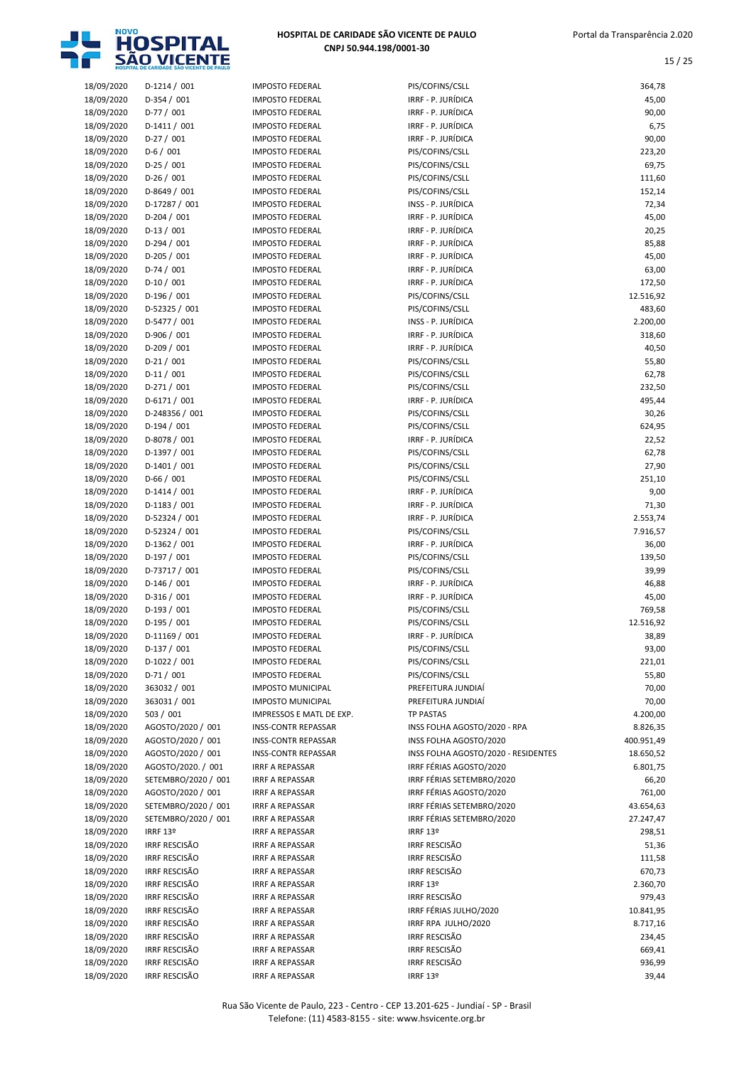| | | | | |
|---|---|---|---|---|
| 18/09/2020 | D-1214 / 001 | IMPOSTO FEDERAL | PIS/COFINS/CSLL | 364,78 |
| 18/09/2020 | D-354 / 001 | IMPOSTO FEDERAL | IRRF - P. JURÍDICA | 45,00 |
| 18/09/2020 | D-77 / 001 | IMPOSTO FEDERAL | IRRF - P. JURÍDICA | 90,00 |
| 18/09/2020 | D-1411 / 001 | IMPOSTO FEDERAL | IRRF - P. JURÍDICA | 6,75 |
| 18/09/2020 | D-27 / 001 | IMPOSTO FEDERAL | IRRF - P. JURÍDICA | 90,00 |
| 18/09/2020 | D-6 / 001 | IMPOSTO FEDERAL | PIS/COFINS/CSLL | 223,20 |
| 18/09/2020 | D-25 / 001 | IMPOSTO FEDERAL | PIS/COFINS/CSLL | 69,75 |
| 18/09/2020 | D-26 / 001 | IMPOSTO FEDERAL | PIS/COFINS/CSLL | 111,60 |
| 18/09/2020 | D-8649 / 001 | IMPOSTO FEDERAL | PIS/COFINS/CSLL | 152,14 |
| 18/09/2020 | D-17287 / 001 | IMPOSTO FEDERAL | INSS - P. JURÍDICA | 72,34 |
| 18/09/2020 | D-204 / 001 | IMPOSTO FEDERAL | IRRF - P. JURÍDICA | 45,00 |
| 18/09/2020 | D-13 / 001 | IMPOSTO FEDERAL | IRRF - P. JURÍDICA | 20,25 |
| 18/09/2020 | D-294 / 001 | IMPOSTO FEDERAL | IRRF - P. JURÍDICA | 85,88 |
| 18/09/2020 | D-205 / 001 | IMPOSTO FEDERAL | IRRF - P. JURÍDICA | 45,00 |
| 18/09/2020 | D-74 / 001 | IMPOSTO FEDERAL | IRRF - P. JURÍDICA | 63,00 |
| 18/09/2020 | D-10 / 001 | IMPOSTO FEDERAL | IRRF - P. JURÍDICA | 172,50 |
| 18/09/2020 | D-196 / 001 | IMPOSTO FEDERAL | PIS/COFINS/CSLL | 12.516,92 |
| 18/09/2020 | D-52325 / 001 | IMPOSTO FEDERAL | PIS/COFINS/CSLL | 483,60 |
| 18/09/2020 | D-5477 / 001 | IMPOSTO FEDERAL | INSS - P. JURÍDICA | 2.200,00 |
| 18/09/2020 | D-906 / 001 | IMPOSTO FEDERAL | IRRF - P. JURÍDICA | 318,60 |
| 18/09/2020 | D-209 / 001 | IMPOSTO FEDERAL | IRRF - P. JURÍDICA | 40,50 |
| 18/09/2020 | D-21 / 001 | IMPOSTO FEDERAL | PIS/COFINS/CSLL | 55,80 |
| 18/09/2020 | D-11 / 001 | IMPOSTO FEDERAL | PIS/COFINS/CSLL | 62,78 |
| 18/09/2020 | D-271 / 001 | IMPOSTO FEDERAL | PIS/COFINS/CSLL | 232,50 |
| 18/09/2020 | D-6171 / 001 | IMPOSTO FEDERAL | IRRF - P. JURÍDICA | 495,44 |
| 18/09/2020 | D-248356 / 001 | IMPOSTO FEDERAL | PIS/COFINS/CSLL | 30,26 |
| 18/09/2020 | D-194 / 001 | IMPOSTO FEDERAL | PIS/COFINS/CSLL | 624,95 |
| 18/09/2020 | D-8078 / 001 | IMPOSTO FEDERAL | IRRF - P. JURÍDICA | 22,52 |
| 18/09/2020 | D-1397 / 001 | IMPOSTO FEDERAL | PIS/COFINS/CSLL | 62,78 |
| 18/09/2020 | D-1401 / 001 | IMPOSTO FEDERAL | PIS/COFINS/CSLL | 27,90 |
| 18/09/2020 | D-66 / 001 | IMPOSTO FEDERAL | PIS/COFINS/CSLL | 251,10 |
| 18/09/2020 | D-1414 / 001 | IMPOSTO FEDERAL | IRRF - P. JURÍDICA | 9,00 |
| 18/09/2020 | D-1183 / 001 | IMPOSTO FEDERAL | IRRF - P. JURÍDICA | 71,30 |
| 18/09/2020 | D-52324 / 001 | IMPOSTO FEDERAL | IRRF - P. JURÍDICA | 2.553,74 |
| 18/09/2020 | D-52324 / 001 | IMPOSTO FEDERAL | PIS/COFINS/CSLL | 7.916,57 |
| 18/09/2020 | D-1362 / 001 | IMPOSTO FEDERAL | IRRF - P. JURÍDICA | 36,00 |
| 18/09/2020 | D-197 / 001 | IMPOSTO FEDERAL | PIS/COFINS/CSLL | 139,50 |
| 18/09/2020 | D-73717 / 001 | IMPOSTO FEDERAL | PIS/COFINS/CSLL | 39,99 |
| 18/09/2020 | D-146 / 001 | IMPOSTO FEDERAL | IRRF - P. JURÍDICA | 46,88 |
| 18/09/2020 | D-316 / 001 | IMPOSTO FEDERAL | IRRF - P. JURÍDICA | 45,00 |
| 18/09/2020 | D-193 / 001 | IMPOSTO FEDERAL | PIS/COFINS/CSLL | 769,58 |
| 18/09/2020 | D-195 / 001 | IMPOSTO FEDERAL | PIS/COFINS/CSLL | 12.516,92 |
| 18/09/2020 | D-11169 / 001 | IMPOSTO FEDERAL | IRRF - P. JURÍDICA | 38,89 |
| 18/09/2020 | D-137 / 001 | IMPOSTO FEDERAL | PIS/COFINS/CSLL | 93,00 |
| 18/09/2020 | D-1022 / 001 | IMPOSTO FEDERAL | PIS/COFINS/CSLL | 221,01 |
| 18/09/2020 | D-71 / 001 | IMPOSTO FEDERAL | PIS/COFINS/CSLL | 55,80 |
| 18/09/2020 | 363032 / 001 | IMPOSTO MUNICIPAL | PREFEITURA JUNDIAÍ | 70,00 |
| 18/09/2020 | 363031 / 001 | IMPOSTO MUNICIPAL | PREFEITURA JUNDIAÍ | 70,00 |
| 18/09/2020 | 503 / 001 | IMPRESSOS E MATL DE EXP. | TP PASTAS | 4.200,00 |
| 18/09/2020 | AGOSTO/2020 / 001 | INSS-CONTR REPASSAR | INSS FOLHA AGOSTO/2020 - RPA | 8.826,35 |
| 18/09/2020 | AGOSTO/2020 / 001 | INSS-CONTR REPASSAR | INSS FOLHA AGOSTO/2020 | 400.951,49 |
| 18/09/2020 | AGOSTO/2020 / 001 | INSS-CONTR REPASSAR | INSS FOLHA AGOSTO/2020 - RESIDENTES | 18.650,52 |
| 18/09/2020 | AGOSTO/2020. / 001 | IRRF A REPASSAR | IRRF FÉRIAS AGOSTO/2020 | 6.801,75 |
| 18/09/2020 | SETEMBRO/2020 / 001 | IRRF A REPASSAR | IRRF FÉRIAS SETEMBRO/2020 | 66,20 |
| 18/09/2020 | AGOSTO/2020 / 001 | IRRF A REPASSAR | IRRF FÉRIAS AGOSTO/2020 | 761,00 |
| 18/09/2020 | SETEMBRO/2020 / 001 | IRRF A REPASSAR | IRRF FÉRIAS SETEMBRO/2020 | 43.654,63 |
| 18/09/2020 | SETEMBRO/2020 / 001 | IRRF A REPASSAR | IRRF FÉRIAS SETEMBRO/2020 | 27.247,47 |
| 18/09/2020 | IRRF 13º | IRRF A REPASSAR | IRRF 13º | 298,51 |
| 18/09/2020 | IRRF RESCISÃO | IRRF A REPASSAR | IRRF RESCISÃO | 51,36 |
| 18/09/2020 | IRRF RESCISÃO | IRRF A REPASSAR | IRRF RESCISÃO | 111,58 |
| 18/09/2020 | IRRF RESCISÃO | IRRF A REPASSAR | IRRF RESCISÃO | 670,73 |
| 18/09/2020 | IRRF RESCISÃO | IRRF A REPASSAR | IRRF 13º | 2.360,70 |
| 18/09/2020 | IRRF RESCISÃO | IRRF A REPASSAR | IRRF RESCISÃO | 979,43 |
| 18/09/2020 | IRRF RESCISÃO | IRRF A REPASSAR | IRRF FÉRIAS JULHO/2020 | 10.841,95 |
| 18/09/2020 | IRRF RESCISÃO | IRRF A REPASSAR | IRRF RPA JULHO/2020 | 8.717,16 |
| 18/09/2020 | IRRF RESCISÃO | IRRF A REPASSAR | IRRF RESCISÃO | 234,45 |
| 18/09/2020 | IRRF RESCISÃO | IRRF A REPASSAR | IRRF RESCISÃO | 669,41 |
| 18/09/2020 | IRRF RESCISÃO | IRRF A REPASSAR | IRRF RESCISÃO | 936,99 |
| 18/09/2020 | IRRF RESCISÃO | IRRF A REPASSAR | IRRF 13º | 39,44 |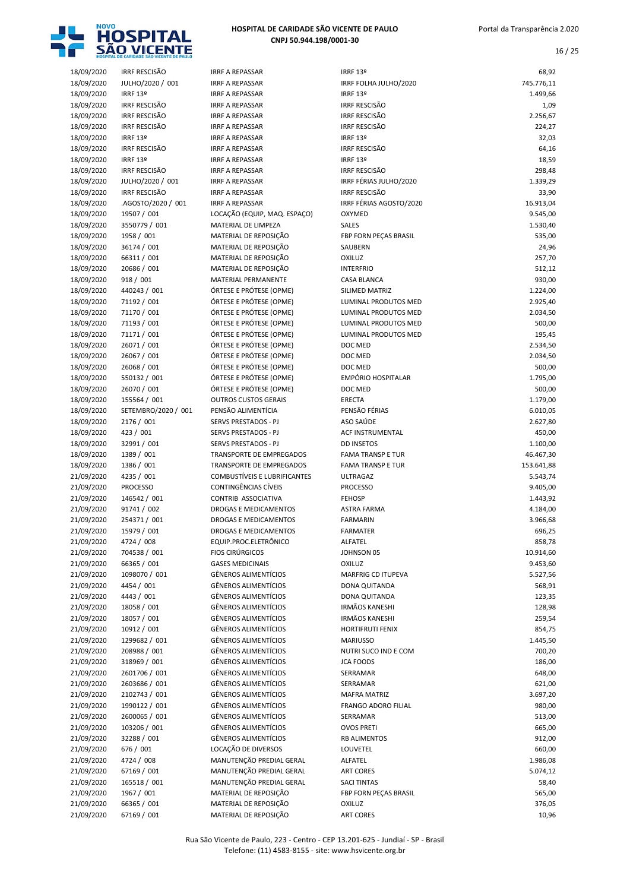# HOSPITAL DE CARIDADE SÃO VICENTE DE PAULO

**CNPJ 50.944.198/0001-30**

| | | | | |
|---|---|---|---|---|
| 18/09/2020 | IRRF RESCISÃO | IRRF A REPASSAR | IRRF 13º | 68,92 |
| 18/09/2020 | JULHO/2020 / 001 | IRRF A REPASSAR | IRRF FOLHA JULHO/2020 | 745.776,11 |
| 18/09/2020 | IRRF 13º | IRRF A REPASSAR | IRRF 13º | 1.499,66 |
| 18/09/2020 | IRRF RESCISÃO | IRRF A REPASSAR | IRRF RESCISÃO | 1,09 |
| 18/09/2020 | IRRF RESCISÃO | IRRF A REPASSAR | IRRF RESCISÃO | 2.256,67 |
| 18/09/2020 | IRRF RESCISÃO | IRRF A REPASSAR | IRRF RESCISÃO | 224,27 |
| 18/09/2020 | IRRF 13º | IRRF A REPASSAR | IRRF 13º | 32,03 |
| 18/09/2020 | IRRF RESCISÃO | IRRF A REPASSAR | IRRF RESCISÃO | 64,16 |
| 18/09/2020 | IRRF 13º | IRRF A REPASSAR | IRRF 13º | 18,59 |
| 18/09/2020 | IRRF RESCISÃO | IRRF A REPASSAR | IRRF RESCISÃO | 298,48 |
| 18/09/2020 | JULHO/2020 / 001 | IRRF A REPASSAR | IRRF FÉRIAS JULHO/2020 | 1.339,29 |
| 18/09/2020 | IRRF RESCISÃO | IRRF A REPASSAR | IRRF RESCISÃO | 33,90 |
| 18/09/2020 | .AGOSTO/2020 / 001 | IRRF A REPASSAR | IRRF FÉRIAS AGOSTO/2020 | 16.913,04 |
| 18/09/2020 | 19507 / 001 | LOCAÇÃO (EQUIP, MAQ. ESPAÇO) | OXYMED | 9.545,00 |
| 18/09/2020 | 3550779 / 001 | MATERIAL DE LIMPEZA | SALES | 1.530,40 |
| 18/09/2020 | 1958 / 001 | MATERIAL DE REPOSIÇÃO | FBP FORN PEÇAS BRASIL | 535,00 |
| 18/09/2020 | 36174 / 001 | MATERIAL DE REPOSIÇÃO | SAUBERN | 24,96 |
| 18/09/2020 | 66311 / 001 | MATERIAL DE REPOSIÇÃO | OXILUZ | 257,70 |
| 18/09/2020 | 20686 / 001 | MATERIAL DE REPOSIÇÃO | INTERFRIO | 512,12 |
| 18/09/2020 | 918 / 001 | MATERIAL PERMANENTE | CASA BLANCA | 930,00 |
| 18/09/2020 | 440243 / 001 | ÓRTESE E PRÓTESE (OPME) | SILIMED MATRIZ | 1.224,00 |
| 18/09/2020 | 71192 / 001 | ÓRTESE E PRÓTESE (OPME) | LUMINAL PRODUTOS MED | 2.925,40 |
| 18/09/2020 | 71170 / 001 | ÓRTESE E PRÓTESE (OPME) | LUMINAL PRODUTOS MED | 2.034,50 |
| 18/09/2020 | 71193 / 001 | ÓRTESE E PRÓTESE (OPME) | LUMINAL PRODUTOS MED | 500,00 |
| 18/09/2020 | 71171 / 001 | ÓRTESE E PRÓTESE (OPME) | LUMINAL PRODUTOS MED | 195,45 |
| 18/09/2020 | 26071 / 001 | ÓRTESE E PRÓTESE (OPME) | DOC MED | 2.534,50 |
| 18/09/2020 | 26067 / 001 | ÓRTESE E PRÓTESE (OPME) | DOC MED | 2.034,50 |
| 18/09/2020 | 26068 / 001 | ÓRTESE E PRÓTESE (OPME) | DOC MED | 500,00 |
| 18/09/2020 | 550132 / 001 | ÓRTESE E PRÓTESE (OPME) | EMPÓRIO HOSPITALAR | 1.795,00 |
| 18/09/2020 | 26070 / 001 | ÓRTESE E PRÓTESE (OPME) | DOC MED | 500,00 |
| 18/09/2020 | 155564 / 001 | OUTROS CUSTOS GERAIS | ERECTA | 1.179,00 |
| 18/09/2020 | SETEMBRO/2020 / 001 | PENSÃO ALIMENTÍCIA | PENSÃO FÉRIAS | 6.010,05 |
| 18/09/2020 | 2176 / 001 | SERVS PRESTADOS - PJ | ASO SAÚDE | 2.627,80 |
| 18/09/2020 | 423 / 001 | SERVS PRESTADOS - PJ | ACF INSTRUMENTAL | 450,00 |
| 18/09/2020 | 32991 / 001 | SERVS PRESTADOS - PJ | DD INSETOS | 1.100,00 |
| 18/09/2020 | 1389 / 001 | TRANSPORTE DE EMPREGADOS | FAMA TRANSP E TUR | 46.467,30 |
| 18/09/2020 | 1386 / 001 | TRANSPORTE DE EMPREGADOS | FAMA TRANSP E TUR | 153.641,88 |
| 21/09/2020 | 4235 / 001 | COMBUSTÍVEIS E LUBRIFICANTES | ULTRAGAZ | 5.543,74 |
| 21/09/2020 | PROCESSO | CONTINGÊNCIAS CÍVEIS | PROCESSO | 9.405,00 |
| 21/09/2020 | 146542 / 001 | CONTRIB ASSOCIATIVA | FEHOSP | 1.443,92 |
| 21/09/2020 | 91741 / 002 | DROGAS E MEDICAMENTOS | ASTRA FARMA | 4.184,00 |
| 21/09/2020 | 254371 / 001 | DROGAS E MEDICAMENTOS | FARMARIN | 3.966,68 |
| 21/09/2020 | 15979 / 001 | DROGAS E MEDICAMENTOS | FARMATER | 696,25 |
| 21/09/2020 | 4724 / 008 | EQUIP.PROC.ELETRÔNICO | ALFATEL | 858,78 |
| 21/09/2020 | 704538 / 001 | FIOS CIRÚRGICOS | JOHNSON 05 | 10.914,60 |
| 21/09/2020 | 66365 / 001 | GASES MEDICINAIS | OXILUZ | 9.453,60 |
| 21/09/2020 | 1098070 / 001 | GÊNEROS ALIMENTÍCIOS | MARFRIG CD ITUPEVA | 5.527,56 |
| 21/09/2020 | 4454 / 001 | GÊNEROS ALIMENTÍCIOS | DONA QUITANDA | 568,91 |
| 21/09/2020 | 4443 / 001 | GÊNEROS ALIMENTÍCIOS | DONA QUITANDA | 123,35 |
| 21/09/2020 | 18058 / 001 | GÊNEROS ALIMENTÍCIOS | IRMÃOS KANESHI | 128,98 |
| 21/09/2020 | 18057 / 001 | GÊNEROS ALIMENTÍCIOS | IRMÃOS KANESHI | 259,54 |
| 21/09/2020 | 10912 / 001 | GÊNEROS ALIMENTÍCIOS | HORTIFRUTI FENIX | 854,75 |
| 21/09/2020 | 1299682 / 001 | GÊNEROS ALIMENTÍCIOS | MARIUSSO | 1.445,50 |
| 21/09/2020 | 208988 / 001 | GÊNEROS ALIMENTÍCIOS | NUTRI SUCO IND E COM | 700,20 |
| 21/09/2020 | 318969 / 001 | GÊNEROS ALIMENTÍCIOS | JCA FOODS | 186,00 |
| 21/09/2020 | 2601706 / 001 | GÊNEROS ALIMENTÍCIOS | SERRAMAR | 648,00 |
| 21/09/2020 | 2603686 / 001 | GÊNEROS ALIMENTÍCIOS | SERRAMAR | 621,00 |
| 21/09/2020 | 2102743 / 001 | GÊNEROS ALIMENTÍCIOS | MAFRA MATRIZ | 3.697,20 |
| 21/09/2020 | 1990122 / 001 | GÊNEROS ALIMENTÍCIOS | FRANGO ADORO FILIAL | 980,00 |
| 21/09/2020 | 2600065 / 001 | GÊNEROS ALIMENTÍCIOS | SERRAMAR | 513,00 |
| 21/09/2020 | 103206 / 001 | GÊNEROS ALIMENTÍCIOS | OVOS PRETI | 665,00 |
| 21/09/2020 | 32288 / 001 | GÊNEROS ALIMENTÍCIOS | RB ALIMENTOS | 912,00 |
| 21/09/2020 | 676 / 001 | LOCAÇÃO DE DIVERSOS | LOUVETEL | 660,00 |
| 21/09/2020 | 4724 / 008 | MANUTENÇÃO PREDIAL GERAL | ALFATEL | 1.986,08 |
| 21/09/2020 | 67169 / 001 | MANUTENÇÃO PREDIAL GERAL | ART CORES | 5.074,12 |
| 21/09/2020 | 165518 / 001 | MANUTENÇÃO PREDIAL GERAL | SACI TINTAS | 58,40 |
| 21/09/2020 | 1967 / 001 | MATERIAL DE REPOSIÇÃO | FBP FORN PEÇAS BRASIL | 565,00 |
| 21/09/2020 | 66365 / 001 | MATERIAL DE REPOSIÇÃO | OXILUZ | 376,05 |
| 21/09/2020 | 67169 / 001 | MATERIAL DE REPOSIÇÃO | ART CORES | 10,96 |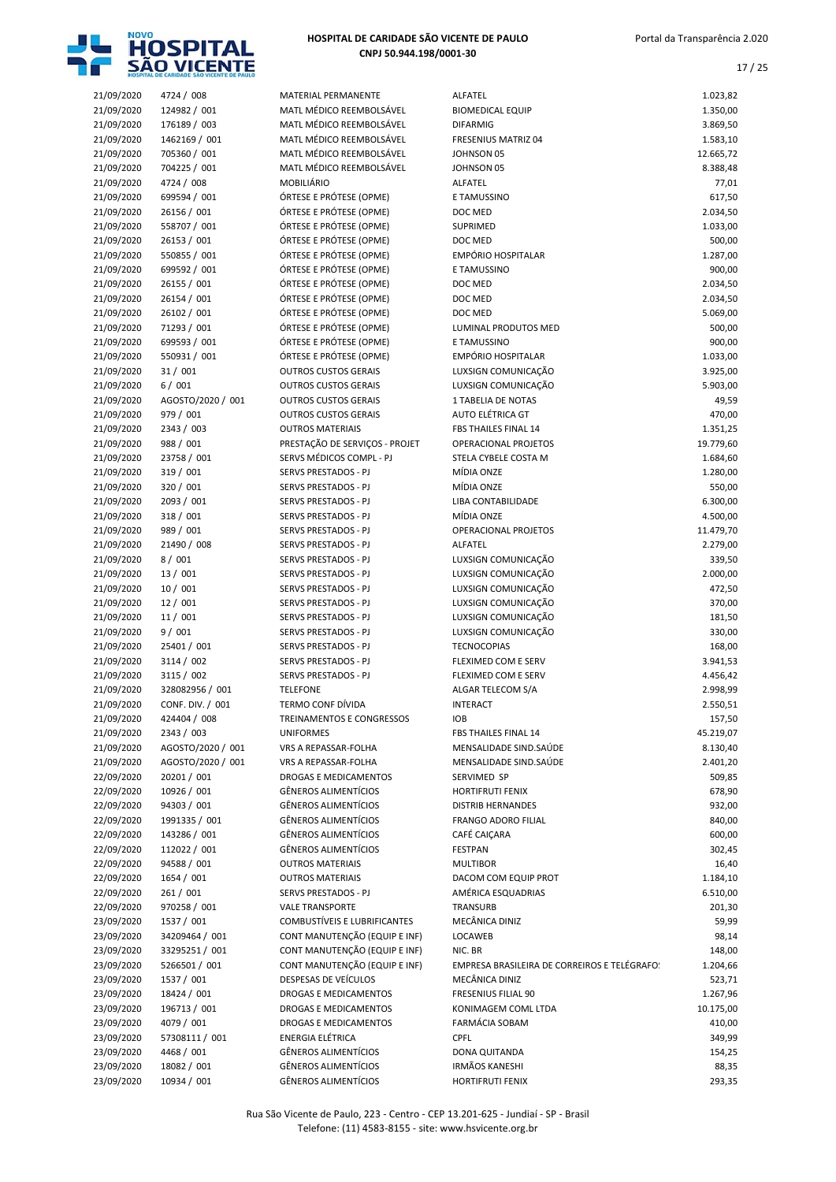| | | | | |
|---|---|---|---|---|
| 21/09/2020 | 4724 / 008 | MATERIAL PERMANENTE | ALFATEL | 1.023,82 |
| 21/09/2020 | 124982 / 001 | MATL MÉDICO REEMBOLSÁVEL | BIOMEDICAL EQUIP | 1.350,00 |
| 21/09/2020 | 176189 / 003 | MATL MÉDICO REEMBOLSÁVEL | DIFARMIG | 3.869,50 |
| 21/09/2020 | 1462169 / 001 | MATL MÉDICO REEMBOLSÁVEL | FRESENIUS MATRIZ 04 | 1.583,10 |
| 21/09/2020 | 705360 / 001 | MATL MÉDICO REEMBOLSÁVEL | JOHNSON 05 | 12.665,72 |
| 21/09/2020 | 704225 / 001 | MATL MÉDICO REEMBOLSÁVEL | JOHNSON 05 | 8.388,48 |
| 21/09/2020 | 4724 / 008 | MOBILIÁRIO | ALFATEL | 77,01 |
| 21/09/2020 | 699594 / 001 | ÓRTESE E PRÓTESE (OPME) | E TAMUSSINO | 617,50 |
| 21/09/2020 | 26156 / 001 | ÓRTESE E PRÓTESE (OPME) | DOC MED | 2.034,50 |
| 21/09/2020 | 558707 / 001 | ÓRTESE E PRÓTESE (OPME) | SUPRIMED | 1.033,00 |
| 21/09/2020 | 26153 / 001 | ÓRTESE E PRÓTESE (OPME) | DOC MED | 500,00 |
| 21/09/2020 | 550855 / 001 | ÓRTESE E PRÓTESE (OPME) | EMPÓRIO HOSPITALAR | 1.287,00 |
| 21/09/2020 | 699592 / 001 | ÓRTESE E PRÓTESE (OPME) | E TAMUSSINO | 900,00 |
| 21/09/2020 | 26155 / 001 | ÓRTESE E PRÓTESE (OPME) | DOC MED | 2.034,50 |
| 21/09/2020 | 26154 / 001 | ÓRTESE E PRÓTESE (OPME) | DOC MED | 2.034,50 |
| 21/09/2020 | 26102 / 001 | ÓRTESE E PRÓTESE (OPME) | DOC MED | 5.069,00 |
| 21/09/2020 | 71293 / 001 | ÓRTESE E PRÓTESE (OPME) | LUMINAL PRODUTOS MED | 500,00 |
| 21/09/2020 | 699593 / 001 | ÓRTESE E PRÓTESE (OPME) | E TAMUSSINO | 900,00 |
| 21/09/2020 | 550931 / 001 | ÓRTESE E PRÓTESE (OPME) | EMPÓRIO HOSPITALAR | 1.033,00 |
| 21/09/2020 | 31 / 001 | OUTROS CUSTOS GERAIS | LUXSIGN COMUNICAÇÃO | 3.925,00 |
| 21/09/2020 | 6 / 001 | OUTROS CUSTOS GERAIS | LUXSIGN COMUNICAÇÃO | 5.903,00 |
| 21/09/2020 | AGOSTO/2020 / 001 | OUTROS CUSTOS GERAIS | 1 TABELIA DE NOTAS | 49,59 |
| 21/09/2020 | 979 / 001 | OUTROS CUSTOS GERAIS | AUTO ELÉTRICA GT | 470,00 |
| 21/09/2020 | 2343 / 003 | OUTROS MATERIAIS | FBS THAILES FINAL 14 | 1.351,25 |
| 21/09/2020 | 988 / 001 | PRESTAÇÃO DE SERVIÇOS - PROJET | OPERACIONAL PROJETOS | 19.779,60 |
| 21/09/2020 | 23758 / 001 | SERVS MÉDICOS COMPL - PJ | STELA CYBELE COSTA M | 1.684,60 |
| 21/09/2020 | 319 / 001 | SERVS PRESTADOS - PJ | MÍDIA ONZE | 1.280,00 |
| 21/09/2020 | 320 / 001 | SERVS PRESTADOS - PJ | MÍDIA ONZE | 550,00 |
| 21/09/2020 | 2093 / 001 | SERVS PRESTADOS - PJ | LIBA CONTABILIDADE | 6.300,00 |
| 21/09/2020 | 318 / 001 | SERVS PRESTADOS - PJ | MÍDIA ONZE | 4.500,00 |
| 21/09/2020 | 989 / 001 | SERVS PRESTADOS - PJ | OPERACIONAL PROJETOS | 11.479,70 |
| 21/09/2020 | 21490 / 008 | SERVS PRESTADOS - PJ | ALFATEL | 2.279,00 |
| 21/09/2020 | 8 / 001 | SERVS PRESTADOS - PJ | LUXSIGN COMUNICAÇÃO | 339,50 |
| 21/09/2020 | 13 / 001 | SERVS PRESTADOS - PJ | LUXSIGN COMUNICAÇÃO | 2.000,00 |
| 21/09/2020 | 10 / 001 | SERVS PRESTADOS - PJ | LUXSIGN COMUNICAÇÃO | 472,50 |
| 21/09/2020 | 12 / 001 | SERVS PRESTADOS - PJ | LUXSIGN COMUNICAÇÃO | 370,00 |
| 21/09/2020 | 11 / 001 | SERVS PRESTADOS - PJ | LUXSIGN COMUNICAÇÃO | 181,50 |
| 21/09/2020 | 9 / 001 | SERVS PRESTADOS - PJ | LUXSIGN COMUNICAÇÃO | 330,00 |
| 21/09/2020 | 25401 / 001 | SERVS PRESTADOS - PJ | TECNOCOPIAS | 168,00 |
| 21/09/2020 | 3114 / 002 | SERVS PRESTADOS - PJ | FLEXIMED COM E SERV | 3.941,53 |
| 21/09/2020 | 3115 / 002 | SERVS PRESTADOS - PJ | FLEXIMED COM E SERV | 4.456,42 |
| 21/09/2020 | 328082956 / 001 | TELEFONE | ALGAR TELECOM S/A | 2.998,99 |
| 21/09/2020 | CONF. DIV. / 001 | TERMO CONF DÍVIDA | INTERACT | 2.550,51 |
| 21/09/2020 | 424404 / 008 | TREINAMENTOS E CONGRESSOS | IOB | 157,50 |
| 21/09/2020 | 2343 / 003 | UNIFORMES | FBS THAILES FINAL 14 | 45.219,07 |
| 21/09/2020 | AGOSTO/2020 / 001 | VRS A REPASSAR-FOLHA | MENSALIDADE SIND.SAÚDE | 8.130,40 |
| 21/09/2020 | AGOSTO/2020 / 001 | VRS A REPASSAR-FOLHA | MENSALIDADE SIND.SAÚDE | 2.401,20 |
| 22/09/2020 | 20201 / 001 | DROGAS E MEDICAMENTOS | SERVIMED SP | 509,85 |
| 22/09/2020 | 10926 / 001 | GÊNEROS ALIMENTÍCIOS | HORTIFRUTI FENIX | 678,90 |
| 22/09/2020 | 94303 / 001 | GÊNEROS ALIMENTÍCIOS | DISTRIB HERNANDES | 932,00 |
| 22/09/2020 | 1991335 / 001 | GÊNEROS ALIMENTÍCIOS | FRANGO ADORO FILIAL | 840,00 |
| 22/09/2020 | 143286 / 001 | GÊNEROS ALIMENTÍCIOS | CAFÉ CAIÇARA | 600,00 |
| 22/09/2020 | 112022 / 001 | GÊNEROS ALIMENTÍCIOS | FESTPAN | 302,45 |
| 22/09/2020 | 94588 / 001 | OUTROS MATERIAIS | MULTIBOR | 16,40 |
| 22/09/2020 | 1654 / 001 | OUTROS MATERIAIS | DACOM COM EQUIP PROT | 1.184,10 |
| 22/09/2020 | 261 / 001 | SERVS PRESTADOS - PJ | AMÉRICA ESQUADRIAS | 6.510,00 |
| 22/09/2020 | 970258 / 001 | VALE TRANSPORTE | TRANSURB | 201,30 |
| 23/09/2020 | 1537 / 001 | COMBUSTÍVEIS E LUBRIFICANTES | MECÂNICA DINIZ | 59,99 |
| 23/09/2020 | 34209464 / 001 | CONT MANUTENÇÃO (EQUIP E INF) | LOCAWEB | 98,14 |
| 23/09/2020 | 33295251 / 001 | CONT MANUTENÇÃO (EQUIP E INF) | NIC. BR | 148,00 |
| 23/09/2020 | 5266501 / 001 | CONT MANUTENÇÃO (EQUIP E INF) | EMPRESA BRASILEIRA DE CORREIROS E TELÉGRAFO: | 1.204,66 |
| 23/09/2020 | 1537 / 001 | DESPESAS DE VEÍCULOS | MECÂNICA DINIZ | 523,71 |
| 23/09/2020 | 18424 / 001 | DROGAS E MEDICAMENTOS | FRESENIUS FILIAL 90 | 1.267,96 |
| 23/09/2020 | 196713 / 001 | DROGAS E MEDICAMENTOS | KONIMAGEM COML LTDA | 10.175,00 |
| 23/09/2020 | 4079 / 001 | DROGAS E MEDICAMENTOS | FARMÁCIA SOBAM | 410,00 |
| 23/09/2020 | 57308111 / 001 | ENERGIA ELÉTRICA | CPFL | 349,99 |
| 23/09/2020 | 4468 / 001 | GÊNEROS ALIMENTÍCIOS | DONA QUITANDA | 154,25 |
| 23/09/2020 | 18082 / 001 | GÊNEROS ALIMENTÍCIOS | IRMÃOS KANESHI | 88,35 |
| 23/09/2020 | 10934 / 001 | GÊNEROS ALIMENTÍCIOS | HORTIFRUTI FENIX | 293,35 |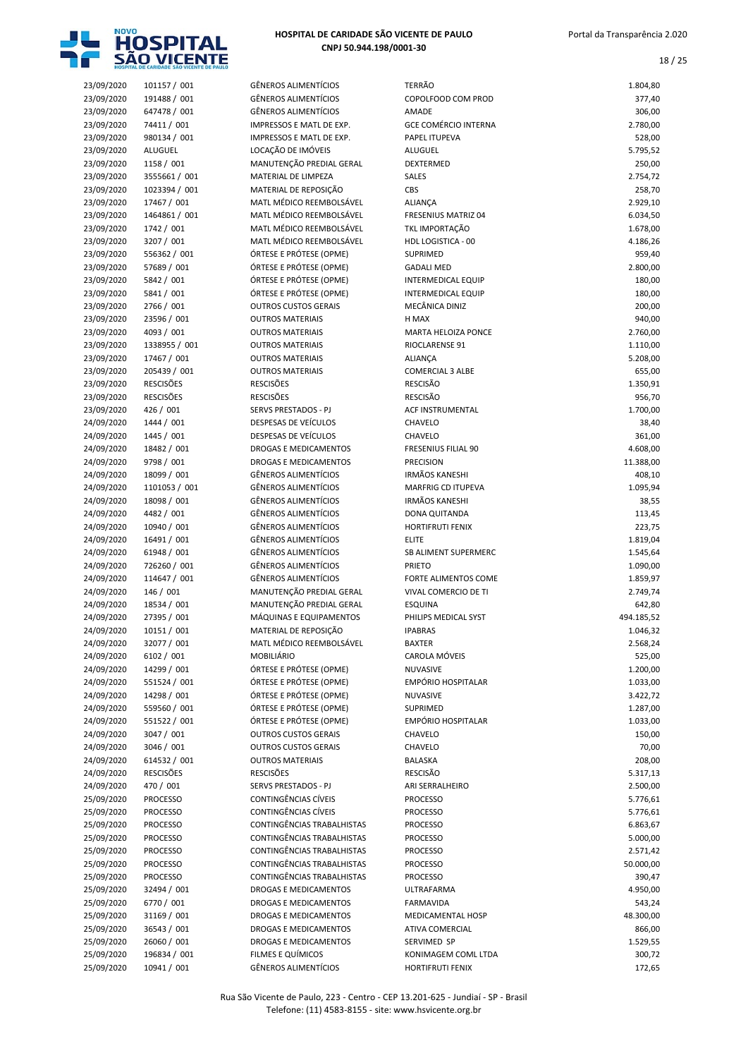| | | | | |
|---|---|---|---|---|
| 23/09/2020 | 101157 / 001 | GÊNEROS ALIMENTÍCIOS | TERRÃO | 1.804,80 |
| 23/09/2020 | 191488 / 001 | GÊNEROS ALIMENTÍCIOS | COPOLFOOD COM PROD | 377,40 |
| 23/09/2020 | 647478 / 001 | GÊNEROS ALIMENTÍCIOS | AMADE | 306,00 |
| 23/09/2020 | 74411 / 001 | IMPRESSOS E MATL DE EXP. | GCE COMÉRCIO INTERNA | 2.780,00 |
| 23/09/2020 | 980134 / 001 | IMPRESSOS E MATL DE EXP. | PAPEL ITUPEVA | 528,00 |
| 23/09/2020 | ALUGUEL | LOCAÇÃO DE IMÓVEIS | ALUGUEL | 5.795,52 |
| 23/09/2020 | 1158 / 001 | MANUTENÇÃO PREDIAL GERAL | DEXTERMED | 250,00 |
| 23/09/2020 | 3555661 / 001 | MATERIAL DE LIMPEZA | SALES | 2.754,72 |
| 23/09/2020 | 1023394 / 001 | MATERIAL DE REPOSIÇÃO | CBS | 258,70 |
| 23/09/2020 | 17467 / 001 | MATL MÉDICO REEMBOLSÁVEL | ALIANÇA | 2.929,10 |
| 23/09/2020 | 1464861 / 001 | MATL MÉDICO REEMBOLSÁVEL | FRESENIUS MATRIZ 04 | 6.034,50 |
| 23/09/2020 | 1742 / 001 | MATL MÉDICO REEMBOLSÁVEL | TKL IMPORTAÇÃO | 1.678,00 |
| 23/09/2020 | 3207 / 001 | MATL MÉDICO REEMBOLSÁVEL | HDL LOGISTICA - 00 | 4.186,26 |
| 23/09/2020 | 556362 / 001 | ÓRTESE E PRÓTESE (OPME) | SUPRIMED | 959,40 |
| 23/09/2020 | 57689 / 001 | ÓRTESE E PRÓTESE (OPME) | GADALI MED | 2.800,00 |
| 23/09/2020 | 5842 / 001 | ÓRTESE E PRÓTESE (OPME) | INTERMEDICAL EQUIP | 180,00 |
| 23/09/2020 | 5841 / 001 | ÓRTESE E PRÓTESE (OPME) | INTERMEDICAL EQUIP | 180,00 |
| 23/09/2020 | 2766 / 001 | OUTROS CUSTOS GERAIS | MECÂNICA DINIZ | 200,00 |
| 23/09/2020 | 23596 / 001 | OUTROS MATERIAIS | H MAX | 940,00 |
| 23/09/2020 | 4093 / 001 | OUTROS MATERIAIS | MARTA HELOIZA PONCE | 2.760,00 |
| 23/09/2020 | 1338955 / 001 | OUTROS MATERIAIS | RIOCLARENSE 91 | 1.110,00 |
| 23/09/2020 | 17467 / 001 | OUTROS MATERIAIS | ALIANÇA | 5.208,00 |
| 23/09/2020 | 205439 / 001 | OUTROS MATERIAIS | COMERCIAL 3 ALBE | 655,00 |
| 23/09/2020 | RESCISÕES | RESCISÕES | RESCISÃO | 1.350,91 |
| 23/09/2020 | RESCISÕES | RESCISÕES | RESCISÃO | 956,70 |
| 23/09/2020 | 426 / 001 | SERVS PRESTADOS - PJ | ACF INSTRUMENTAL | 1.700,00 |
| 24/09/2020 | 1444 / 001 | DESPESAS DE VEÍCULOS | CHAVELO | 38,40 |
| 24/09/2020 | 1445 / 001 | DESPESAS DE VEÍCULOS | CHAVELO | 361,00 |
| 24/09/2020 | 18482 / 001 | DROGAS E MEDICAMENTOS | FRESENIUS FILIAL 90 | 4.608,00 |
| 24/09/2020 | 9798 / 001 | DROGAS E MEDICAMENTOS | PRECISION | 11.388,00 |
| 24/09/2020 | 18099 / 001 | GÊNEROS ALIMENTÍCIOS | IRMÃOS KANESHI | 408,10 |
| 24/09/2020 | 1101053 / 001 | GÊNEROS ALIMENTÍCIOS | MARFRIG CD ITUPEVA | 1.095,94 |
| 24/09/2020 | 18098 / 001 | GÊNEROS ALIMENTÍCIOS | IRMÃOS KANESHI | 38,55 |
| 24/09/2020 | 4482 / 001 | GÊNEROS ALIMENTÍCIOS | DONA QUITANDA | 113,45 |
| 24/09/2020 | 10940 / 001 | GÊNEROS ALIMENTÍCIOS | HORTIFRUTI FENIX | 223,75 |
| 24/09/2020 | 16491 / 001 | GÊNEROS ALIMENTÍCIOS | ELITE | 1.819,04 |
| 24/09/2020 | 61948 / 001 | GÊNEROS ALIMENTÍCIOS | SB ALIMENT SUPERMERC | 1.545,64 |
| 24/09/2020 | 726260 / 001 | GÊNEROS ALIMENTÍCIOS | PRIETO | 1.090,00 |
| 24/09/2020 | 114647 / 001 | GÊNEROS ALIMENTÍCIOS | FORTE ALIMENTOS COME | 1.859,97 |
| 24/09/2020 | 146 / 001 | MANUTENÇÃO PREDIAL GERAL | VIVAL COMERCIO DE TI | 2.749,74 |
| 24/09/2020 | 18534 / 001 | MANUTENÇÃO PREDIAL GERAL | ESQUINA | 642,80 |
| 24/09/2020 | 27395 / 001 | MÁQUINAS E EQUIPAMENTOS | PHILIPS MEDICAL SYST | 494.185,52 |
| 24/09/2020 | 10151 / 001 | MATERIAL DE REPOSIÇÃO | IPABRAS | 1.046,32 |
| 24/09/2020 | 32077 / 001 | MATL MÉDICO REEMBOLSÁVEL | BAXTER | 2.568,24 |
| 24/09/2020 | 6102 / 001 | MOBILIÁRIO | CAROLA MÓVEIS | 525,00 |
| 24/09/2020 | 14299 / 001 | ÓRTESE E PRÓTESE (OPME) | NUVASIVE | 1.200,00 |
| 24/09/2020 | 551524 / 001 | ÓRTESE E PRÓTESE (OPME) | EMPÓRIO HOSPITALAR | 1.033,00 |
| 24/09/2020 | 14298 / 001 | ÓRTESE E PRÓTESE (OPME) | NUVASIVE | 3.422,72 |
| 24/09/2020 | 559560 / 001 | ÓRTESE E PRÓTESE (OPME) | SUPRIMED | 1.287,00 |
| 24/09/2020 | 551522 / 001 | ÓRTESE E PRÓTESE (OPME) | EMPÓRIO HOSPITALAR | 1.033,00 |
| 24/09/2020 | 3047 / 001 | OUTROS CUSTOS GERAIS | CHAVELO | 150,00 |
| 24/09/2020 | 3046 / 001 | OUTROS CUSTOS GERAIS | CHAVELO | 70,00 |
| 24/09/2020 | 614532 / 001 | OUTROS MATERIAIS | BALASKA | 208,00 |
| 24/09/2020 | RESCISÕES | RESCISÕES | RESCISÃO | 5.317,13 |
| 24/09/2020 | 470 / 001 | SERVS PRESTADOS - PJ | ARI SERRALHEIRO | 2.500,00 |
| 25/09/2020 | PROCESSO | CONTINGÊNCIAS CÍVEIS | PROCESSO | 5.776,61 |
| 25/09/2020 | PROCESSO | CONTINGÊNCIAS CÍVEIS | PROCESSO | 5.776,61 |
| 25/09/2020 | PROCESSO | CONTINGÊNCIAS TRABALHISTAS | PROCESSO | 6.863,67 |
| 25/09/2020 | PROCESSO | CONTINGÊNCIAS TRABALHISTAS | PROCESSO | 5.000,00 |
| 25/09/2020 | PROCESSO | CONTINGÊNCIAS TRABALHISTAS | PROCESSO | 2.571,42 |
| 25/09/2020 | PROCESSO | CONTINGÊNCIAS TRABALHISTAS | PROCESSO | 50.000,00 |
| 25/09/2020 | PROCESSO | CONTINGÊNCIAS TRABALHISTAS | PROCESSO | 390,47 |
| 25/09/2020 | 32494 / 001 | DROGAS E MEDICAMENTOS | ULTRAFARMA | 4.950,00 |
| 25/09/2020 | 6770 / 001 | DROGAS E MEDICAMENTOS | FARMAVIDA | 543,24 |
| 25/09/2020 | 31169 / 001 | DROGAS E MEDICAMENTOS | MEDICAMENTAL HOSP | 48.300,00 |
| 25/09/2020 | 36543 / 001 | DROGAS E MEDICAMENTOS | ATIVA COMERCIAL | 866,00 |
| 25/09/2020 | 26060 / 001 | DROGAS E MEDICAMENTOS | SERVIMED SP | 1.529,55 |
| 25/09/2020 | 196834 / 001 | FILMES E QUÍMICOS | KONIMAGEM COML LTDA | 300,72 |
| 25/09/2020 | 10941 / 001 | GÊNEROS ALIMENTÍCIOS | HORTIFRUTI FENIX | 172,65 |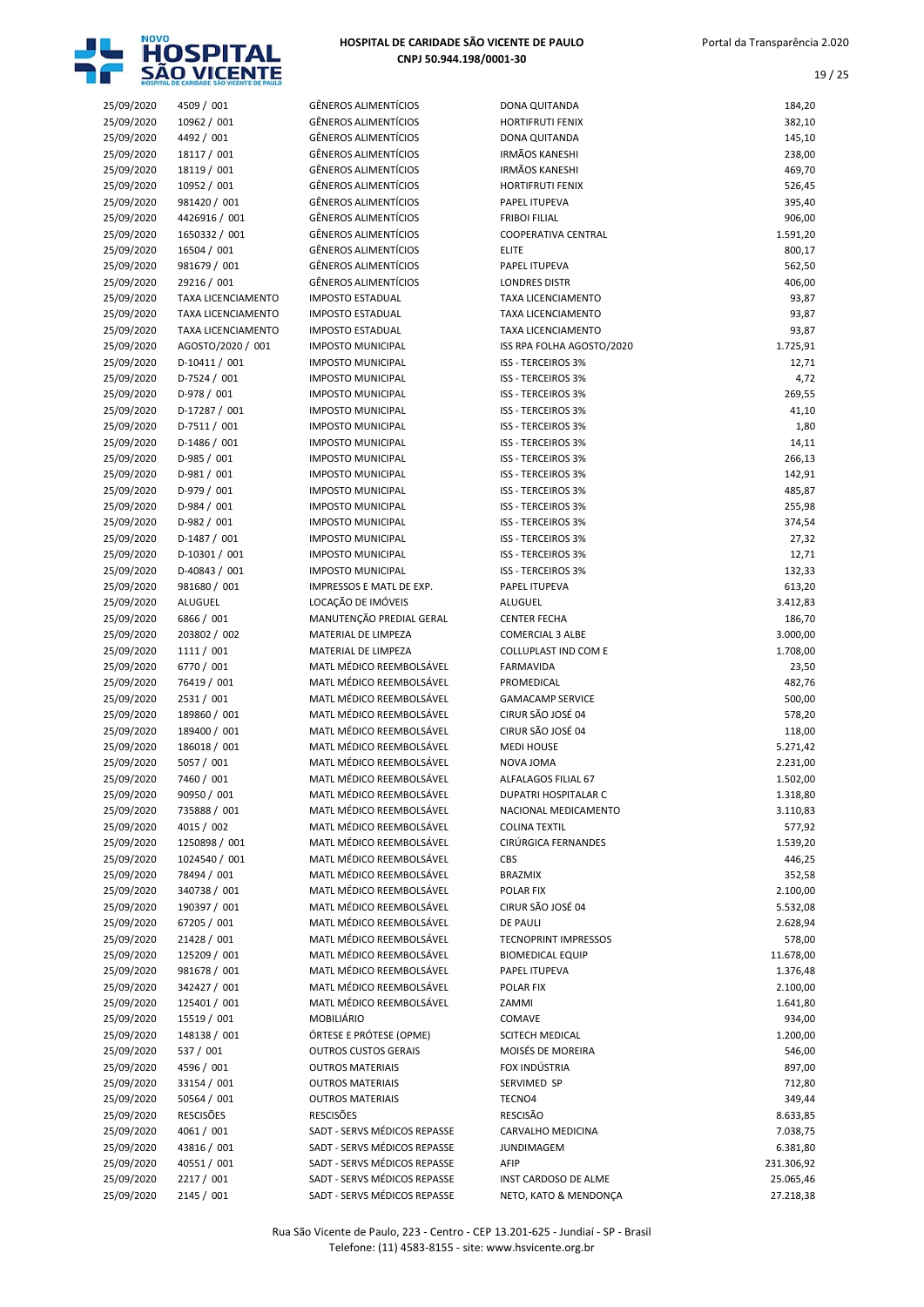| | | | | |
|---|---|---|---|---|
| 25/09/2020 | 4509 / 001 | GÊNEROS ALIMENTÍCIOS | DONA QUITANDA | 184,20 |
| 25/09/2020 | 10962 / 001 | GÊNEROS ALIMENTÍCIOS | HORTIFRUTI FENIX | 382,10 |
| 25/09/2020 | 4492 / 001 | GÊNEROS ALIMENTÍCIOS | DONA QUITANDA | 145,10 |
| 25/09/2020 | 18117 / 001 | GÊNEROS ALIMENTÍCIOS | IRMÃOS KANESHI | 238,00 |
| 25/09/2020 | 18119 / 001 | GÊNEROS ALIMENTÍCIOS | IRMÃOS KANESHI | 469,70 |
| 25/09/2020 | 10952 / 001 | GÊNEROS ALIMENTÍCIOS | HORTIFRUTI FENIX | 526,45 |
| 25/09/2020 | 981420 / 001 | GÊNEROS ALIMENTÍCIOS | PAPEL ITUPEVA | 395,40 |
| 25/09/2020 | 4426916 / 001 | GÊNEROS ALIMENTÍCIOS | FRIBOI FILIAL | 906,00 |
| 25/09/2020 | 1650332 / 001 | GÊNEROS ALIMENTÍCIOS | COOPERATIVA CENTRAL | 1.591,20 |
| 25/09/2020 | 16504 / 001 | GÊNEROS ALIMENTÍCIOS | ELITE | 800,17 |
| 25/09/2020 | 981679 / 001 | GÊNEROS ALIMENTÍCIOS | PAPEL ITUPEVA | 562,50 |
| 25/09/2020 | 29216 / 001 | GÊNEROS ALIMENTÍCIOS | LONDRES DISTR | 406,00 |
| 25/09/2020 | TAXA LICENCIAMENTO | IMPOSTO ESTADUAL | TAXA LICENCIAMENTO | 93,87 |
| 25/09/2020 | TAXA LICENCIAMENTO | IMPOSTO ESTADUAL | TAXA LICENCIAMENTO | 93,87 |
| 25/09/2020 | TAXA LICENCIAMENTO | IMPOSTO ESTADUAL | TAXA LICENCIAMENTO | 93,87 |
| 25/09/2020 | AGOSTO/2020 / 001 | IMPOSTO MUNICIPAL | ISS RPA FOLHA AGOSTO/2020 | 1.725,91 |
| 25/09/2020 | D-10411 / 001 | IMPOSTO MUNICIPAL | ISS - TERCEIROS 3% | 12,71 |
| 25/09/2020 | D-7524 / 001 | IMPOSTO MUNICIPAL | ISS - TERCEIROS 3% | 4,72 |
| 25/09/2020 | D-978 / 001 | IMPOSTO MUNICIPAL | ISS - TERCEIROS 3% | 269,55 |
| 25/09/2020 | D-17287 / 001 | IMPOSTO MUNICIPAL | ISS - TERCEIROS 3% | 41,10 |
| 25/09/2020 | D-7511 / 001 | IMPOSTO MUNICIPAL | ISS - TERCEIROS 3% | 1,80 |
| 25/09/2020 | D-1486 / 001 | IMPOSTO MUNICIPAL | ISS - TERCEIROS 3% | 14,11 |
| 25/09/2020 | D-985 / 001 | IMPOSTO MUNICIPAL | ISS - TERCEIROS 3% | 266,13 |
| 25/09/2020 | D-981 / 001 | IMPOSTO MUNICIPAL | ISS - TERCEIROS 3% | 142,91 |
| 25/09/2020 | D-979 / 001 | IMPOSTO MUNICIPAL | ISS - TERCEIROS 3% | 485,87 |
| 25/09/2020 | D-984 / 001 | IMPOSTO MUNICIPAL | ISS - TERCEIROS 3% | 255,98 |
| 25/09/2020 | D-982 / 001 | IMPOSTO MUNICIPAL | ISS - TERCEIROS 3% | 374,54 |
| 25/09/2020 | D-1487 / 001 | IMPOSTO MUNICIPAL | ISS - TERCEIROS 3% | 27,32 |
| 25/09/2020 | D-10301 / 001 | IMPOSTO MUNICIPAL | ISS - TERCEIROS 3% | 12,71 |
| 25/09/2020 | D-40843 / 001 | IMPOSTO MUNICIPAL | ISS - TERCEIROS 3% | 132,33 |
| 25/09/2020 | 981680 / 001 | IMPRESSOS E MATL DE EXP. | PAPEL ITUPEVA | 613,20 |
| 25/09/2020 | ALUGUEL | LOCAÇÃO DE IMÓVEIS | ALUGUEL | 3.412,83 |
| 25/09/2020 | 6866 / 001 | MANUTENÇÃO PREDIAL GERAL | CENTER FECHA | 186,70 |
| 25/09/2020 | 203802 / 002 | MATERIAL DE LIMPEZA | COMERCIAL 3 ALBE | 3.000,00 |
| 25/09/2020 | 1111 / 001 | MATERIAL DE LIMPEZA | COLLUPLAST IND COM E | 1.708,00 |
| 25/09/2020 | 6770 / 001 | MATL MÉDICO REEMBOLSÁVEL | FARMAVIDA | 23,50 |
| 25/09/2020 | 76419 / 001 | MATL MÉDICO REEMBOLSÁVEL | PROMEDICAL | 482,76 |
| 25/09/2020 | 2531 / 001 | MATL MÉDICO REEMBOLSÁVEL | GAMACAMP SERVICE | 500,00 |
| 25/09/2020 | 189860 / 001 | MATL MÉDICO REEMBOLSÁVEL | CIRUR SÃO JOSÉ 04 | 578,20 |
| 25/09/2020 | 189400 / 001 | MATL MÉDICO REEMBOLSÁVEL | CIRUR SÃO JOSÉ 04 | 118,00 |
| 25/09/2020 | 186018 / 001 | MATL MÉDICO REEMBOLSÁVEL | MEDI HOUSE | 5.271,42 |
| 25/09/2020 | 5057 / 001 | MATL MÉDICO REEMBOLSÁVEL | NOVA JOMA | 2.231,00 |
| 25/09/2020 | 7460 / 001 | MATL MÉDICO REEMBOLSÁVEL | ALFALAGOS FILIAL 67 | 1.502,00 |
| 25/09/2020 | 90950 / 001 | MATL MÉDICO REEMBOLSÁVEL | DUPATRI HOSPITALAR C | 1.318,80 |
| 25/09/2020 | 735888 / 001 | MATL MÉDICO REEMBOLSÁVEL | NACIONAL MEDICAMENTO | 3.110,83 |
| 25/09/2020 | 4015 / 002 | MATL MÉDICO REEMBOLSÁVEL | COLINA TEXTIL | 577,92 |
| 25/09/2020 | 1250898 / 001 | MATL MÉDICO REEMBOLSÁVEL | CIRÚRGICA FERNANDES | 1.539,20 |
| 25/09/2020 | 1024540 / 001 | MATL MÉDICO REEMBOLSÁVEL | CBS | 446,25 |
| 25/09/2020 | 78494 / 001 | MATL MÉDICO REEMBOLSÁVEL | BRAZMIX | 352,58 |
| 25/09/2020 | 340738 / 001 | MATL MÉDICO REEMBOLSÁVEL | POLAR FIX | 2.100,00 |
| 25/09/2020 | 190397 / 001 | MATL MÉDICO REEMBOLSÁVEL | CIRUR SÃO JOSÉ 04 | 5.532,08 |
| 25/09/2020 | 67205 / 001 | MATL MÉDICO REEMBOLSÁVEL | DE PAULI | 2.628,94 |
| 25/09/2020 | 21428 / 001 | MATL MÉDICO REEMBOLSÁVEL | TECNOPRINT IMPRESSOS | 578,00 |
| 25/09/2020 | 125209 / 001 | MATL MÉDICO REEMBOLSÁVEL | BIOMEDICAL EQUIP | 11.678,00 |
| 25/09/2020 | 981678 / 001 | MATL MÉDICO REEMBOLSÁVEL | PAPEL ITUPEVA | 1.376,48 |
| 25/09/2020 | 342427 / 001 | MATL MÉDICO REEMBOLSÁVEL | POLAR FIX | 2.100,00 |
| 25/09/2020 | 125401 / 001 | MATL MÉDICO REEMBOLSÁVEL | ZAMMI | 1.641,80 |
| 25/09/2020 | 15519 / 001 | MOBILIÁRIO | COMAVE | 934,00 |
| 25/09/2020 | 148138 / 001 | ÓRTESE E PRÓTESE (OPME) | SCITECH MEDICAL | 1.200,00 |
| 25/09/2020 | 537 / 001 | OUTROS CUSTOS GERAIS | MOISÉS DE MOREIRA | 546,00 |
| 25/09/2020 | 4596 / 001 | OUTROS MATERIAIS | FOX INDÚSTRIA | 897,00 |
| 25/09/2020 | 33154 / 001 | OUTROS MATERIAIS | SERVIMED SP | 712,80 |
| 25/09/2020 | 50564 / 001 | OUTROS MATERIAIS | TECNO4 | 349,44 |
| 25/09/2020 | RESCISÕES | RESCISÕES | RESCISÃO | 8.633,85 |
| 25/09/2020 | 4061 / 001 | SADT - SERVS MÉDICOS REPASSE | CARVALHO MEDICINA | 7.038,75 |
| 25/09/2020 | 43816 / 001 | SADT - SERVS MÉDICOS REPASSE | JUNDIMAGEM | 6.381,80 |
| 25/09/2020 | 40551 / 001 | SADT - SERVS MÉDICOS REPASSE | AFIP | 231.306,92 |
| 25/09/2020 | 2217 / 001 | SADT - SERVS MÉDICOS REPASSE | INST CARDOSO DE ALME | 25.065,46 |
| 25/09/2020 | 2145 / 001 | SADT - SERVS MÉDICOS REPASSE | NETO, KATO & MENDONÇA | 27.218,38 |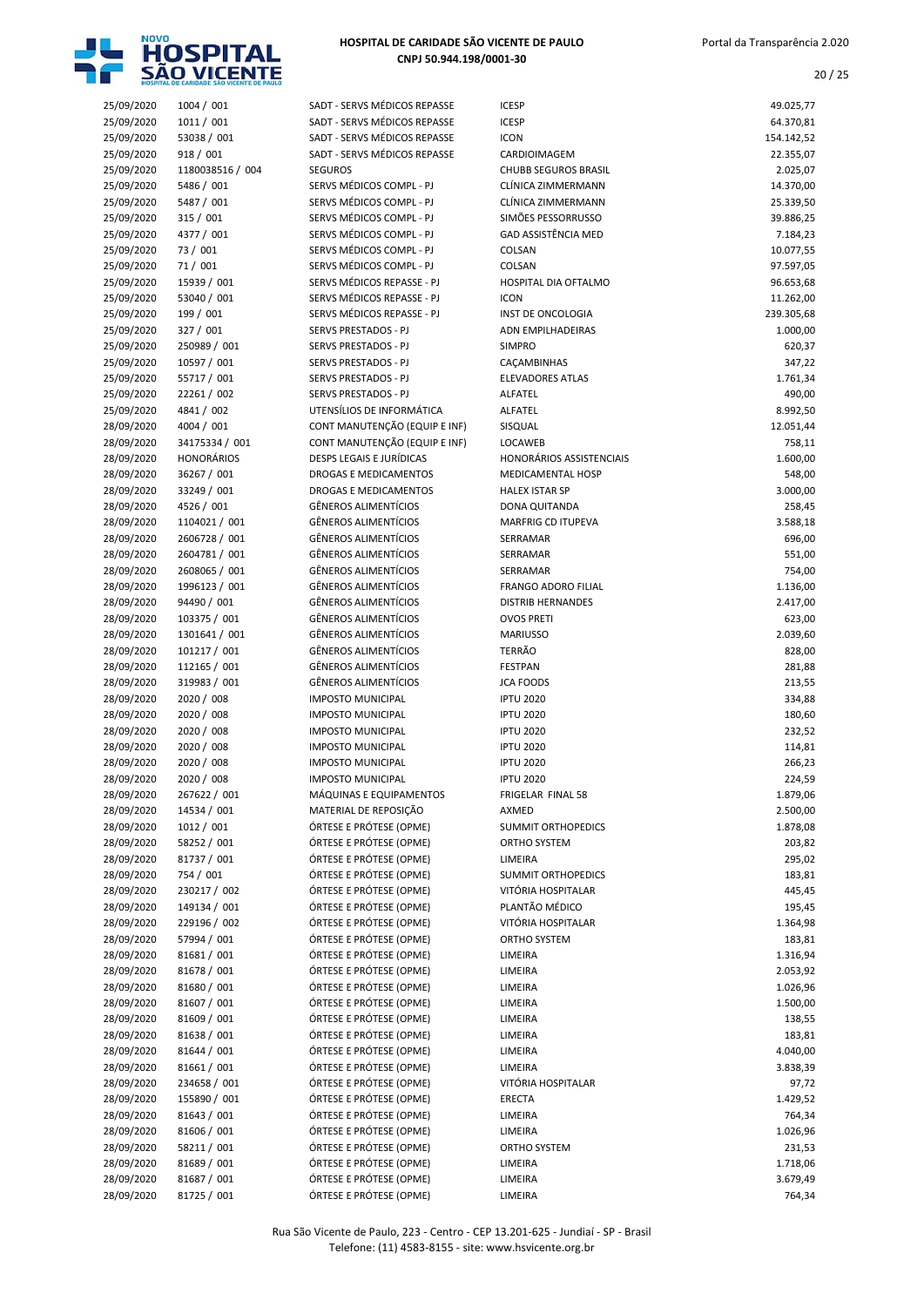| | | | | |
|---|---|---|---|---|
| 25/09/2020 | 1004 / 001 | SADT - SERVS MÉDICOS REPASSE | ICESP | 49.025,77 |
| 25/09/2020 | 1011 / 001 | SADT - SERVS MÉDICOS REPASSE | ICESP | 64.370,81 |
| 25/09/2020 | 53038 / 001 | SADT - SERVS MÉDICOS REPASSE | ICON | 154.142,52 |
| 25/09/2020 | 918 / 001 | SADT - SERVS MÉDICOS REPASSE | CARDIOIMAGEM | 22.355,07 |
| 25/09/2020 | 1180038516 / 004 | SEGUROS | CHUBB SEGUROS BRASIL | 2.025,07 |
| 25/09/2020 | 5486 / 001 | SERVS MÉDICOS COMPL - PJ | CLÍNICA ZIMMERMANN | 14.370,00 |
| 25/09/2020 | 5487 / 001 | SERVS MÉDICOS COMPL - PJ | CLÍNICA ZIMMERMANN | 25.339,50 |
| 25/09/2020 | 315 / 001 | SERVS MÉDICOS COMPL - PJ | SIMÕES PESSORRUSSO | 39.886,25 |
| 25/09/2020 | 4377 / 001 | SERVS MÉDICOS COMPL - PJ | GAD ASSISTÊNCIA MED | 7.184,23 |
| 25/09/2020 | 73 / 001 | SERVS MÉDICOS COMPL - PJ | COLSAN | 10.077,55 |
| 25/09/2020 | 71 / 001 | SERVS MÉDICOS COMPL - PJ | COLSAN | 97.597,05 |
| 25/09/2020 | 15939 / 001 | SERVS MÉDICOS REPASSE - PJ | HOSPITAL DIA OFTALMO | 96.653,68 |
| 25/09/2020 | 53040 / 001 | SERVS MÉDICOS REPASSE - PJ | ICON | 11.262,00 |
| 25/09/2020 | 199 / 001 | SERVS MÉDICOS REPASSE - PJ | INST DE ONCOLOGIA | 239.305,68 |
| 25/09/2020 | 327 / 001 | SERVS PRESTADOS - PJ | ADN EMPILHADEIRAS | 1.000,00 |
| 25/09/2020 | 250989 / 001 | SERVS PRESTADOS - PJ | SIMPRO | 620,37 |
| 25/09/2020 | 10597 / 001 | SERVS PRESTADOS - PJ | CAÇAMBINHAS | 347,22 |
| 25/09/2020 | 55717 / 001 | SERVS PRESTADOS - PJ | ELEVADORES ATLAS | 1.761,34 |
| 25/09/2020 | 22261 / 002 | SERVS PRESTADOS - PJ | ALFATEL | 490,00 |
| 25/09/2020 | 4841 / 002 | UTENSÍLIOS DE INFORMÁTICA | ALFATEL | 8.992,50 |
| 28/09/2020 | 4004 / 001 | CONT MANUTENÇÃO (EQUIP E INF) | SISQUAL | 12.051,44 |
| 28/09/2020 | 34175334 / 001 | CONT MANUTENÇÃO (EQUIP E INF) | LOCAWEB | 758,11 |
| 28/09/2020 | HONORÁRIOS | DESPS LEGAIS E JURÍDICAS | HONORÁRIOS ASSISTENCIAIS | 1.600,00 |
| 28/09/2020 | 36267 / 001 | DROGAS E MEDICAMENTOS | MEDICAMENTAL HOSP | 548,00 |
| 28/09/2020 | 33249 / 001 | DROGAS E MEDICAMENTOS | HALEX ISTAR SP | 3.000,00 |
| 28/09/2020 | 4526 / 001 | GÊNEROS ALIMENTÍCIOS | DONA QUITANDA | 258,45 |
| 28/09/2020 | 1104021 / 001 | GÊNEROS ALIMENTÍCIOS | MARFRIG CD ITUPEVA | 3.588,18 |
| 28/09/2020 | 2606728 / 001 | GÊNEROS ALIMENTÍCIOS | SERRAMAR | 696,00 |
| 28/09/2020 | 2604781 / 001 | GÊNEROS ALIMENTÍCIOS | SERRAMAR | 551,00 |
| 28/09/2020 | 2608065 / 001 | GÊNEROS ALIMENTÍCIOS | SERRAMAR | 754,00 |
| 28/09/2020 | 1996123 / 001 | GÊNEROS ALIMENTÍCIOS | FRANGO ADORO FILIAL | 1.136,00 |
| 28/09/2020 | 94490 / 001 | GÊNEROS ALIMENTÍCIOS | DISTRIB HERNANDES | 2.417,00 |
| 28/09/2020 | 103375 / 001 | GÊNEROS ALIMENTÍCIOS | OVOS PRETI | 623,00 |
| 28/09/2020 | 1301641 / 001 | GÊNEROS ALIMENTÍCIOS | MARIUSSO | 2.039,60 |
| 28/09/2020 | 101217 / 001 | GÊNEROS ALIMENTÍCIOS | TERRÃO | 828,00 |
| 28/09/2020 | 112165 / 001 | GÊNEROS ALIMENTÍCIOS | FESTPAN | 281,88 |
| 28/09/2020 | 319983 / 001 | GÊNEROS ALIMENTÍCIOS | JCA FOODS | 213,55 |
| 28/09/2020 | 2020 / 008 | IMPOSTO MUNICIPAL | IPTU 2020 | 334,88 |
| 28/09/2020 | 2020 / 008 | IMPOSTO MUNICIPAL | IPTU 2020 | 180,60 |
| 28/09/2020 | 2020 / 008 | IMPOSTO MUNICIPAL | IPTU 2020 | 232,52 |
| 28/09/2020 | 2020 / 008 | IMPOSTO MUNICIPAL | IPTU 2020 | 114,81 |
| 28/09/2020 | 2020 / 008 | IMPOSTO MUNICIPAL | IPTU 2020 | 266,23 |
| 28/09/2020 | 2020 / 008 | IMPOSTO MUNICIPAL | IPTU 2020 | 224,59 |
| 28/09/2020 | 267622 / 001 | MÁQUINAS E EQUIPAMENTOS | FRIGELAR FINAL 58 | 1.879,06 |
| 28/09/2020 | 14534 / 001 | MATERIAL DE REPOSIÇÃO | AXMED | 2.500,00 |
| 28/09/2020 | 1012 / 001 | ÓRTESE E PRÓTESE (OPME) | SUMMIT ORTHOPEDICS | 1.878,08 |
| 28/09/2020 | 58252 / 001 | ÓRTESE E PRÓTESE (OPME) | ORTHO SYSTEM | 203,82 |
| 28/09/2020 | 81737 / 001 | ÓRTESE E PRÓTESE (OPME) | LIMEIRA | 295,02 |
| 28/09/2020 | 754 / 001 | ÓRTESE E PRÓTESE (OPME) | SUMMIT ORTHOPEDICS | 183,81 |
| 28/09/2020 | 230217 / 002 | ÓRTESE E PRÓTESE (OPME) | VITÓRIA HOSPITALAR | 445,45 |
| 28/09/2020 | 149134 / 001 | ÓRTESE E PRÓTESE (OPME) | PLANTÃO MÉDICO | 195,45 |
| 28/09/2020 | 229196 / 002 | ÓRTESE E PRÓTESE (OPME) | VITÓRIA HOSPITALAR | 1.364,98 |
| 28/09/2020 | 57994 / 001 | ÓRTESE E PRÓTESE (OPME) | ORTHO SYSTEM | 183,81 |
| 28/09/2020 | 81681 / 001 | ÓRTESE E PRÓTESE (OPME) | LIMEIRA | 1.316,94 |
| 28/09/2020 | 81678 / 001 | ÓRTESE E PRÓTESE (OPME) | LIMEIRA | 2.053,92 |
| 28/09/2020 | 81680 / 001 | ÓRTESE E PRÓTESE (OPME) | LIMEIRA | 1.026,96 |
| 28/09/2020 | 81607 / 001 | ÓRTESE E PRÓTESE (OPME) | LIMEIRA | 1.500,00 |
| 28/09/2020 | 81609 / 001 | ÓRTESE E PRÓTESE (OPME) | LIMEIRA | 138,55 |
| 28/09/2020 | 81638 / 001 | ÓRTESE E PRÓTESE (OPME) | LIMEIRA | 183,81 |
| 28/09/2020 | 81644 / 001 | ÓRTESE E PRÓTESE (OPME) | LIMEIRA | 4.040,00 |
| 28/09/2020 | 81661 / 001 | ÓRTESE E PRÓTESE (OPME) | LIMEIRA | 3.838,39 |
| 28/09/2020 | 234658 / 001 | ÓRTESE E PRÓTESE (OPME) | VITÓRIA HOSPITALAR | 97,72 |
| 28/09/2020 | 155890 / 001 | ÓRTESE E PRÓTESE (OPME) | ERECTA | 1.429,52 |
| 28/09/2020 | 81643 / 001 | ÓRTESE E PRÓTESE (OPME) | LIMEIRA | 764,34 |
| 28/09/2020 | 81606 / 001 | ÓRTESE E PRÓTESE (OPME) | LIMEIRA | 1.026,96 |
| 28/09/2020 | 58211 / 001 | ÓRTESE E PRÓTESE (OPME) | ORTHO SYSTEM | 231,53 |
| 28/09/2020 | 81689 / 001 | ÓRTESE E PRÓTESE (OPME) | LIMEIRA | 1.718,06 |
| 28/09/2020 | 81687 / 001 | ÓRTESE E PRÓTESE (OPME) | LIMEIRA | 3.679,49 |
| 28/09/2020 | 81725 / 001 | ÓRTESE E PRÓTESE (OPME) | LIMEIRA | 764,34 |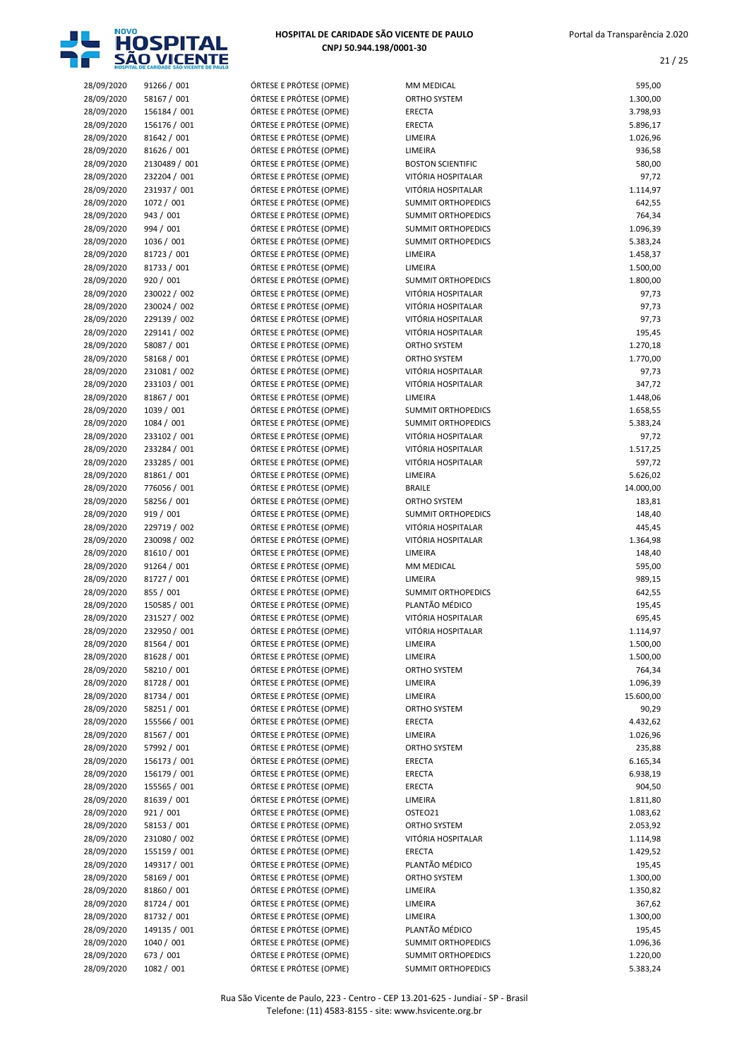| | | | | |
|---|---|---|---|---|
| 28/09/2020 | 91266 / 001 | ÓRTESE E PRÓTESE (OPME) | MM MEDICAL | 595,00 |
| 28/09/2020 | 58167 / 001 | ÓRTESE E PRÓTESE (OPME) | ORTHO SYSTEM | 1.300,00 |
| 28/09/2020 | 156184 / 001 | ÓRTESE E PRÓTESE (OPME) | ERECTA | 3.798,93 |
| 28/09/2020 | 156176 / 001 | ÓRTESE E PRÓTESE (OPME) | ERECTA | 5.896,17 |
| 28/09/2020 | 81642 / 001 | ÓRTESE E PRÓTESE (OPME) | LIMEIRA | 1.026,96 |
| 28/09/2020 | 81626 / 001 | ÓRTESE E PRÓTESE (OPME) | LIMEIRA | 936,58 |
| 28/09/2020 | 2130489 / 001 | ÓRTESE E PRÓTESE (OPME) | BOSTON SCIENTIFIC | 580,00 |
| 28/09/2020 | 232204 / 001 | ÓRTESE E PRÓTESE (OPME) | VITÓRIA HOSPITALAR | 97,72 |
| 28/09/2020 | 231937 / 001 | ÓRTESE E PRÓTESE (OPME) | VITÓRIA HOSPITALAR | 1.114,97 |
| 28/09/2020 | 1072 / 001 | ÓRTESE E PRÓTESE (OPME) | SUMMIT ORTHOPEDICS | 642,55 |
| 28/09/2020 | 943 / 001 | ÓRTESE E PRÓTESE (OPME) | SUMMIT ORTHOPEDICS | 764,34 |
| 28/09/2020 | 994 / 001 | ÓRTESE E PRÓTESE (OPME) | SUMMIT ORTHOPEDICS | 1.096,39 |
| 28/09/2020 | 1036 / 001 | ÓRTESE E PRÓTESE (OPME) | SUMMIT ORTHOPEDICS | 5.383,24 |
| 28/09/2020 | 81723 / 001 | ÓRTESE E PRÓTESE (OPME) | LIMEIRA | 1.458,37 |
| 28/09/2020 | 81733 / 001 | ÓRTESE E PRÓTESE (OPME) | LIMEIRA | 1.500,00 |
| 28/09/2020 | 920 / 001 | ÓRTESE E PRÓTESE (OPME) | SUMMIT ORTHOPEDICS | 1.800,00 |
| 28/09/2020 | 230022 / 002 | ÓRTESE E PRÓTESE (OPME) | VITÓRIA HOSPITALAR | 97,73 |
| 28/09/2020 | 230024 / 002 | ÓRTESE E PRÓTESE (OPME) | VITÓRIA HOSPITALAR | 97,73 |
| 28/09/2020 | 229139 / 002 | ÓRTESE E PRÓTESE (OPME) | VITÓRIA HOSPITALAR | 97,73 |
| 28/09/2020 | 229141 / 002 | ÓRTESE E PRÓTESE (OPME) | VITÓRIA HOSPITALAR | 195,45 |
| 28/09/2020 | 58087 / 001 | ÓRTESE E PRÓTESE (OPME) | ORTHO SYSTEM | 1.270,18 |
| 28/09/2020 | 58168 / 001 | ÓRTESE E PRÓTESE (OPME) | ORTHO SYSTEM | 1.770,00 |
| 28/09/2020 | 231081 / 002 | ÓRTESE E PRÓTESE (OPME) | VITÓRIA HOSPITALAR | 97,73 |
| 28/09/2020 | 233103 / 001 | ÓRTESE E PRÓTESE (OPME) | VITÓRIA HOSPITALAR | 347,72 |
| 28/09/2020 | 81867 / 001 | ÓRTESE E PRÓTESE (OPME) | LIMEIRA | 1.448,06 |
| 28/09/2020 | 1039 / 001 | ÓRTESE E PRÓTESE (OPME) | SUMMIT ORTHOPEDICS | 1.658,55 |
| 28/09/2020 | 1084 / 001 | ÓRTESE E PRÓTESE (OPME) | SUMMIT ORTHOPEDICS | 5.383,24 |
| 28/09/2020 | 233102 / 001 | ÓRTESE E PRÓTESE (OPME) | VITÓRIA HOSPITALAR | 97,72 |
| 28/09/2020 | 233284 / 001 | ÓRTESE E PRÓTESE (OPME) | VITÓRIA HOSPITALAR | 1.517,25 |
| 28/09/2020 | 233285 / 001 | ÓRTESE E PRÓTESE (OPME) | VITÓRIA HOSPITALAR | 597,72 |
| 28/09/2020 | 81861 / 001 | ÓRTESE E PRÓTESE (OPME) | LIMEIRA | 5.626,02 |
| 28/09/2020 | 776056 / 001 | ÓRTESE E PRÓTESE (OPME) | BRAILE | 14.000,00 |
| 28/09/2020 | 58256 / 001 | ÓRTESE E PRÓTESE (OPME) | ORTHO SYSTEM | 183,81 |
| 28/09/2020 | 919 / 001 | ÓRTESE E PRÓTESE (OPME) | SUMMIT ORTHOPEDICS | 148,40 |
| 28/09/2020 | 229719 / 002 | ÓRTESE E PRÓTESE (OPME) | VITÓRIA HOSPITALAR | 445,45 |
| 28/09/2020 | 230098 / 002 | ÓRTESE E PRÓTESE (OPME) | VITÓRIA HOSPITALAR | 1.364,98 |
| 28/09/2020 | 81610 / 001 | ÓRTESE E PRÓTESE (OPME) | LIMEIRA | 148,40 |
| 28/09/2020 | 91264 / 001 | ÓRTESE E PRÓTESE (OPME) | MM MEDICAL | 595,00 |
| 28/09/2020 | 81727 / 001 | ÓRTESE E PRÓTESE (OPME) | LIMEIRA | 989,15 |
| 28/09/2020 | 855 / 001 | ÓRTESE E PRÓTESE (OPME) | SUMMIT ORTHOPEDICS | 642,55 |
| 28/09/2020 | 150585 / 001 | ÓRTESE E PRÓTESE (OPME) | PLANTÃO MÉDICO | 195,45 |
| 28/09/2020 | 231527 / 002 | ÓRTESE E PRÓTESE (OPME) | VITÓRIA HOSPITALAR | 695,45 |
| 28/09/2020 | 232950 / 001 | ÓRTESE E PRÓTESE (OPME) | VITÓRIA HOSPITALAR | 1.114,97 |
| 28/09/2020 | 81564 / 001 | ÓRTESE E PRÓTESE (OPME) | LIMEIRA | 1.500,00 |
| 28/09/2020 | 81628 / 001 | ÓRTESE E PRÓTESE (OPME) | LIMEIRA | 1.500,00 |
| 28/09/2020 | 58210 / 001 | ÓRTESE E PRÓTESE (OPME) | ORTHO SYSTEM | 764,34 |
| 28/09/2020 | 81728 / 001 | ÓRTESE E PRÓTESE (OPME) | LIMEIRA | 1.096,39 |
| 28/09/2020 | 81734 / 001 | ÓRTESE E PRÓTESE (OPME) | LIMEIRA | 15.600,00 |
| 28/09/2020 | 58251 / 001 | ÓRTESE E PRÓTESE (OPME) | ORTHO SYSTEM | 90,29 |
| 28/09/2020 | 155566 / 001 | ÓRTESE E PRÓTESE (OPME) | ERECTA | 4.432,62 |
| 28/09/2020 | 81567 / 001 | ÓRTESE E PRÓTESE (OPME) | LIMEIRA | 1.026,96 |
| 28/09/2020 | 57992 / 001 | ÓRTESE E PRÓTESE (OPME) | ORTHO SYSTEM | 235,88 |
| 28/09/2020 | 156173 / 001 | ÓRTESE E PRÓTESE (OPME) | ERECTA | 6.165,34 |
| 28/09/2020 | 156179 / 001 | ÓRTESE E PRÓTESE (OPME) | ERECTA | 6.938,19 |
| 28/09/2020 | 155565 / 001 | ÓRTESE E PRÓTESE (OPME) | ERECTA | 904,50 |
| 28/09/2020 | 81639 / 001 | ÓRTESE E PRÓTESE (OPME) | LIMEIRA | 1.811,80 |
| 28/09/2020 | 921 / 001 | ÓRTESE E PRÓTESE (OPME) | OSTEO21 | 1.083,62 |
| 28/09/2020 | 58153 / 001 | ÓRTESE E PRÓTESE (OPME) | ORTHO SYSTEM | 2.053,92 |
| 28/09/2020 | 231080 / 002 | ÓRTESE E PRÓTESE (OPME) | VITÓRIA HOSPITALAR | 1.114,98 |
| 28/09/2020 | 155159 / 001 | ÓRTESE E PRÓTESE (OPME) | ERECTA | 1.429,52 |
| 28/09/2020 | 149317 / 001 | ÓRTESE E PRÓTESE (OPME) | PLANTÃO MÉDICO | 195,45 |
| 28/09/2020 | 58169 / 001 | ÓRTESE E PRÓTESE (OPME) | ORTHO SYSTEM | 1.300,00 |
| 28/09/2020 | 81860 / 001 | ÓRTESE E PRÓTESE (OPME) | LIMEIRA | 1.350,82 |
| 28/09/2020 | 81724 / 001 | ÓRTESE E PRÓTESE (OPME) | LIMEIRA | 367,62 |
| 28/09/2020 | 81732 / 001 | ÓRTESE E PRÓTESE (OPME) | LIMEIRA | 1.300,00 |
| 28/09/2020 | 149135 / 001 | ÓRTESE E PRÓTESE (OPME) | PLANTÃO MÉDICO | 195,45 |
| 28/09/2020 | 1040 / 001 | ÓRTESE E PRÓTESE (OPME) | SUMMIT ORTHOPEDICS | 1.096,36 |
| 28/09/2020 | 673 / 001 | ÓRTESE E PRÓTESE (OPME) | SUMMIT ORTHOPEDICS | 1.220,00 |
| 28/09/2020 | 1082 / 001 | ÓRTESE E PRÓTESE (OPME) | SUMMIT ORTHOPEDICS | 5.383,24 |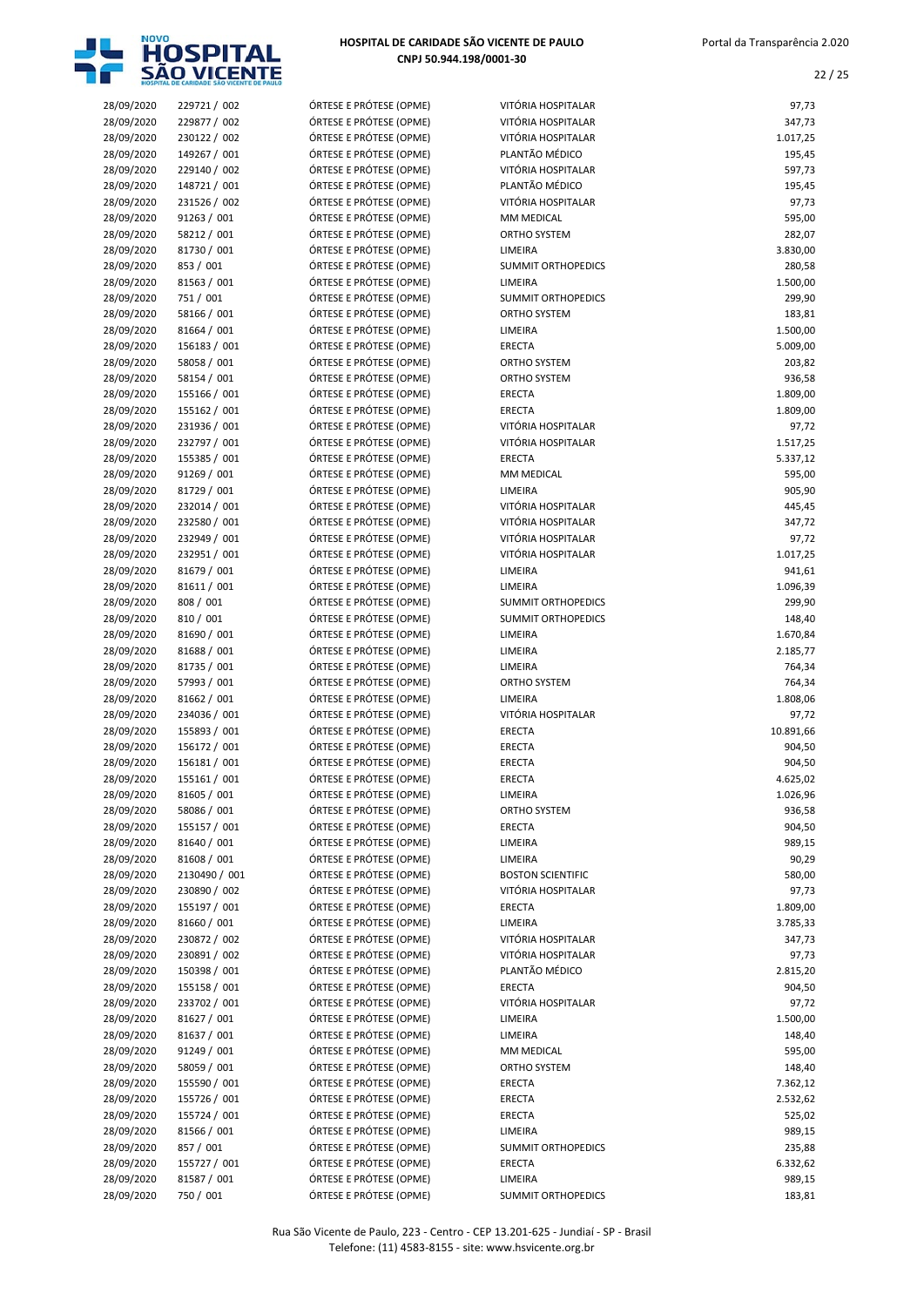| | | | | |
|---|---|---|---|---|
| 28/09/2020 | 229721 / 002 | ÓRTESE E PRÓTESE (OPME) | VITÓRIA HOSPITALAR | 97,73 |
| 28/09/2020 | 229877 / 002 | ÓRTESE E PRÓTESE (OPME) | VITÓRIA HOSPITALAR | 347,73 |
| 28/09/2020 | 230122 / 002 | ÓRTESE E PRÓTESE (OPME) | VITÓRIA HOSPITALAR | 1.017,25 |
| 28/09/2020 | 149267 / 001 | ÓRTESE E PRÓTESE (OPME) | PLANTÃO MÉDICO | 195,45 |
| 28/09/2020 | 229140 / 002 | ÓRTESE E PRÓTESE (OPME) | VITÓRIA HOSPITALAR | 597,73 |
| 28/09/2020 | 148721 / 001 | ÓRTESE E PRÓTESE (OPME) | PLANTÃO MÉDICO | 195,45 |
| 28/09/2020 | 231526 / 002 | ÓRTESE E PRÓTESE (OPME) | VITÓRIA HOSPITALAR | 97,73 |
| 28/09/2020 | 91263 / 001 | ÓRTESE E PRÓTESE (OPME) | MM MEDICAL | 595,00 |
| 28/09/2020 | 58212 / 001 | ÓRTESE E PRÓTESE (OPME) | ORTHO SYSTEM | 282,07 |
| 28/09/2020 | 81730 / 001 | ÓRTESE E PRÓTESE (OPME) | LIMEIRA | 3.830,00 |
| 28/09/2020 | 853 / 001 | ÓRTESE E PRÓTESE (OPME) | SUMMIT ORTHOPEDICS | 280,58 |
| 28/09/2020 | 81563 / 001 | ÓRTESE E PRÓTESE (OPME) | LIMEIRA | 1.500,00 |
| 28/09/2020 | 751 / 001 | ÓRTESE E PRÓTESE (OPME) | SUMMIT ORTHOPEDICS | 299,90 |
| 28/09/2020 | 58166 / 001 | ÓRTESE E PRÓTESE (OPME) | ORTHO SYSTEM | 183,81 |
| 28/09/2020 | 81664 / 001 | ÓRTESE E PRÓTESE (OPME) | LIMEIRA | 1.500,00 |
| 28/09/2020 | 156183 / 001 | ÓRTESE E PRÓTESE (OPME) | ERECTA | 5.009,00 |
| 28/09/2020 | 58058 / 001 | ÓRTESE E PRÓTESE (OPME) | ORTHO SYSTEM | 203,82 |
| 28/09/2020 | 58154 / 001 | ÓRTESE E PRÓTESE (OPME) | ORTHO SYSTEM | 936,58 |
| 28/09/2020 | 155166 / 001 | ÓRTESE E PRÓTESE (OPME) | ERECTA | 1.809,00 |
| 28/09/2020 | 155162 / 001 | ÓRTESE E PRÓTESE (OPME) | ERECTA | 1.809,00 |
| 28/09/2020 | 231936 / 001 | ÓRTESE E PRÓTESE (OPME) | VITÓRIA HOSPITALAR | 97,72 |
| 28/09/2020 | 232797 / 001 | ÓRTESE E PRÓTESE (OPME) | VITÓRIA HOSPITALAR | 1.517,25 |
| 28/09/2020 | 155385 / 001 | ÓRTESE E PRÓTESE (OPME) | ERECTA | 5.337,12 |
| 28/09/2020 | 91269 / 001 | ÓRTESE E PRÓTESE (OPME) | MM MEDICAL | 595,00 |
| 28/09/2020 | 81729 / 001 | ÓRTESE E PRÓTESE (OPME) | LIMEIRA | 905,90 |
| 28/09/2020 | 232014 / 001 | ÓRTESE E PRÓTESE (OPME) | VITÓRIA HOSPITALAR | 445,45 |
| 28/09/2020 | 232580 / 001 | ÓRTESE E PRÓTESE (OPME) | VITÓRIA HOSPITALAR | 347,72 |
| 28/09/2020 | 232949 / 001 | ÓRTESE E PRÓTESE (OPME) | VITÓRIA HOSPITALAR | 97,72 |
| 28/09/2020 | 232951 / 001 | ÓRTESE E PRÓTESE (OPME) | VITÓRIA HOSPITALAR | 1.017,25 |
| 28/09/2020 | 81679 / 001 | ÓRTESE E PRÓTESE (OPME) | LIMEIRA | 941,61 |
| 28/09/2020 | 81611 / 001 | ÓRTESE E PRÓTESE (OPME) | LIMEIRA | 1.096,39 |
| 28/09/2020 | 808 / 001 | ÓRTESE E PRÓTESE (OPME) | SUMMIT ORTHOPEDICS | 299,90 |
| 28/09/2020 | 810 / 001 | ÓRTESE E PRÓTESE (OPME) | SUMMIT ORTHOPEDICS | 148,40 |
| 28/09/2020 | 81690 / 001 | ÓRTESE E PRÓTESE (OPME) | LIMEIRA | 1.670,84 |
| 28/09/2020 | 81688 / 001 | ÓRTESE E PRÓTESE (OPME) | LIMEIRA | 2.185,77 |
| 28/09/2020 | 81735 / 001 | ÓRTESE E PRÓTESE (OPME) | LIMEIRA | 764,34 |
| 28/09/2020 | 57993 / 001 | ÓRTESE E PRÓTESE (OPME) | ORTHO SYSTEM | 764,34 |
| 28/09/2020 | 81662 / 001 | ÓRTESE E PRÓTESE (OPME) | LIMEIRA | 1.808,06 |
| 28/09/2020 | 234036 / 001 | ÓRTESE E PRÓTESE (OPME) | VITÓRIA HOSPITALAR | 97,72 |
| 28/09/2020 | 155893 / 001 | ÓRTESE E PRÓTESE (OPME) | ERECTA | 10.891,66 |
| 28/09/2020 | 156172 / 001 | ÓRTESE E PRÓTESE (OPME) | ERECTA | 904,50 |
| 28/09/2020 | 156181 / 001 | ÓRTESE E PRÓTESE (OPME) | ERECTA | 904,50 |
| 28/09/2020 | 155161 / 001 | ÓRTESE E PRÓTESE (OPME) | ERECTA | 4.625,02 |
| 28/09/2020 | 81605 / 001 | ÓRTESE E PRÓTESE (OPME) | LIMEIRA | 1.026,96 |
| 28/09/2020 | 58086 / 001 | ÓRTESE E PRÓTESE (OPME) | ORTHO SYSTEM | 936,58 |
| 28/09/2020 | 155157 / 001 | ÓRTESE E PRÓTESE (OPME) | ERECTA | 904,50 |
| 28/09/2020 | 81640 / 001 | ÓRTESE E PRÓTESE (OPME) | LIMEIRA | 989,15 |
| 28/09/2020 | 81608 / 001 | ÓRTESE E PRÓTESE (OPME) | LIMEIRA | 90,29 |
| 28/09/2020 | 2130490 / 001 | ÓRTESE E PRÓTESE (OPME) | BOSTON SCIENTIFIC | 580,00 |
| 28/09/2020 | 230890 / 002 | ÓRTESE E PRÓTESE (OPME) | VITÓRIA HOSPITALAR | 97,73 |
| 28/09/2020 | 155197 / 001 | ÓRTESE E PRÓTESE (OPME) | ERECTA | 1.809,00 |
| 28/09/2020 | 81660 / 001 | ÓRTESE E PRÓTESE (OPME) | LIMEIRA | 3.785,33 |
| 28/09/2020 | 230872 / 002 | ÓRTESE E PRÓTESE (OPME) | VITÓRIA HOSPITALAR | 347,73 |
| 28/09/2020 | 230891 / 002 | ÓRTESE E PRÓTESE (OPME) | VITÓRIA HOSPITALAR | 97,73 |
| 28/09/2020 | 150398 / 001 | ÓRTESE E PRÓTESE (OPME) | PLANTÃO MÉDICO | 2.815,20 |
| 28/09/2020 | 155158 / 001 | ÓRTESE E PRÓTESE (OPME) | ERECTA | 904,50 |
| 28/09/2020 | 233702 / 001 | ÓRTESE E PRÓTESE (OPME) | VITÓRIA HOSPITALAR | 97,72 |
| 28/09/2020 | 81627 / 001 | ÓRTESE E PRÓTESE (OPME) | LIMEIRA | 1.500,00 |
| 28/09/2020 | 81637 / 001 | ÓRTESE E PRÓTESE (OPME) | LIMEIRA | 148,40 |
| 28/09/2020 | 91249 / 001 | ÓRTESE E PRÓTESE (OPME) | MM MEDICAL | 595,00 |
| 28/09/2020 | 58059 / 001 | ÓRTESE E PRÓTESE (OPME) | ORTHO SYSTEM | 148,40 |
| 28/09/2020 | 155590 / 001 | ÓRTESE E PRÓTESE (OPME) | ERECTA | 7.362,12 |
| 28/09/2020 | 155726 / 001 | ÓRTESE E PRÓTESE (OPME) | ERECTA | 2.532,62 |
| 28/09/2020 | 155724 / 001 | ÓRTESE E PRÓTESE (OPME) | ERECTA | 525,02 |
| 28/09/2020 | 81566 / 001 | ÓRTESE E PRÓTESE (OPME) | LIMEIRA | 989,15 |
| 28/09/2020 | 857 / 001 | ÓRTESE E PRÓTESE (OPME) | SUMMIT ORTHOPEDICS | 235,88 |
| 28/09/2020 | 155727 / 001 | ÓRTESE E PRÓTESE (OPME) | ERECTA | 6.332,62 |
| 28/09/2020 | 81587 / 001 | ÓRTESE E PRÓTESE (OPME) | LIMEIRA | 989,15 |
| 28/09/2020 | 750 / 001 | ÓRTESE E PRÓTESE (OPME) | SUMMIT ORTHOPEDICS | 183,81 |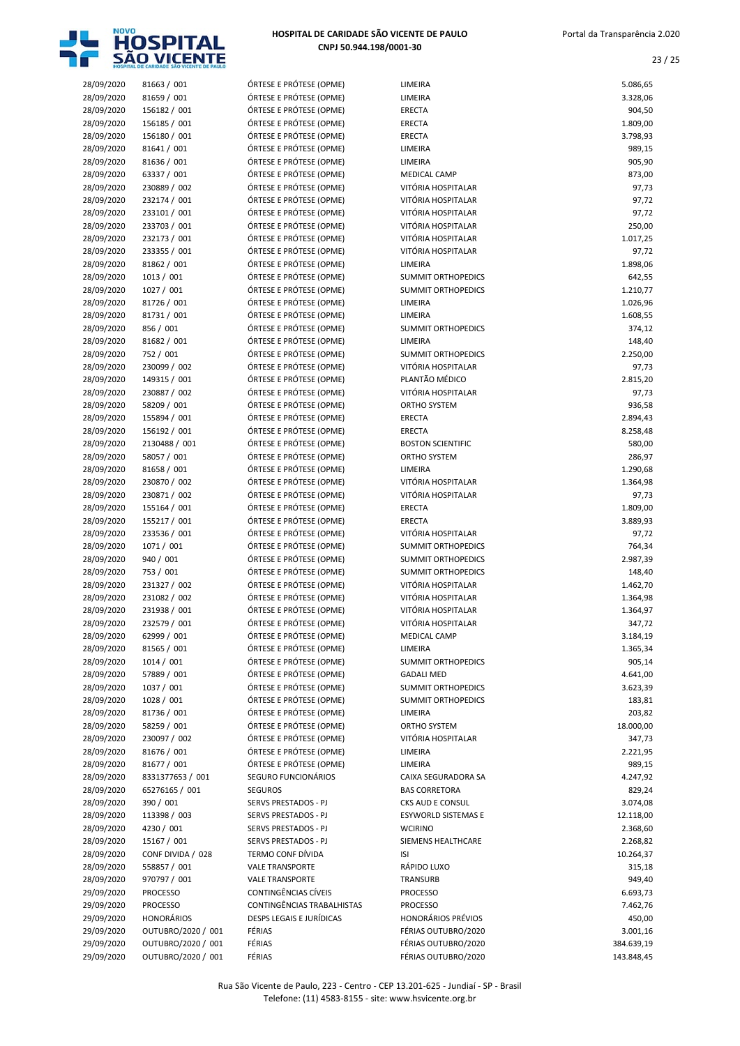| | | | | |
|---|---|---|---|---|
| 28/09/2020 | 81663 / 001 | ÓRTESE E PRÓTESE (OPME) | LIMEIRA | 5.086,65 |
| 28/09/2020 | 81659 / 001 | ÓRTESE E PRÓTESE (OPME) | LIMEIRA | 3.328,06 |
| 28/09/2020 | 156182 / 001 | ÓRTESE E PRÓTESE (OPME) | ERECTA | 904,50 |
| 28/09/2020 | 156185 / 001 | ÓRTESE E PRÓTESE (OPME) | ERECTA | 1.809,00 |
| 28/09/2020 | 156180 / 001 | ÓRTESE E PRÓTESE (OPME) | ERECTA | 3.798,93 |
| 28/09/2020 | 81641 / 001 | ÓRTESE E PRÓTESE (OPME) | LIMEIRA | 989,15 |
| 28/09/2020 | 81636 / 001 | ÓRTESE E PRÓTESE (OPME) | LIMEIRA | 905,90 |
| 28/09/2020 | 63337 / 001 | ÓRTESE E PRÓTESE (OPME) | MEDICAL CAMP | 873,00 |
| 28/09/2020 | 230889 / 002 | ÓRTESE E PRÓTESE (OPME) | VITÓRIA HOSPITALAR | 97,73 |
| 28/09/2020 | 232174 / 001 | ÓRTESE E PRÓTESE (OPME) | VITÓRIA HOSPITALAR | 97,72 |
| 28/09/2020 | 233101 / 001 | ÓRTESE E PRÓTESE (OPME) | VITÓRIA HOSPITALAR | 97,72 |
| 28/09/2020 | 233703 / 001 | ÓRTESE E PRÓTESE (OPME) | VITÓRIA HOSPITALAR | 250,00 |
| 28/09/2020 | 232173 / 001 | ÓRTESE E PRÓTESE (OPME) | VITÓRIA HOSPITALAR | 1.017,25 |
| 28/09/2020 | 233355 / 001 | ÓRTESE E PRÓTESE (OPME) | VITÓRIA HOSPITALAR | 97,72 |
| 28/09/2020 | 81862 / 001 | ÓRTESE E PRÓTESE (OPME) | LIMEIRA | 1.898,06 |
| 28/09/2020 | 1013 / 001 | ÓRTESE E PRÓTESE (OPME) | SUMMIT ORTHOPEDICS | 642,55 |
| 28/09/2020 | 1027 / 001 | ÓRTESE E PRÓTESE (OPME) | SUMMIT ORTHOPEDICS | 1.210,77 |
| 28/09/2020 | 81726 / 001 | ÓRTESE E PRÓTESE (OPME) | LIMEIRA | 1.026,96 |
| 28/09/2020 | 81731 / 001 | ÓRTESE E PRÓTESE (OPME) | LIMEIRA | 1.608,55 |
| 28/09/2020 | 856 / 001 | ÓRTESE E PRÓTESE (OPME) | SUMMIT ORTHOPEDICS | 374,12 |
| 28/09/2020 | 81682 / 001 | ÓRTESE E PRÓTESE (OPME) | LIMEIRA | 148,40 |
| 28/09/2020 | 752 / 001 | ÓRTESE E PRÓTESE (OPME) | SUMMIT ORTHOPEDICS | 2.250,00 |
| 28/09/2020 | 230099 / 002 | ÓRTESE E PRÓTESE (OPME) | VITÓRIA HOSPITALAR | 97,73 |
| 28/09/2020 | 149315 / 001 | ÓRTESE E PRÓTESE (OPME) | PLANTÃO MÉDICO | 2.815,20 |
| 28/09/2020 | 230887 / 002 | ÓRTESE E PRÓTESE (OPME) | VITÓRIA HOSPITALAR | 97,73 |
| 28/09/2020 | 58209 / 001 | ÓRTESE E PRÓTESE (OPME) | ORTHO SYSTEM | 936,58 |
| 28/09/2020 | 155894 / 001 | ÓRTESE E PRÓTESE (OPME) | ERECTA | 2.894,43 |
| 28/09/2020 | 156192 / 001 | ÓRTESE E PRÓTESE (OPME) | ERECTA | 8.258,48 |
| 28/09/2020 | 2130488 / 001 | ÓRTESE E PRÓTESE (OPME) | BOSTON SCIENTIFIC | 580,00 |
| 28/09/2020 | 58057 / 001 | ÓRTESE E PRÓTESE (OPME) | ORTHO SYSTEM | 286,97 |
| 28/09/2020 | 81658 / 001 | ÓRTESE E PRÓTESE (OPME) | LIMEIRA | 1.290,68 |
| 28/09/2020 | 230870 / 002 | ÓRTESE E PRÓTESE (OPME) | VITÓRIA HOSPITALAR | 1.364,98 |
| 28/09/2020 | 230871 / 002 | ÓRTESE E PRÓTESE (OPME) | VITÓRIA HOSPITALAR | 97,73 |
| 28/09/2020 | 155164 / 001 | ÓRTESE E PRÓTESE (OPME) | ERECTA | 1.809,00 |
| 28/09/2020 | 155217 / 001 | ÓRTESE E PRÓTESE (OPME) | ERECTA | 3.889,93 |
| 28/09/2020 | 233536 / 001 | ÓRTESE E PRÓTESE (OPME) | VITÓRIA HOSPITALAR | 97,72 |
| 28/09/2020 | 1071 / 001 | ÓRTESE E PRÓTESE (OPME) | SUMMIT ORTHOPEDICS | 764,34 |
| 28/09/2020 | 940 / 001 | ÓRTESE E PRÓTESE (OPME) | SUMMIT ORTHOPEDICS | 2.987,39 |
| 28/09/2020 | 753 / 001 | ÓRTESE E PRÓTESE (OPME) | SUMMIT ORTHOPEDICS | 148,40 |
| 28/09/2020 | 231327 / 002 | ÓRTESE E PRÓTESE (OPME) | VITÓRIA HOSPITALAR | 1.462,70 |
| 28/09/2020 | 231082 / 002 | ÓRTESE E PRÓTESE (OPME) | VITÓRIA HOSPITALAR | 1.364,98 |
| 28/09/2020 | 231938 / 001 | ÓRTESE E PRÓTESE (OPME) | VITÓRIA HOSPITALAR | 1.364,97 |
| 28/09/2020 | 232579 / 001 | ÓRTESE E PRÓTESE (OPME) | VITÓRIA HOSPITALAR | 347,72 |
| 28/09/2020 | 62999 / 001 | ÓRTESE E PRÓTESE (OPME) | MEDICAL CAMP | 3.184,19 |
| 28/09/2020 | 81565 / 001 | ÓRTESE E PRÓTESE (OPME) | LIMEIRA | 1.365,34 |
| 28/09/2020 | 1014 / 001 | ÓRTESE E PRÓTESE (OPME) | SUMMIT ORTHOPEDICS | 905,14 |
| 28/09/2020 | 57889 / 001 | ÓRTESE E PRÓTESE (OPME) | GADALI MED | 4.641,00 |
| 28/09/2020 | 1037 / 001 | ÓRTESE E PRÓTESE (OPME) | SUMMIT ORTHOPEDICS | 3.623,39 |
| 28/09/2020 | 1028 / 001 | ÓRTESE E PRÓTESE (OPME) | SUMMIT ORTHOPEDICS | 183,81 |
| 28/09/2020 | 81736 / 001 | ÓRTESE E PRÓTESE (OPME) | LIMEIRA | 203,82 |
| 28/09/2020 | 58259 / 001 | ÓRTESE E PRÓTESE (OPME) | ORTHO SYSTEM | 18.000,00 |
| 28/09/2020 | 230097 / 002 | ÓRTESE E PRÓTESE (OPME) | VITÓRIA HOSPITALAR | 347,73 |
| 28/09/2020 | 81676 / 001 | ÓRTESE E PRÓTESE (OPME) | LIMEIRA | 2.221,95 |
| 28/09/2020 | 81677 / 001 | ÓRTESE E PRÓTESE (OPME) | LIMEIRA | 989,15 |
| 28/09/2020 | 8331377653 / 001 | SEGURO FUNCIONÁRIOS | CAIXA SEGURADORA SA | 4.247,92 |
| 28/09/2020 | 65276165 / 001 | SEGUROS | BAS CORRETORA | 829,24 |
| 28/09/2020 | 390 / 001 | SERVS PRESTADOS - PJ | CKS AUD E CONSUL | 3.074,08 |
| 28/09/2020 | 113398 / 003 | SERVS PRESTADOS - PJ | ESYWORLD SISTEMAS E | 12.118,00 |
| 28/09/2020 | 4230 / 001 | SERVS PRESTADOS - PJ | WCIRINO | 2.368,60 |
| 28/09/2020 | 15167 / 001 | SERVS PRESTADOS - PJ | SIEMENS HEALTHCARE | 2.268,82 |
| 28/09/2020 | CONF DIVIDA / 028 | TERMO CONF DÍVIDA | ISI | 10.264,37 |
| 28/09/2020 | 558857 / 001 | VALE TRANSPORTE | RÁPIDO LUXO | 315,18 |
| 28/09/2020 | 970797 / 001 | VALE TRANSPORTE | TRANSURB | 949,40 |
| 29/09/2020 | PROCESSO | CONTINGÊNCIAS CÍVEIS | PROCESSO | 6.693,73 |
| 29/09/2020 | PROCESSO | CONTINGÊNCIAS TRABALHISTAS | PROCESSO | 7.462,76 |
| 29/09/2020 | HONORÁRIOS | DESPS LEGAIS E JURÍDICAS | HONORÁRIOS PRÉVIOS | 450,00 |
| 29/09/2020 | OUTUBRO/2020 / 001 | FÉRIAS | FÉRIAS OUTUBRO/2020 | 3.001,16 |
| 29/09/2020 | OUTUBRO/2020 / 001 | FÉRIAS | FÉRIAS OUTUBRO/2020 | 384.639,19 |
| 29/09/2020 | OUTUBRO/2020 / 001 | FÉRIAS | FÉRIAS OUTUBRO/2020 | 143.848,45 |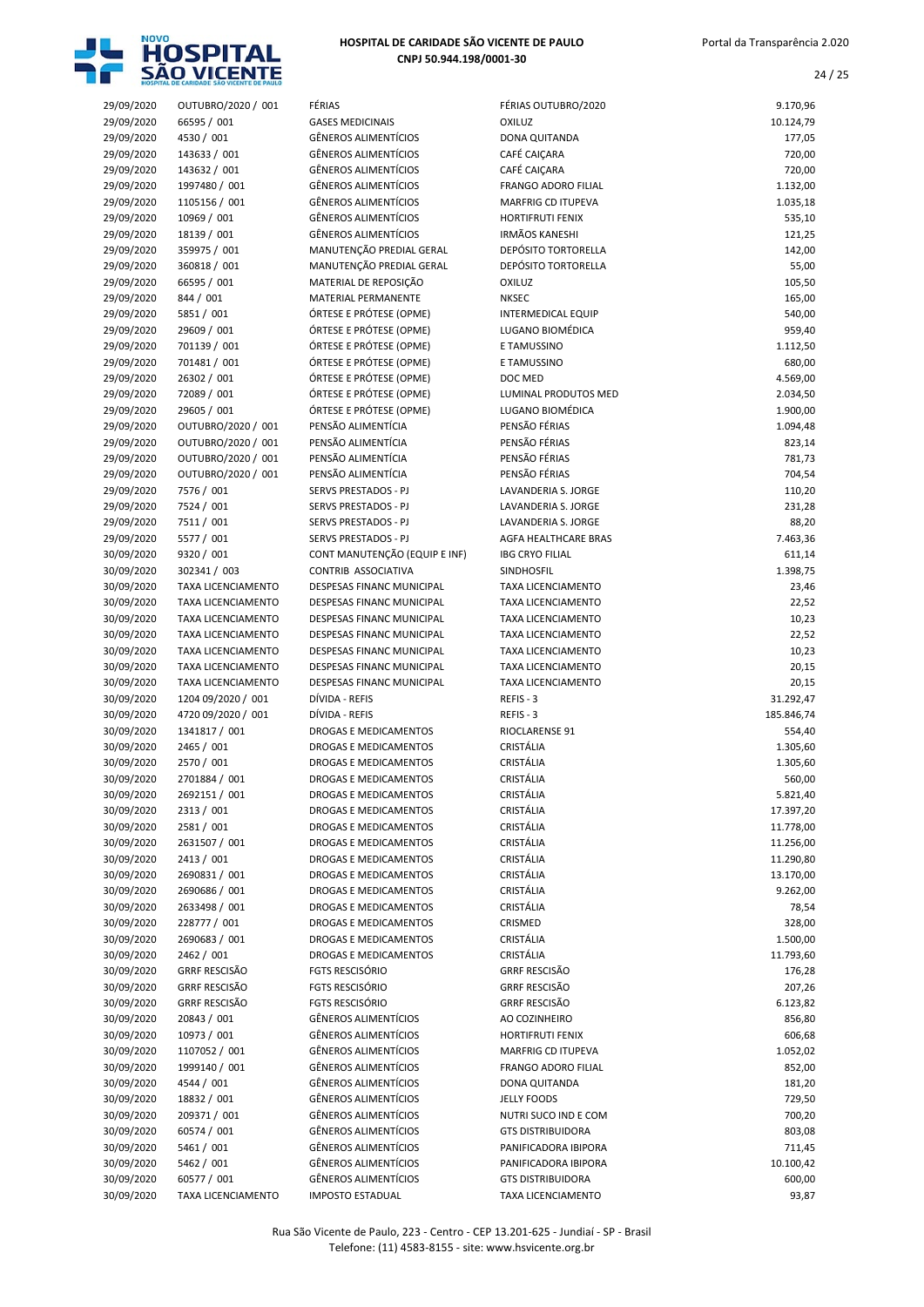| | | | | |
|---|---|---|---|---|
| 29/09/2020 | OUTUBRO/2020 / 001 | FÉRIAS | FÉRIAS OUTUBRO/2020 | 9.170,96 |
| 29/09/2020 | 66595 / 001 | GASES MEDICINAIS | OXILUZ | 10.124,79 |
| 29/09/2020 | 4530 / 001 | GÊNEROS ALIMENTÍCIOS | DONA QUITANDA | 177,05 |
| 29/09/2020 | 143633 / 001 | GÊNEROS ALIMENTÍCIOS | CAFÉ CAIÇARA | 720,00 |
| 29/09/2020 | 143632 / 001 | GÊNEROS ALIMENTÍCIOS | CAFÉ CAIÇARA | 720,00 |
| 29/09/2020 | 1997480 / 001 | GÊNEROS ALIMENTÍCIOS | FRANGO ADORO FILIAL | 1.132,00 |
| 29/09/2020 | 1105156 / 001 | GÊNEROS ALIMENTÍCIOS | MARFRIG CD ITUPEVA | 1.035,18 |
| 29/09/2020 | 10969 / 001 | GÊNEROS ALIMENTÍCIOS | HORTIFRUTI FENIX | 535,10 |
| 29/09/2020 | 18139 / 001 | GÊNEROS ALIMENTÍCIOS | IRMÃOS KANESHI | 121,25 |
| 29/09/2020 | 359975 / 001 | MANUTENÇÃO PREDIAL GERAL | DEPÓSITO TORTORELLA | 142,00 |
| 29/09/2020 | 360818 / 001 | MANUTENÇÃO PREDIAL GERAL | DEPÓSITO TORTORELLA | 55,00 |
| 29/09/2020 | 66595 / 001 | MATERIAL DE REPOSIÇÃO | OXILUZ | 105,50 |
| 29/09/2020 | 844 / 001 | MATERIAL PERMANENTE | NKSEC | 165,00 |
| 29/09/2020 | 5851 / 001 | ÓRTESE E PRÓTESE (OPME) | INTERMEDICAL EQUIP | 540,00 |
| 29/09/2020 | 29609 / 001 | ÓRTESE E PRÓTESE (OPME) | LUGANO BIOMÉDICA | 959,40 |
| 29/09/2020 | 701139 / 001 | ÓRTESE E PRÓTESE (OPME) | E TAMUSSINO | 1.112,50 |
| 29/09/2020 | 701481 / 001 | ÓRTESE E PRÓTESE (OPME) | E TAMUSSINO | 680,00 |
| 29/09/2020 | 26302 / 001 | ÓRTESE E PRÓTESE (OPME) | DOC MED | 4.569,00 |
| 29/09/2020 | 72089 / 001 | ÓRTESE E PRÓTESE (OPME) | LUMINAL PRODUTOS MED | 2.034,50 |
| 29/09/2020 | 29605 / 001 | ÓRTESE E PRÓTESE (OPME) | LUGANO BIOMÉDICA | 1.900,00 |
| 29/09/2020 | OUTUBRO/2020 / 001 | PENSÃO ALIMENTÍCIA | PENSÃO FÉRIAS | 1.094,48 |
| 29/09/2020 | OUTUBRO/2020 / 001 | PENSÃO ALIMENTÍCIA | PENSÃO FÉRIAS | 823,14 |
| 29/09/2020 | OUTUBRO/2020 / 001 | PENSÃO ALIMENTÍCIA | PENSÃO FÉRIAS | 781,73 |
| 29/09/2020 | OUTUBRO/2020 / 001 | PENSÃO ALIMENTÍCIA | PENSÃO FÉRIAS | 704,54 |
| 29/09/2020 | 7576 / 001 | SERVS PRESTADOS - PJ | LAVANDERIA S. JORGE | 110,20 |
| 29/09/2020 | 7524 / 001 | SERVS PRESTADOS - PJ | LAVANDERIA S. JORGE | 231,28 |
| 29/09/2020 | 7511 / 001 | SERVS PRESTADOS - PJ | LAVANDERIA S. JORGE | 88,20 |
| 29/09/2020 | 5577 / 001 | SERVS PRESTADOS - PJ | AGFA HEALTHCARE BRAS | 7.463,36 |
| 30/09/2020 | 9320 / 001 | CONT MANUTENÇÃO (EQUIP E INF) | IBG CRYO FILIAL | 611,14 |
| 30/09/2020 | 302341 / 003 | CONTRIB ASSOCIATIVA | SINDHOSFIL | 1.398,75 |
| 30/09/2020 | TAXA LICENCIAMENTO | DESPESAS FINANC MUNICIPAL | TAXA LICENCIAMENTO | 23,46 |
| 30/09/2020 | TAXA LICENCIAMENTO | DESPESAS FINANC MUNICIPAL | TAXA LICENCIAMENTO | 22,52 |
| 30/09/2020 | TAXA LICENCIAMENTO | DESPESAS FINANC MUNICIPAL | TAXA LICENCIAMENTO | 10,23 |
| 30/09/2020 | TAXA LICENCIAMENTO | DESPESAS FINANC MUNICIPAL | TAXA LICENCIAMENTO | 22,52 |
| 30/09/2020 | TAXA LICENCIAMENTO | DESPESAS FINANC MUNICIPAL | TAXA LICENCIAMENTO | 10,23 |
| 30/09/2020 | TAXA LICENCIAMENTO | DESPESAS FINANC MUNICIPAL | TAXA LICENCIAMENTO | 20,15 |
| 30/09/2020 | TAXA LICENCIAMENTO | DESPESAS FINANC MUNICIPAL | TAXA LICENCIAMENTO | 20,15 |
| 30/09/2020 | 1204 09/2020 / 001 | DÍVIDA - REFIS | REFIS - 3 | 31.292,47 |
| 30/09/2020 | 4720 09/2020 / 001 | DÍVIDA - REFIS | REFIS - 3 | 185.846,74 |
| 30/09/2020 | 1341817 / 001 | DROGAS E MEDICAMENTOS | RIOCLARENSE 91 | 554,40 |
| 30/09/2020 | 2465 / 001 | DROGAS E MEDICAMENTOS | CRISTÁLIA | 1.305,60 |
| 30/09/2020 | 2570 / 001 | DROGAS E MEDICAMENTOS | CRISTÁLIA | 1.305,60 |
| 30/09/2020 | 2701884 / 001 | DROGAS E MEDICAMENTOS | CRISTÁLIA | 560,00 |
| 30/09/2020 | 2692151 / 001 | DROGAS E MEDICAMENTOS | CRISTÁLIA | 5.821,40 |
| 30/09/2020 | 2313 / 001 | DROGAS E MEDICAMENTOS | CRISTÁLIA | 17.397,20 |
| 30/09/2020 | 2581 / 001 | DROGAS E MEDICAMENTOS | CRISTÁLIA | 11.778,00 |
| 30/09/2020 | 2631507 / 001 | DROGAS E MEDICAMENTOS | CRISTÁLIA | 11.256,00 |
| 30/09/2020 | 2413 / 001 | DROGAS E MEDICAMENTOS | CRISTÁLIA | 11.290,80 |
| 30/09/2020 | 2690831 / 001 | DROGAS E MEDICAMENTOS | CRISTÁLIA | 13.170,00 |
| 30/09/2020 | 2690686 / 001 | DROGAS E MEDICAMENTOS | CRISTÁLIA | 9.262,00 |
| 30/09/2020 | 2633498 / 001 | DROGAS E MEDICAMENTOS | CRISTÁLIA | 78,54 |
| 30/09/2020 | 228777 / 001 | DROGAS E MEDICAMENTOS | CRISMED | 328,00 |
| 30/09/2020 | 2690683 / 001 | DROGAS E MEDICAMENTOS | CRISTÁLIA | 1.500,00 |
| 30/09/2020 | 2462 / 001 | DROGAS E MEDICAMENTOS | CRISTÁLIA | 11.793,60 |
| 30/09/2020 | GRRF RESCISÃO | FGTS RESCISÓRIO | GRRF RESCISÃO | 176,28 |
| 30/09/2020 | GRRF RESCISÃO | FGTS RESCISÓRIO | GRRF RESCISÃO | 207,26 |
| 30/09/2020 | GRRF RESCISÃO | FGTS RESCISÓRIO | GRRF RESCISÃO | 6.123,82 |
| 30/09/2020 | 20843 / 001 | GÊNEROS ALIMENTÍCIOS | AO COZINHEIRO | 856,80 |
| 30/09/2020 | 10973 / 001 | GÊNEROS ALIMENTÍCIOS | HORTIFRUTI FENIX | 606,68 |
| 30/09/2020 | 1107052 / 001 | GÊNEROS ALIMENTÍCIOS | MARFRIG CD ITUPEVA | 1.052,02 |
| 30/09/2020 | 1999140 / 001 | GÊNEROS ALIMENTÍCIOS | FRANGO ADORO FILIAL | 852,00 |
| 30/09/2020 | 4544 / 001 | GÊNEROS ALIMENTÍCIOS | DONA QUITANDA | 181,20 |
| 30/09/2020 | 18832 / 001 | GÊNEROS ALIMENTÍCIOS | JELLY FOODS | 729,50 |
| 30/09/2020 | 209371 / 001 | GÊNEROS ALIMENTÍCIOS | NUTRI SUCO IND E COM | 700,20 |
| 30/09/2020 | 60574 / 001 | GÊNEROS ALIMENTÍCIOS | GTS DISTRIBUIDORA | 803,08 |
| 30/09/2020 | 5461 / 001 | GÊNEROS ALIMENTÍCIOS | PANIFICADORA IBIPORA | 711,45 |
| 30/09/2020 | 5462 / 001 | GÊNEROS ALIMENTÍCIOS | PANIFICADORA IBIPORA | 10.100,42 |
| 30/09/2020 | 60577 / 001 | GÊNEROS ALIMENTÍCIOS | GTS DISTRIBUIDORA | 600,00 |
| 30/09/2020 | TAXA LICENCIAMENTO | IMPOSTO ESTADUAL | TAXA LICENCIAMENTO | 93,87 |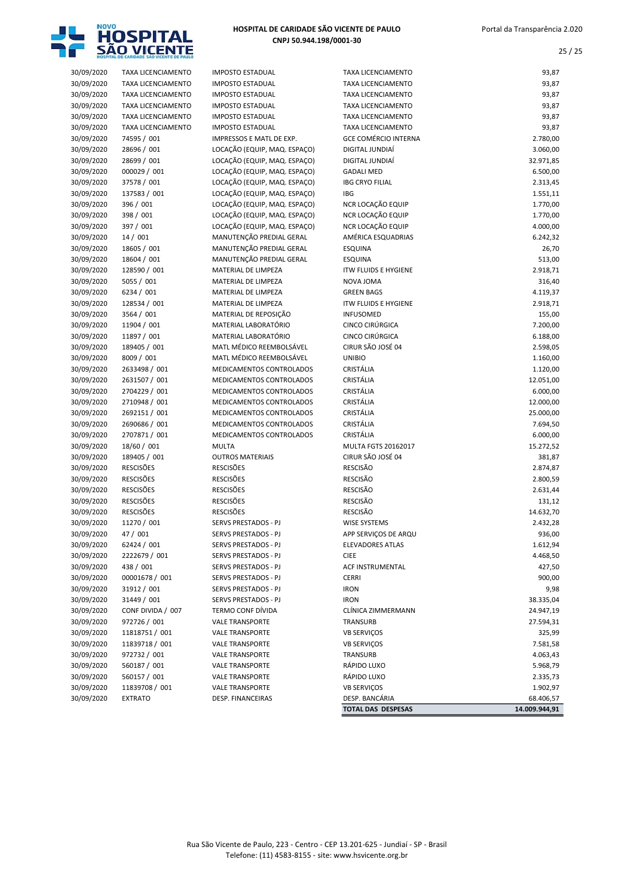| | | | | |
|---|---|---|---|---|
| 30/09/2020 | TAXA LICENCIAMENTO | IMPOSTO ESTADUAL | TAXA LICENCIAMENTO | 93,87 |
| 30/09/2020 | TAXA LICENCIAMENTO | IMPOSTO ESTADUAL | TAXA LICENCIAMENTO | 93,87 |
| 30/09/2020 | TAXA LICENCIAMENTO | IMPOSTO ESTADUAL | TAXA LICENCIAMENTO | 93,87 |
| 30/09/2020 | TAXA LICENCIAMENTO | IMPOSTO ESTADUAL | TAXA LICENCIAMENTO | 93,87 |
| 30/09/2020 | TAXA LICENCIAMENTO | IMPOSTO ESTADUAL | TAXA LICENCIAMENTO | 93,87 |
| 30/09/2020 | TAXA LICENCIAMENTO | IMPOSTO ESTADUAL | TAXA LICENCIAMENTO | 93,87 |
| 30/09/2020 | 74595 / 001 | IMPRESSOS E MATL DE EXP. | GCE COMÉRCIO INTERNA | 2.780,00 |
| 30/09/2020 | 28696 / 001 | LOCAÇÃO (EQUIP, MAQ. ESPAÇO) | DIGITAL JUNDIAÍ | 3.060,00 |
| 30/09/2020 | 28699 / 001 | LOCAÇÃO (EQUIP, MAQ. ESPAÇO) | DIGITAL JUNDIAÍ | 32.971,85 |
| 30/09/2020 | 000029 / 001 | LOCAÇÃO (EQUIP, MAQ. ESPAÇO) | GADALI MED | 6.500,00 |
| 30/09/2020 | 37578 / 001 | LOCAÇÃO (EQUIP, MAQ. ESPAÇO) | IBG CRYO FILIAL | 2.313,45 |
| 30/09/2020 | 137583 / 001 | LOCAÇÃO (EQUIP, MAQ. ESPAÇO) | IBG | 1.551,11 |
| 30/09/2020 | 396 / 001 | LOCAÇÃO (EQUIP, MAQ. ESPAÇO) | NCR LOCAÇÃO EQUIP | 1.770,00 |
| 30/09/2020 | 398 / 001 | LOCAÇÃO (EQUIP, MAQ. ESPAÇO) | NCR LOCAÇÃO EQUIP | 1.770,00 |
| 30/09/2020 | 397 / 001 | LOCAÇÃO (EQUIP, MAQ. ESPAÇO) | NCR LOCAÇÃO EQUIP | 4.000,00 |
| 30/09/2020 | 14 / 001 | MANUTENÇÃO PREDIAL GERAL | AMÉRICA ESQUADRIAS | 6.242,32 |
| 30/09/2020 | 18605 / 001 | MANUTENÇÃO PREDIAL GERAL | ESQUINA | 26,70 |
| 30/09/2020 | 18604 / 001 | MANUTENÇÃO PREDIAL GERAL | ESQUINA | 513,00 |
| 30/09/2020 | 128590 / 001 | MATERIAL DE LIMPEZA | ITW FLUIDS E HYGIENE | 2.918,71 |
| 30/09/2020 | 5055 / 001 | MATERIAL DE LIMPEZA | NOVA JOMA | 316,40 |
| 30/09/2020 | 6234 / 001 | MATERIAL DE LIMPEZA | GREEN BAGS | 4.119,37 |
| 30/09/2020 | 128534 / 001 | MATERIAL DE LIMPEZA | ITW FLUIDS E HYGIENE | 2.918,71 |
| 30/09/2020 | 3564 / 001 | MATERIAL DE REPOSIÇÃO | INFUSOMED | 155,00 |
| 30/09/2020 | 11904 / 001 | MATERIAL LABORATÓRIO | CINCO CIRÚRGICA | 7.200,00 |
| 30/09/2020 | 11897 / 001 | MATERIAL LABORATÓRIO | CINCO CIRÚRGICA | 6.188,00 |
| 30/09/2020 | 189405 / 001 | MATL MÉDICO REEMBOLSÁVEL | CIRUR SÃO JOSÉ 04 | 2.598,05 |
| 30/09/2020 | 8009 / 001 | MATL MÉDICO REEMBOLSÁVEL | UNIBIO | 1.160,00 |
| 30/09/2020 | 2633498 / 001 | MEDICAMENTOS CONTROLADOS | CRISTÁLIA | 1.120,00 |
| 30/09/2020 | 2631507 / 001 | MEDICAMENTOS CONTROLADOS | CRISTÁLIA | 12.051,00 |
| 30/09/2020 | 2704229 / 001 | MEDICAMENTOS CONTROLADOS | CRISTÁLIA | 6.000,00 |
| 30/09/2020 | 2710948 / 001 | MEDICAMENTOS CONTROLADOS | CRISTÁLIA | 12.000,00 |
| 30/09/2020 | 2692151 / 001 | MEDICAMENTOS CONTROLADOS | CRISTÁLIA | 25.000,00 |
| 30/09/2020 | 2690686 / 001 | MEDICAMENTOS CONTROLADOS | CRISTÁLIA | 7.694,50 |
| 30/09/2020 | 2707871 / 001 | MEDICAMENTOS CONTROLADOS | CRISTÁLIA | 6.000,00 |
| 30/09/2020 | 18/60 / 001 | MULTA | MULTA FGTS 20162017 | 15.272,52 |
| 30/09/2020 | 189405 / 001 | OUTROS MATERIAIS | CIRUR SÃO JOSÉ 04 | 381,87 |
| 30/09/2020 | RESCISÕES | RESCISÕES | RESCISÃO | 2.874,87 |
| 30/09/2020 | RESCISÕES | RESCISÕES | RESCISÃO | 2.800,59 |
| 30/09/2020 | RESCISÕES | RESCISÕES | RESCISÃO | 2.631,44 |
| 30/09/2020 | RESCISÕES | RESCISÕES | RESCISÃO | 131,12 |
| 30/09/2020 | RESCISÕES | RESCISÕES | RESCISÃO | 14.632,70 |
| 30/09/2020 | 11270 / 001 | SERVS PRESTADOS - PJ | WISE SYSTEMS | 2.432,28 |
| 30/09/2020 | 47 / 001 | SERVS PRESTADOS - PJ | APP SERVIÇOS DE ARQU | 936,00 |
| 30/09/2020 | 62424 / 001 | SERVS PRESTADOS - PJ | ELEVADORES ATLAS | 1.612,94 |
| 30/09/2020 | 2222679 / 001 | SERVS PRESTADOS - PJ | CIEE | 4.468,50 |
| 30/09/2020 | 438 / 001 | SERVS PRESTADOS - PJ | ACF INSTRUMENTAL | 427,50 |
| 30/09/2020 | 00001678 / 001 | SERVS PRESTADOS - PJ | CERRI | 900,00 |
| 30/09/2020 | 31912 / 001 | SERVS PRESTADOS - PJ | IRON | 9,98 |
| 30/09/2020 | 31449 / 001 | SERVS PRESTADOS - PJ | IRON | 38.335,04 |
| 30/09/2020 | CONF DIVIDA / 007 | TERMO CONF DÍVIDA | CLÍNICA ZIMMERMANN | 24.947,19 |
| 30/09/2020 | 972726 / 001 | VALE TRANSPORTE | TRANSURB | 27.594,31 |
| 30/09/2020 | 11818751 / 001 | VALE TRANSPORTE | VB SERVIÇOS | 325,99 |
| 30/09/2020 | 11839718 / 001 | VALE TRANSPORTE | VB SERVIÇOS | 7.581,58 |
| 30/09/2020 | 972732 / 001 | VALE TRANSPORTE | TRANSURB | 4.063,43 |
| 30/09/2020 | 560187 / 001 | VALE TRANSPORTE | RÁPIDO LUXO | 5.968,79 |
| 30/09/2020 | 560157 / 001 | VALE TRANSPORTE | RÁPIDO LUXO | 2.335,73 |
| 30/09/2020 | 11839708 / 001 | VALE TRANSPORTE | VB SERVIÇOS | 1.902,97 |
| 30/09/2020 | EXTRATO | DESP. FINANCEIRAS | DESP. BANCÁRIA | 68.406,57 |
| | | | **TOTAL DAS DESPESAS** | **14.009.944,91** |

Rua São Vicente de Paulo, 223 - Centro - CEP 13.201-625 - Jundiaí - SP - Brasil
Telefone: (11) 4583-8155 - site: www.hsvicente.org.br